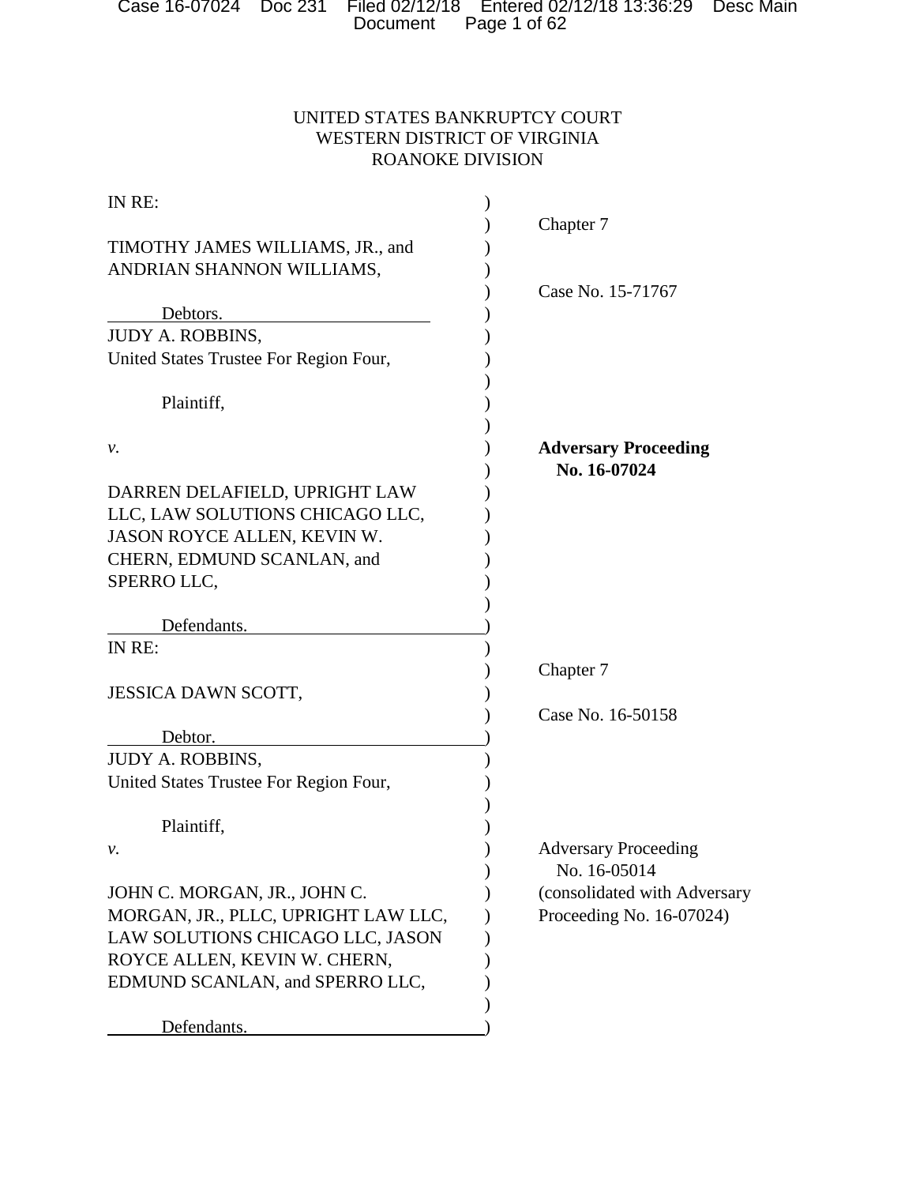UNITED STATES BANKRUPTCY COURT
WESTERN DISTRICT OF VIRGINIA
ROANOKE DIVISION

| | |
|---|---|
| IN RE:<br><br>TIMOTHY JAMES WILLIAMS, JR., and<br>ANDRIAN SHANNON WILLIAMS,<br><br>Debtors. | Chapter 7<br><br>Case No. 15-71767 |
| JUDY A. ROBBINS,<br>United States Trustee For Region Four,<br><br>Plaintiff,<br><br>*v.*<br><br>DARREN DELAFIELD, UPRIGHT LAW LLC, LAW SOLUTIONS CHICAGO LLC, JASON ROYCE ALLEN, KEVIN W. CHERN, EDMUND SCANLAN, and SPERRO LLC,<br><br>Defendants. | **Adversary Proceeding No. 16-07024** |
| IN RE:<br><br>JESSICA DAWN SCOTT,<br><br>Debtor. | Chapter 7<br><br>Case No. 16-50158 |
| JUDY A. ROBBINS,<br>United States Trustee For Region Four,<br><br>Plaintiff,<br>*v.*<br><br>JOHN C. MORGAN, JR., JOHN C. MORGAN, JR., PLLC, UPRIGHT LAW LLC, LAW SOLUTIONS CHICAGO LLC, JASON ROYCE ALLEN, KEVIN W. CHERN, EDMUND SCANLAN, and SPERRO LLC,<br><br>Defendants. | Adversary Proceeding No. 16-05014<br>(consolidated with Adversary Proceeding No. 16-07024) |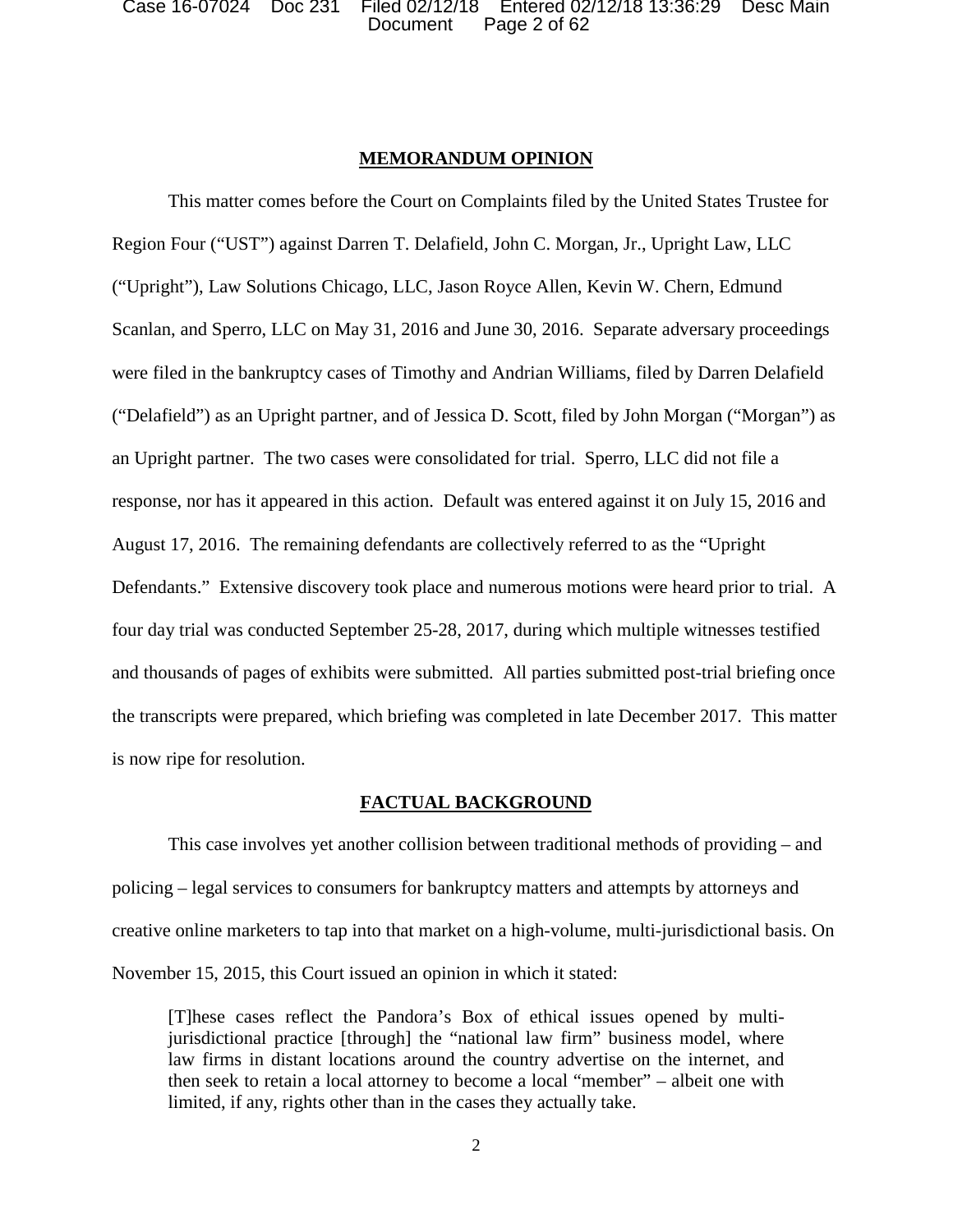## MEMORANDUM OPINION

This matter comes before the Court on Complaints filed by the United States Trustee for Region Four ("UST") against Darren T. Delafield, John C. Morgan, Jr., Upright Law, LLC ("Upright"), Law Solutions Chicago, LLC, Jason Royce Allen, Kevin W. Chern, Edmund Scanlan, and Sperro, LLC on May 31, 2016 and June 30, 2016. Separate adversary proceedings were filed in the bankruptcy cases of Timothy and Andrian Williams, filed by Darren Delafield ("Delafield") as an Upright partner, and of Jessica D. Scott, filed by John Morgan ("Morgan") as an Upright partner. The two cases were consolidated for trial. Sperro, LLC did not file a response, nor has it appeared in this action. Default was entered against it on July 15, 2016 and August 17, 2016. The remaining defendants are collectively referred to as the "Upright Defendants." Extensive discovery took place and numerous motions were heard prior to trial. A four day trial was conducted September 25-28, 2017, during which multiple witnesses testified and thousands of pages of exhibits were submitted. All parties submitted post-trial briefing once the transcripts were prepared, which briefing was completed in late December 2017. This matter is now ripe for resolution.

## FACTUAL BACKGROUND

This case involves yet another collision between traditional methods of providing – and policing – legal services to consumers for bankruptcy matters and attempts by attorneys and creative online marketers to tap into that market on a high-volume, multi-jurisdictional basis. On November 15, 2015, this Court issued an opinion in which it stated:

> [T]hese cases reflect the Pandora's Box of ethical issues opened by multi-jurisdictional practice [through] the "national law firm" business model, where law firms in distant locations around the country advertise on the internet, and then seek to retain a local attorney to become a local "member" – albeit one with limited, if any, rights other than in the cases they actually take.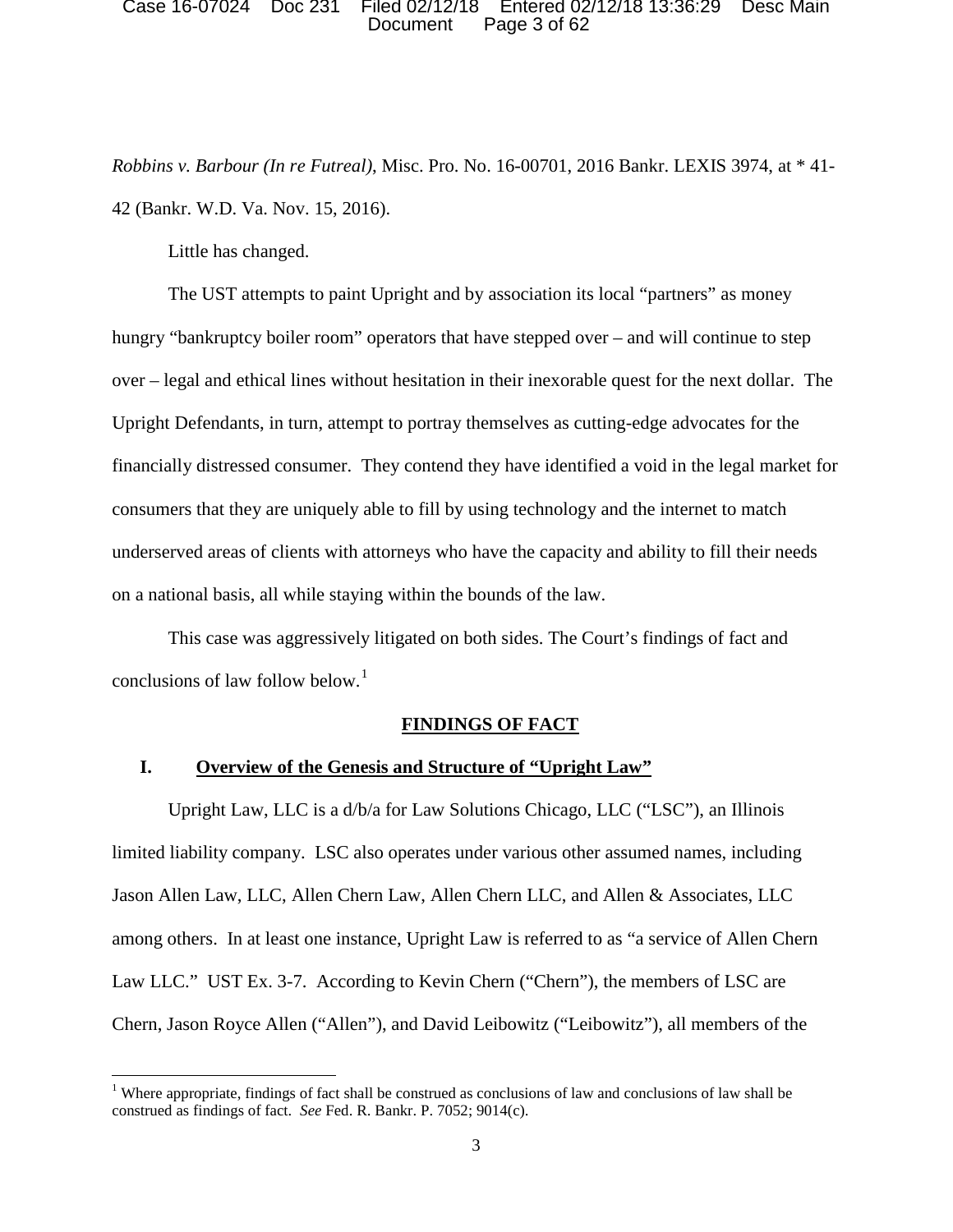*Robbins v. Barbour (In re Futreal)*, Misc. Pro. No. 16-00701, 2016 Bankr. LEXIS 3974, at * 41-42 (Bankr. W.D. Va. Nov. 15, 2016).

Little has changed.

The UST attempts to paint Upright and by association its local "partners" as money hungry "bankruptcy boiler room" operators that have stepped over – and will continue to step over – legal and ethical lines without hesitation in their inexorable quest for the next dollar. The Upright Defendants, in turn, attempt to portray themselves as cutting-edge advocates for the financially distressed consumer. They contend they have identified a void in the legal market for consumers that they are uniquely able to fill by using technology and the internet to match underserved areas of clients with attorneys who have the capacity and ability to fill their needs on a national basis, all while staying within the bounds of the law.

This case was aggressively litigated on both sides. The Court's findings of fact and conclusions of law follow below.[1]

## FINDINGS OF FACT

### I. Overview of the Genesis and Structure of "Upright Law"

Upright Law, LLC is a d/b/a for Law Solutions Chicago, LLC ("LSC"), an Illinois limited liability company. LSC also operates under various other assumed names, including Jason Allen Law, LLC, Allen Chern Law, Allen Chern LLC, and Allen & Associates, LLC among others. In at least one instance, Upright Law is referred to as "a service of Allen Chern Law LLC." UST Ex. 3-7. According to Kevin Chern ("Chern"), the members of LSC are Chern, Jason Royce Allen ("Allen"), and David Leibowitz ("Leibowitz"), all members of the

[1] Where appropriate, findings of fact shall be construed as conclusions of law and conclusions of law shall be construed as findings of fact. *See* Fed. R. Bankr. P. 7052; 9014(c).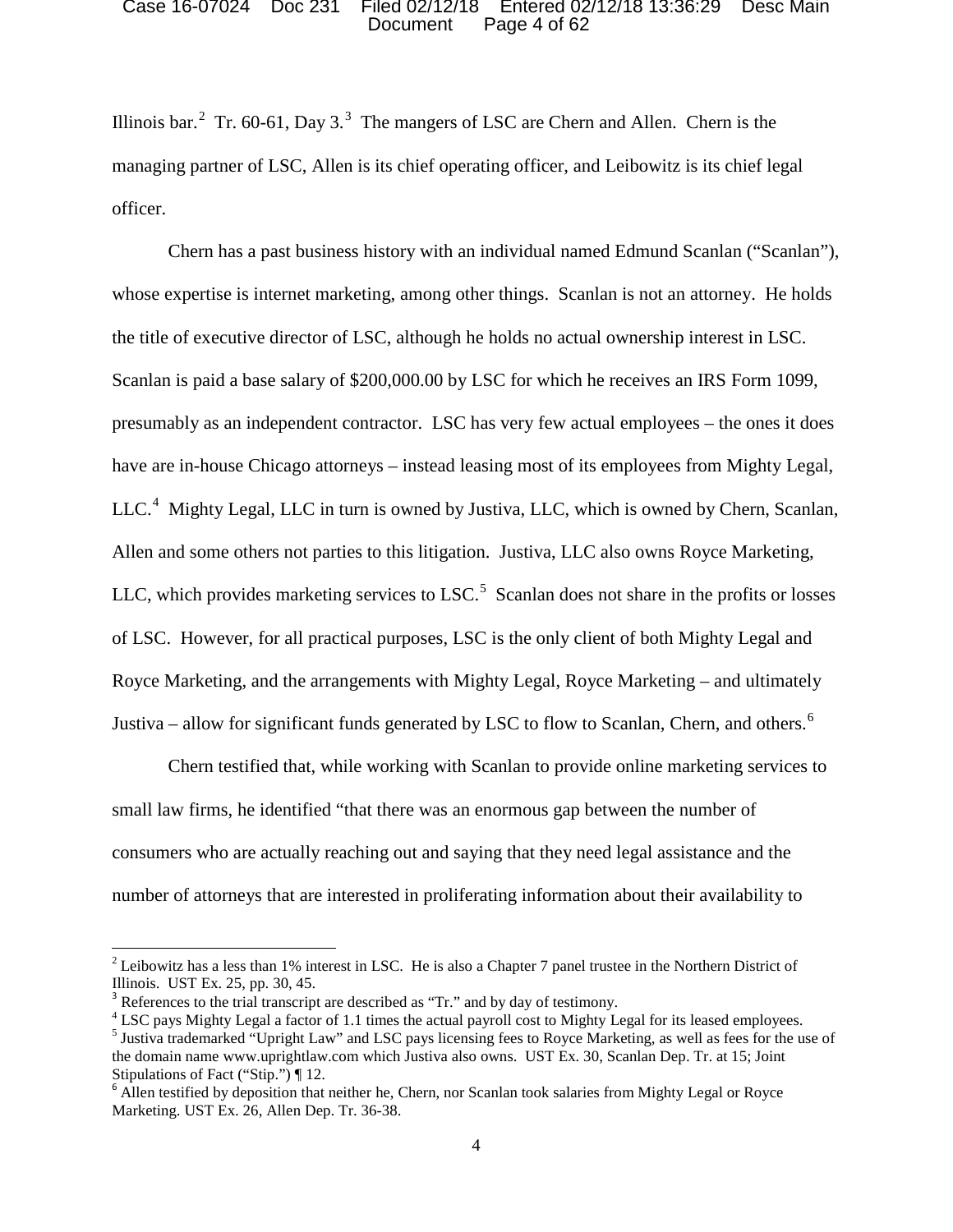Illinois bar.[2] Tr. 60-61, Day 3.[3] The mangers of LSC are Chern and Allen. Chern is the managing partner of LSC, Allen is its chief operating officer, and Leibowitz is its chief legal officer.

Chern has a past business history with an individual named Edmund Scanlan ("Scanlan"), whose expertise is internet marketing, among other things. Scanlan is not an attorney. He holds the title of executive director of LSC, although he holds no actual ownership interest in LSC. Scanlan is paid a base salary of $200,000.00 by LSC for which he receives an IRS Form 1099, presumably as an independent contractor. LSC has very few actual employees – the ones it does have are in-house Chicago attorneys – instead leasing most of its employees from Mighty Legal, LLC.[4] Mighty Legal, LLC in turn is owned by Justiva, LLC, which is owned by Chern, Scanlan, Allen and some others not parties to this litigation. Justiva, LLC also owns Royce Marketing, LLC, which provides marketing services to LSC.[5] Scanlan does not share in the profits or losses of LSC. However, for all practical purposes, LSC is the only client of both Mighty Legal and Royce Marketing, and the arrangements with Mighty Legal, Royce Marketing – and ultimately Justiva – allow for significant funds generated by LSC to flow to Scanlan, Chern, and others.[6]

Chern testified that, while working with Scanlan to provide online marketing services to small law firms, he identified "that there was an enormous gap between the number of consumers who are actually reaching out and saying that they need legal assistance and the number of attorneys that are interested in proliferating information about their availability to

---

[2] Leibowitz has a less than 1% interest in LSC. He is also a Chapter 7 panel trustee in the Northern District of Illinois. UST Ex. 25, pp. 30, 45.

[3] References to the trial transcript are described as "Tr." and by day of testimony.

[4] LSC pays Mighty Legal a factor of 1.1 times the actual payroll cost to Mighty Legal for its leased employees.

[5] Justiva trademarked "Upright Law" and LSC pays licensing fees to Royce Marketing, as well as fees for the use of the domain name www.uprightlaw.com which Justiva also owns. UST Ex. 30, Scanlan Dep. Tr. at 15; Joint Stipulations of Fact ("Stip.") ¶ 12.

[6] Allen testified by deposition that neither he, Chern, nor Scanlan took salaries from Mighty Legal or Royce Marketing. UST Ex. 26, Allen Dep. Tr. 36-38.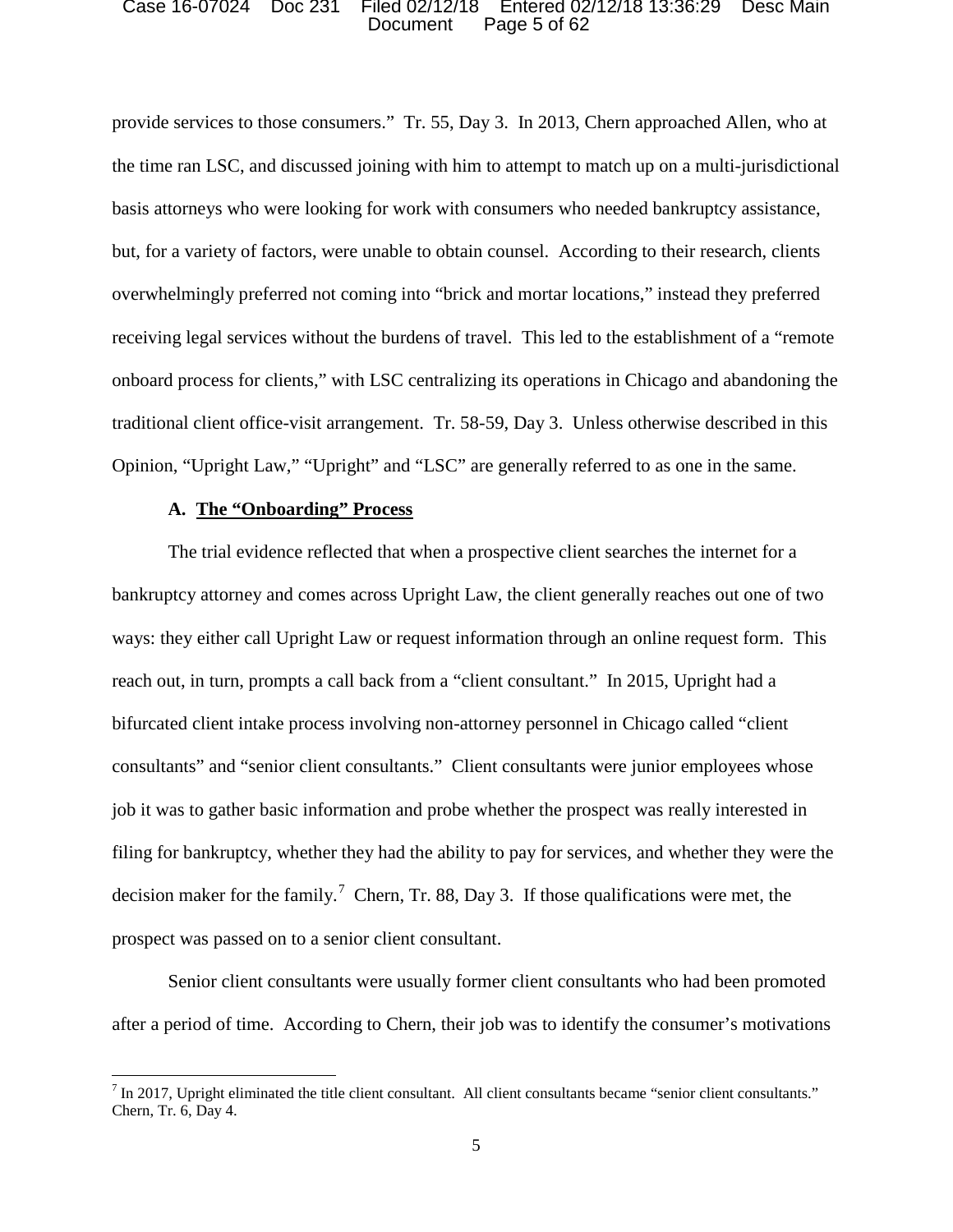provide services to those consumers." Tr. 55, Day 3. In 2013, Chern approached Allen, who at the time ran LSC, and discussed joining with him to attempt to match up on a multi-jurisdictional basis attorneys who were looking for work with consumers who needed bankruptcy assistance, but, for a variety of factors, were unable to obtain counsel. According to their research, clients overwhelmingly preferred not coming into "brick and mortar locations," instead they preferred receiving legal services without the burdens of travel. This led to the establishment of a "remote onboard process for clients," with LSC centralizing its operations in Chicago and abandoning the traditional client office-visit arrangement. Tr. 58-59, Day 3. Unless otherwise described in this Opinion, "Upright Law," "Upright" and "LSC" are generally referred to as one in the same.

### A. <u>The "Onboarding" Process</u>

The trial evidence reflected that when a prospective client searches the internet for a bankruptcy attorney and comes across Upright Law, the client generally reaches out one of two ways: they either call Upright Law or request information through an online request form. This reach out, in turn, prompts a call back from a "client consultant." In 2015, Upright had a bifurcated client intake process involving non-attorney personnel in Chicago called "client consultants" and "senior client consultants." Client consultants were junior employees whose job it was to gather basic information and probe whether the prospect was really interested in filing for bankruptcy, whether they had the ability to pay for services, and whether they were the decision maker for the family.[7] Chern, Tr. 88, Day 3. If those qualifications were met, the prospect was passed on to a senior client consultant.

Senior client consultants were usually former client consultants who had been promoted after a period of time. According to Chern, their job was to identify the consumer's motivations

---

[7] In 2017, Upright eliminated the title client consultant. All client consultants became "senior client consultants." Chern, Tr. 6, Day 4.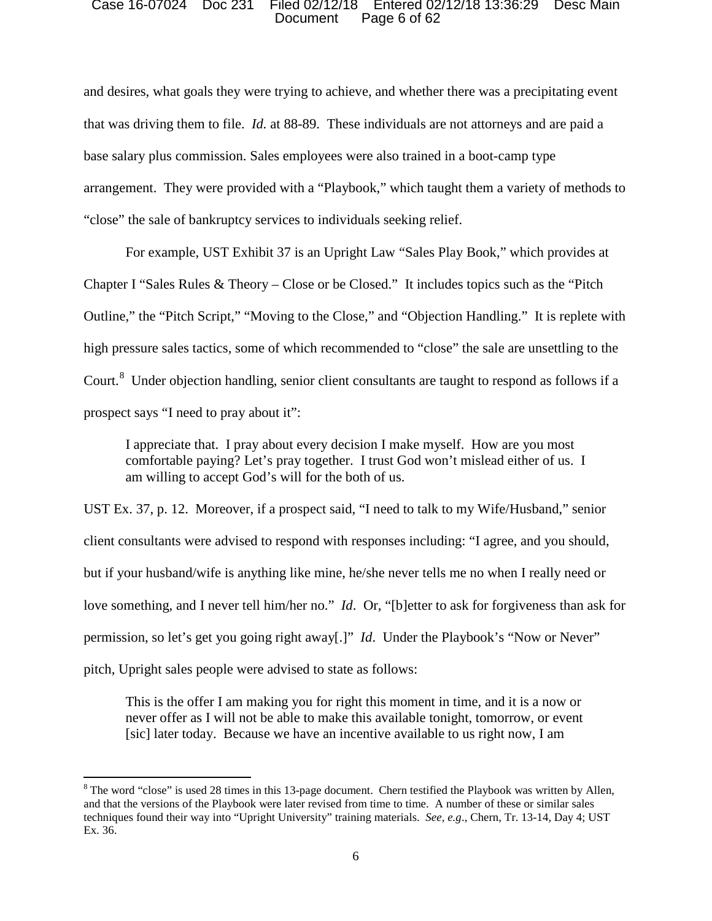and desires, what goals they were trying to achieve, and whether there was a precipitating event that was driving them to file. *Id.* at 88-89. These individuals are not attorneys and are paid a base salary plus commission. Sales employees were also trained in a boot-camp type arrangement. They were provided with a "Playbook," which taught them a variety of methods to "close" the sale of bankruptcy services to individuals seeking relief.

For example, UST Exhibit 37 is an Upright Law "Sales Play Book," which provides at Chapter I "Sales Rules & Theory – Close or be Closed." It includes topics such as the "Pitch Outline," the "Pitch Script," "Moving to the Close," and "Objection Handling." It is replete with high pressure sales tactics, some of which recommended to "close" the sale are unsettling to the Court.[8] Under objection handling, senior client consultants are taught to respond as follows if a prospect says "I need to pray about it":

> I appreciate that. I pray about every decision I make myself. How are you most comfortable paying? Let's pray together. I trust God won't mislead either of us. I am willing to accept God's will for the both of us.

UST Ex. 37, p. 12. Moreover, if a prospect said, "I need to talk to my Wife/Husband," senior client consultants were advised to respond with responses including: "I agree, and you should, but if your husband/wife is anything like mine, he/she never tells me no when I really need or love something, and I never tell him/her no." *Id*. Or, "[b]etter to ask for forgiveness than ask for permission, so let's get you going right away[.]" *Id*. Under the Playbook's "Now or Never" pitch, Upright sales people were advised to state as follows:

> This is the offer I am making you for right this moment in time, and it is a now or never offer as I will not be able to make this available tonight, tomorrow, or event [sic] later today. Because we have an incentive available to us right now, I am

---

[8] The word "close" is used 28 times in this 13-page document. Chern testified the Playbook was written by Allen, and that the versions of the Playbook were later revised from time to time. A number of these or similar sales techniques found their way into "Upright University" training materials. *See, e.g*., Chern, Tr. 13-14, Day 4; UST Ex. 36.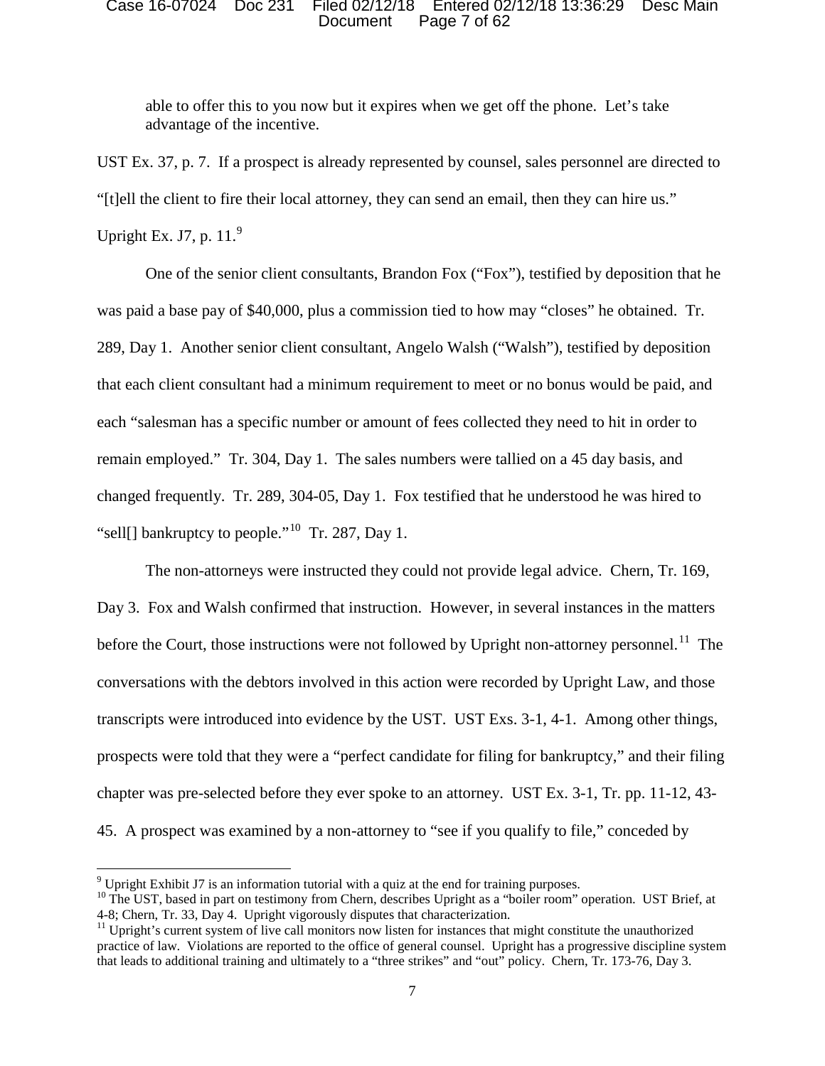> able to offer this to you now but it expires when we get off the phone. Let's take advantage of the incentive.

UST Ex. 37, p. 7. If a prospect is already represented by counsel, sales personnel are directed to "[t]ell the client to fire their local attorney, they can send an email, then they can hire us." Upright Ex. J7, p. 11.[9]

One of the senior client consultants, Brandon Fox ("Fox"), testified by deposition that he was paid a base pay of $40,000, plus a commission tied to how may "closes" he obtained. Tr. 289, Day 1. Another senior client consultant, Angelo Walsh ("Walsh"), testified by deposition that each client consultant had a minimum requirement to meet or no bonus would be paid, and each "salesman has a specific number or amount of fees collected they need to hit in order to remain employed." Tr. 304, Day 1. The sales numbers were tallied on a 45 day basis, and changed frequently. Tr. 289, 304-05, Day 1. Fox testified that he understood he was hired to "sell[] bankruptcy to people."[10] Tr. 287, Day 1.

The non-attorneys were instructed they could not provide legal advice. Chern, Tr. 169, Day 3. Fox and Walsh confirmed that instruction. However, in several instances in the matters before the Court, those instructions were not followed by Upright non-attorney personnel.[11] The conversations with the debtors involved in this action were recorded by Upright Law, and those transcripts were introduced into evidence by the UST. UST Exs. 3-1, 4-1. Among other things, prospects were told that they were a "perfect candidate for filing for bankruptcy," and their filing chapter was pre-selected before they ever spoke to an attorney. UST Ex. 3-1, Tr. pp. 11-12, 43-45. A prospect was examined by a non-attorney to "see if you qualify to file," conceded by

---

[9] Upright Exhibit J7 is an information tutorial with a quiz at the end for training purposes.

[10] The UST, based in part on testimony from Chern, describes Upright as a "boiler room" operation. UST Brief, at 4-8; Chern, Tr. 33, Day 4. Upright vigorously disputes that characterization.

[11] Upright's current system of live call monitors now listen for instances that might constitute the unauthorized practice of law. Violations are reported to the office of general counsel. Upright has a progressive discipline system that leads to additional training and ultimately to a "three strikes" and "out" policy. Chern, Tr. 173-76, Day 3.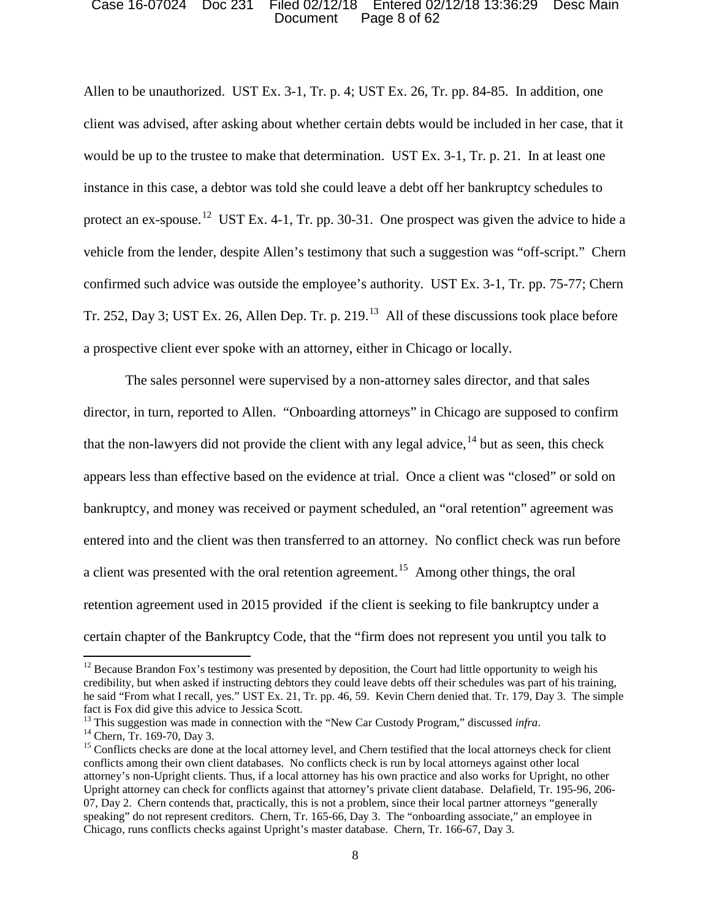Allen to be unauthorized. UST Ex. 3-1, Tr. p. 4; UST Ex. 26, Tr. pp. 84-85. In addition, one client was advised, after asking about whether certain debts would be included in her case, that it would be up to the trustee to make that determination. UST Ex. 3-1, Tr. p. 21. In at least one instance in this case, a debtor was told she could leave a debt off her bankruptcy schedules to protect an ex-spouse.[12] UST Ex. 4-1, Tr. pp. 30-31. One prospect was given the advice to hide a vehicle from the lender, despite Allen's testimony that such a suggestion was "off-script." Chern confirmed such advice was outside the employee's authority. UST Ex. 3-1, Tr. pp. 75-77; Chern Tr. 252, Day 3; UST Ex. 26, Allen Dep. Tr. p. 219.[13] All of these discussions took place before a prospective client ever spoke with an attorney, either in Chicago or locally.

The sales personnel were supervised by a non-attorney sales director, and that sales director, in turn, reported to Allen. "Onboarding attorneys" in Chicago are supposed to confirm that the non-lawyers did not provide the client with any legal advice,[14] but as seen, this check appears less than effective based on the evidence at trial. Once a client was "closed" or sold on bankruptcy, and money was received or payment scheduled, an "oral retention" agreement was entered into and the client was then transferred to an attorney. No conflict check was run before a client was presented with the oral retention agreement.[15] Among other things, the oral retention agreement used in 2015 provided if the client is seeking to file bankruptcy under a certain chapter of the Bankruptcy Code, that the "firm does not represent you until you talk to

---

[12] Because Brandon Fox's testimony was presented by deposition, the Court had little opportunity to weigh his credibility, but when asked if instructing debtors they could leave debts off their schedules was part of his training, he said "From what I recall, yes." UST Ex. 21, Tr. pp. 46, 59. Kevin Chern denied that. Tr. 179, Day 3. The simple fact is Fox did give this advice to Jessica Scott.

[13] This suggestion was made in connection with the "New Car Custody Program," discussed *infra*.

[14] Chern, Tr. 169-70, Day 3.

[15] Conflicts checks are done at the local attorney level, and Chern testified that the local attorneys check for client conflicts among their own client databases. No conflicts check is run by local attorneys against other local attorney's non-Upright clients. Thus, if a local attorney has his own practice and also works for Upright, no other Upright attorney can check for conflicts against that attorney's private client database. Delafield, Tr. 195-96, 206-07, Day 2. Chern contends that, practically, this is not a problem, since their local partner attorneys "generally speaking" do not represent creditors. Chern, Tr. 165-66, Day 3. The "onboarding associate," an employee in Chicago, runs conflicts checks against Upright's master database. Chern, Tr. 166-67, Day 3.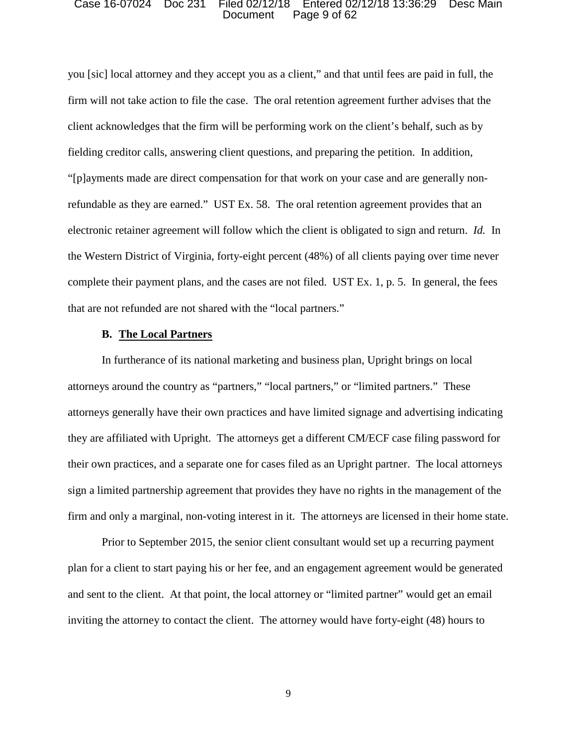you [sic] local attorney and they accept you as a client," and that until fees are paid in full, the firm will not take action to file the case. The oral retention agreement further advises that the client acknowledges that the firm will be performing work on the client's behalf, such as by fielding creditor calls, answering client questions, and preparing the petition. In addition, "[p]ayments made are direct compensation for that work on your case and are generally non-refundable as they are earned." UST Ex. 58. The oral retention agreement provides that an electronic retainer agreement will follow which the client is obligated to sign and return. *Id.* In the Western District of Virginia, forty-eight percent (48%) of all clients paying over time never complete their payment plans, and the cases are not filed. UST Ex. 1, p. 5. In general, the fees that are not refunded are not shared with the "local partners."

**B. The Local Partners**

In furtherance of its national marketing and business plan, Upright brings on local attorneys around the country as "partners," "local partners," or "limited partners." These attorneys generally have their own practices and have limited signage and advertising indicating they are affiliated with Upright. The attorneys get a different CM/ECF case filing password for their own practices, and a separate one for cases filed as an Upright partner. The local attorneys sign a limited partnership agreement that provides they have no rights in the management of the firm and only a marginal, non-voting interest in it. The attorneys are licensed in their home state.

Prior to September 2015, the senior client consultant would set up a recurring payment plan for a client to start paying his or her fee, and an engagement agreement would be generated and sent to the client. At that point, the local attorney or "limited partner" would get an email inviting the attorney to contact the client. The attorney would have forty-eight (48) hours to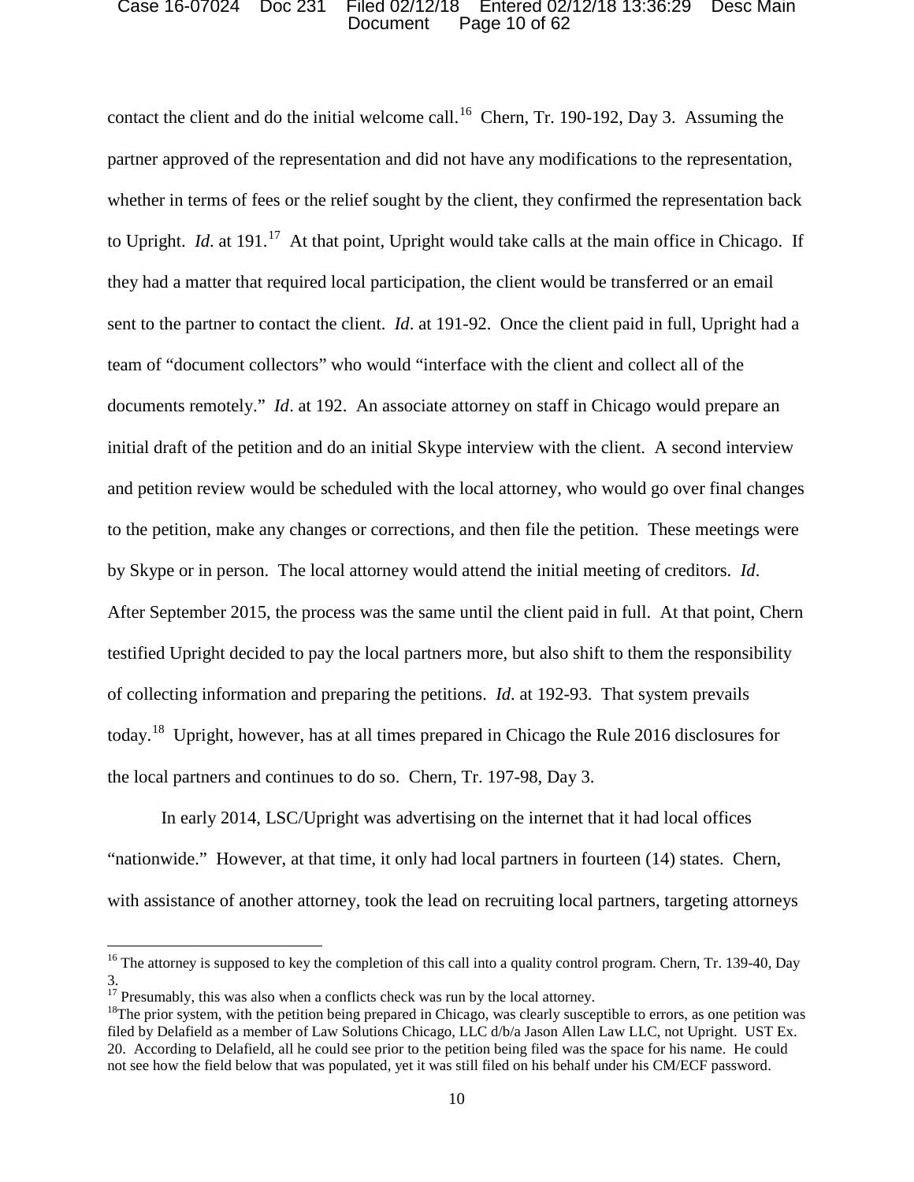contact the client and do the initial welcome call.[16] Chern, Tr. 190-192, Day 3. Assuming the partner approved of the representation and did not have any modifications to the representation, whether in terms of fees or the relief sought by the client, they confirmed the representation back to Upright. *Id*. at 191.[17] At that point, Upright would take calls at the main office in Chicago. If they had a matter that required local participation, the client would be transferred or an email sent to the partner to contact the client. *Id*. at 191-92. Once the client paid in full, Upright had a team of "document collectors" who would "interface with the client and collect all of the documents remotely." *Id*. at 192. An associate attorney on staff in Chicago would prepare an initial draft of the petition and do an initial Skype interview with the client. A second interview and petition review would be scheduled with the local attorney, who would go over final changes to the petition, make any changes or corrections, and then file the petition. These meetings were by Skype or in person. The local attorney would attend the initial meeting of creditors. *Id*. After September 2015, the process was the same until the client paid in full. At that point, Chern testified Upright decided to pay the local partners more, but also shift to them the responsibility of collecting information and preparing the petitions. *Id*. at 192-93. That system prevails today.[18] Upright, however, has at all times prepared in Chicago the Rule 2016 disclosures for the local partners and continues to do so. Chern, Tr. 197-98, Day 3.

In early 2014, LSC/Upright was advertising on the internet that it had local offices "nationwide." However, at that time, it only had local partners in fourteen (14) states. Chern, with assistance of another attorney, took the lead on recruiting local partners, targeting attorneys

---

[16] The attorney is supposed to key the completion of this call into a quality control program. Chern, Tr. 139-40, Day 3.

[17] Presumably, this was also when a conflicts check was run by the local attorney.

[18] The prior system, with the petition being prepared in Chicago, was clearly susceptible to errors, as one petition was filed by Delafield as a member of Law Solutions Chicago, LLC d/b/a Jason Allen Law LLC, not Upright. UST Ex. 20. According to Delafield, all he could see prior to the petition being filed was the space for his name. He could not see how the field below that was populated, yet it was still filed on his behalf under his CM/ECF password.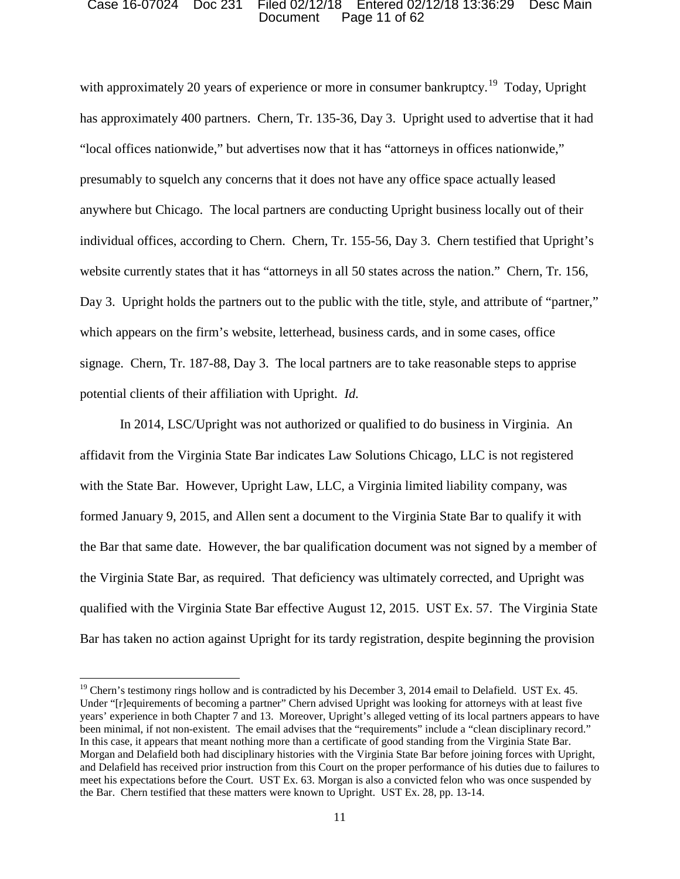with approximately 20 years of experience or more in consumer bankruptcy.[19] Today, Upright has approximately 400 partners. Chern, Tr. 135-36, Day 3. Upright used to advertise that it had "local offices nationwide," but advertises now that it has "attorneys in offices nationwide," presumably to squelch any concerns that it does not have any office space actually leased anywhere but Chicago. The local partners are conducting Upright business locally out of their individual offices, according to Chern. Chern, Tr. 155-56, Day 3. Chern testified that Upright's website currently states that it has "attorneys in all 50 states across the nation." Chern, Tr. 156, Day 3. Upright holds the partners out to the public with the title, style, and attribute of "partner," which appears on the firm's website, letterhead, business cards, and in some cases, office signage. Chern, Tr. 187-88, Day 3. The local partners are to take reasonable steps to apprise potential clients of their affiliation with Upright. *Id.*

In 2014, LSC/Upright was not authorized or qualified to do business in Virginia. An affidavit from the Virginia State Bar indicates Law Solutions Chicago, LLC is not registered with the State Bar. However, Upright Law, LLC, a Virginia limited liability company, was formed January 9, 2015, and Allen sent a document to the Virginia State Bar to qualify it with the Bar that same date. However, the bar qualification document was not signed by a member of the Virginia State Bar, as required. That deficiency was ultimately corrected, and Upright was qualified with the Virginia State Bar effective August 12, 2015. UST Ex. 57. The Virginia State Bar has taken no action against Upright for its tardy registration, despite beginning the provision

---

[19] Chern's testimony rings hollow and is contradicted by his December 3, 2014 email to Delafield. UST Ex. 45. Under "[r]equirements of becoming a partner" Chern advised Upright was looking for attorneys with at least five years' experience in both Chapter 7 and 13. Moreover, Upright's alleged vetting of its local partners appears to have been minimal, if not non-existent. The email advises that the "requirements" include a "clean disciplinary record." In this case, it appears that meant nothing more than a certificate of good standing from the Virginia State Bar. Morgan and Delafield both had disciplinary histories with the Virginia State Bar before joining forces with Upright, and Delafield has received prior instruction from this Court on the proper performance of his duties due to failures to meet his expectations before the Court. UST Ex. 63. Morgan is also a convicted felon who was once suspended by the Bar. Chern testified that these matters were known to Upright. UST Ex. 28, pp. 13-14.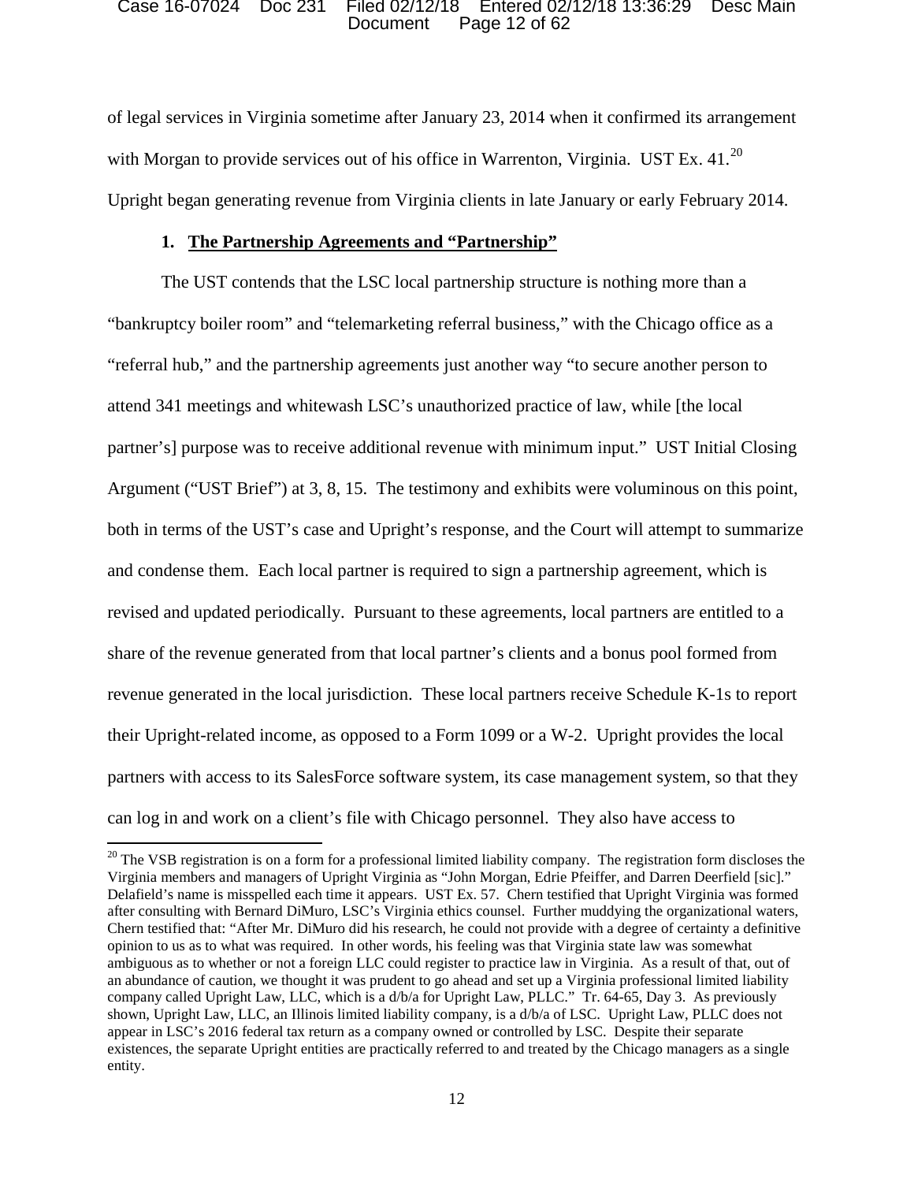of legal services in Virginia sometime after January 23, 2014 when it confirmed its arrangement with Morgan to provide services out of his office in Warrenton, Virginia. UST Ex. 41.[20] Upright began generating revenue from Virginia clients in late January or early February 2014.

**1. The Partnership Agreements and "Partnership"**

The UST contends that the LSC local partnership structure is nothing more than a "bankruptcy boiler room" and "telemarketing referral business," with the Chicago office as a "referral hub," and the partnership agreements just another way "to secure another person to attend 341 meetings and whitewash LSC's unauthorized practice of law, while [the local partner's] purpose was to receive additional revenue with minimum input." UST Initial Closing Argument ("UST Brief") at 3, 8, 15. The testimony and exhibits were voluminous on this point, both in terms of the UST's case and Upright's response, and the Court will attempt to summarize and condense them. Each local partner is required to sign a partnership agreement, which is revised and updated periodically. Pursuant to these agreements, local partners are entitled to a share of the revenue generated from that local partner's clients and a bonus pool formed from revenue generated in the local jurisdiction. These local partners receive Schedule K-1s to report their Upright-related income, as opposed to a Form 1099 or a W-2. Upright provides the local partners with access to its SalesForce software system, its case management system, so that they can log in and work on a client's file with Chicago personnel. They also have access to

---

[20] The VSB registration is on a form for a professional limited liability company. The registration form discloses the Virginia members and managers of Upright Virginia as "John Morgan, Edrie Pfeiffer, and Darren Deerfield [sic]." Delafield's name is misspelled each time it appears. UST Ex. 57. Chern testified that Upright Virginia was formed after consulting with Bernard DiMuro, LSC's Virginia ethics counsel. Further muddying the organizational waters, Chern testified that: "After Mr. DiMuro did his research, he could not provide with a degree of certainty a definitive opinion to us as to what was required. In other words, his feeling was that Virginia state law was somewhat ambiguous as to whether or not a foreign LLC could register to practice law in Virginia. As a result of that, out of an abundance of caution, we thought it was prudent to go ahead and set up a Virginia professional limited liability company called Upright Law, LLC, which is a d/b/a for Upright Law, PLLC." Tr. 64-65, Day 3. As previously shown, Upright Law, LLC, an Illinois limited liability company, is a d/b/a of LSC. Upright Law, PLLC does not appear in LSC's 2016 federal tax return as a company owned or controlled by LSC. Despite their separate existences, the separate Upright entities are practically referred to and treated by the Chicago managers as a single entity.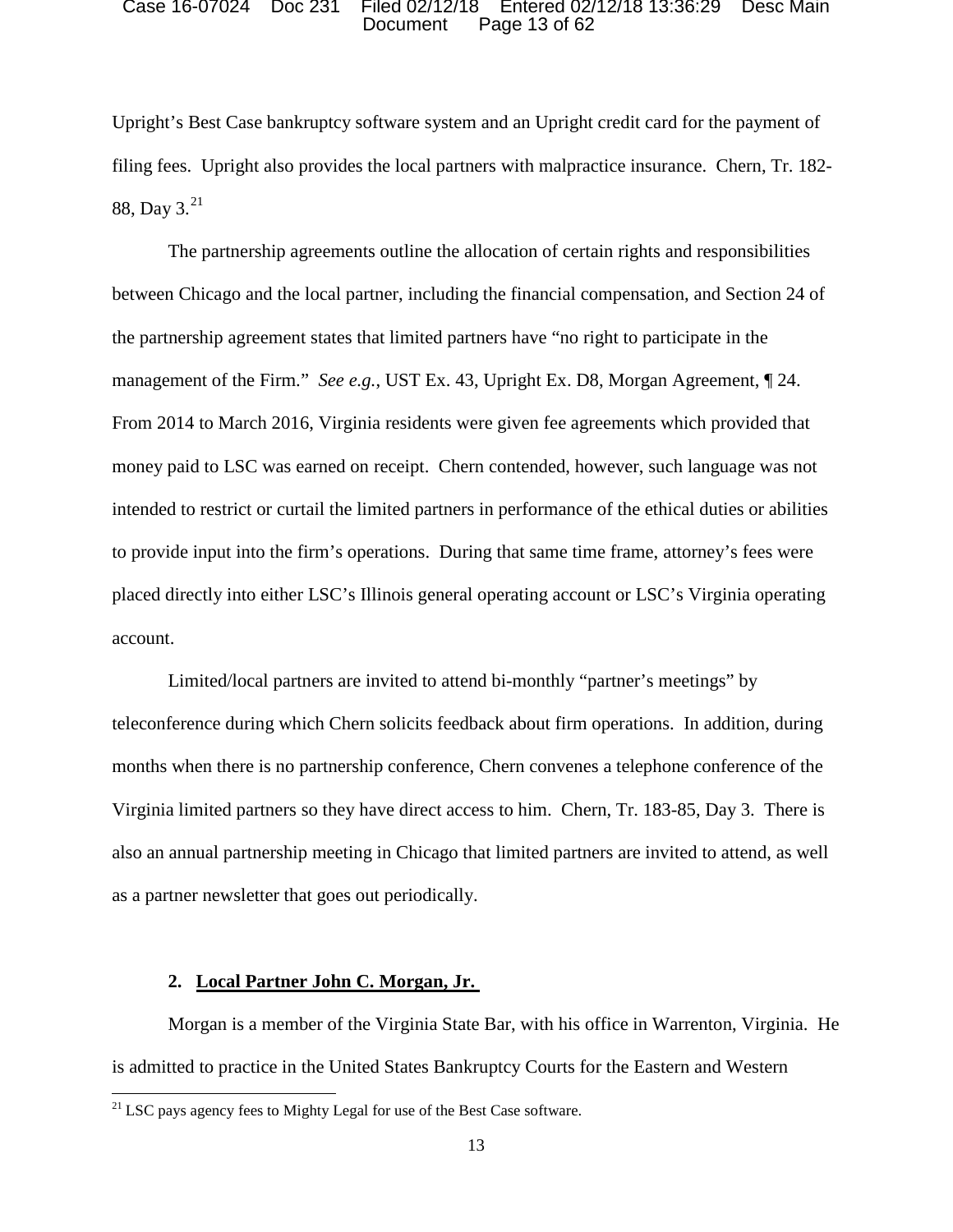Upright's Best Case bankruptcy software system and an Upright credit card for the payment of filing fees. Upright also provides the local partners with malpractice insurance. Chern, Tr. 182-88, Day 3.[21]

The partnership agreements outline the allocation of certain rights and responsibilities between Chicago and the local partner, including the financial compensation, and Section 24 of the partnership agreement states that limited partners have "no right to participate in the management of the Firm." *See e.g.*, UST Ex. 43, Upright Ex. D8, Morgan Agreement, ¶ 24. From 2014 to March 2016, Virginia residents were given fee agreements which provided that money paid to LSC was earned on receipt. Chern contended, however, such language was not intended to restrict or curtail the limited partners in performance of the ethical duties or abilities to provide input into the firm's operations. During that same time frame, attorney's fees were placed directly into either LSC's Illinois general operating account or LSC's Virginia operating account.

Limited/local partners are invited to attend bi-monthly "partner's meetings" by teleconference during which Chern solicits feedback about firm operations. In addition, during months when there is no partnership conference, Chern convenes a telephone conference of the Virginia limited partners so they have direct access to him. Chern, Tr. 183-85, Day 3. There is also an annual partnership meeting in Chicago that limited partners are invited to attend, as well as a partner newsletter that goes out periodically.

**2. <u>Local Partner John C. Morgan, Jr.</u>**

Morgan is a member of the Virginia State Bar, with his office in Warrenton, Virginia. He is admitted to practice in the United States Bankruptcy Courts for the Eastern and Western

---

[21] LSC pays agency fees to Mighty Legal for use of the Best Case software.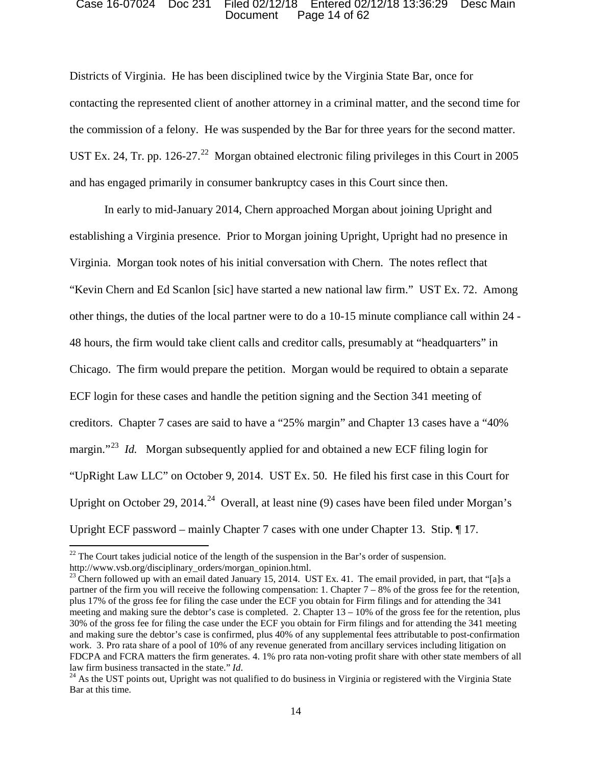Districts of Virginia. He has been disciplined twice by the Virginia State Bar, once for contacting the represented client of another attorney in a criminal matter, and the second time for the commission of a felony. He was suspended by the Bar for three years for the second matter. UST Ex. 24, Tr. pp. 126-27.[22] Morgan obtained electronic filing privileges in this Court in 2005 and has engaged primarily in consumer bankruptcy cases in this Court since then.

In early to mid-January 2014, Chern approached Morgan about joining Upright and establishing a Virginia presence. Prior to Morgan joining Upright, Upright had no presence in Virginia. Morgan took notes of his initial conversation with Chern. The notes reflect that "Kevin Chern and Ed Scanlon [sic] have started a new national law firm." UST Ex. 72. Among other things, the duties of the local partner were to do a 10-15 minute compliance call within 24 - 48 hours, the firm would take client calls and creditor calls, presumably at "headquarters" in Chicago. The firm would prepare the petition. Morgan would be required to obtain a separate ECF login for these cases and handle the petition signing and the Section 341 meeting of creditors. Chapter 7 cases are said to have a "25% margin" and Chapter 13 cases have a "40% margin."[23] *Id.* Morgan subsequently applied for and obtained a new ECF filing login for "UpRight Law LLC" on October 9, 2014. UST Ex. 50. He filed his first case in this Court for Upright on October 29, 2014.[24] Overall, at least nine (9) cases have been filed under Morgan's Upright ECF password – mainly Chapter 7 cases with one under Chapter 13. Stip. ¶ 17.

---

[22] The Court takes judicial notice of the length of the suspension in the Bar's order of suspension. http://www.vsb.org/disciplinary_orders/morgan_opinion.html.

[23] Chern followed up with an email dated January 15, 2014. UST Ex. 41. The email provided, in part, that "[a]s a partner of the firm you will receive the following compensation: 1. Chapter 7 – 8% of the gross fee for the retention, plus 17% of the gross fee for filing the case under the ECF you obtain for Firm filings and for attending the 341 meeting and making sure the debtor's case is completed. 2. Chapter 13 – 10% of the gross fee for the retention, plus 30% of the gross fee for filing the case under the ECF you obtain for Firm filings and for attending the 341 meeting and making sure the debtor's case is confirmed, plus 40% of any supplemental fees attributable to post-confirmation work. 3. Pro rata share of a pool of 10% of any revenue generated from ancillary services including litigation on FDCPA and FCRA matters the firm generates. 4. 1% pro rata non-voting profit share with other state members of all law firm business transacted in the state." *Id*.

[24] As the UST points out, Upright was not qualified to do business in Virginia or registered with the Virginia State Bar at this time.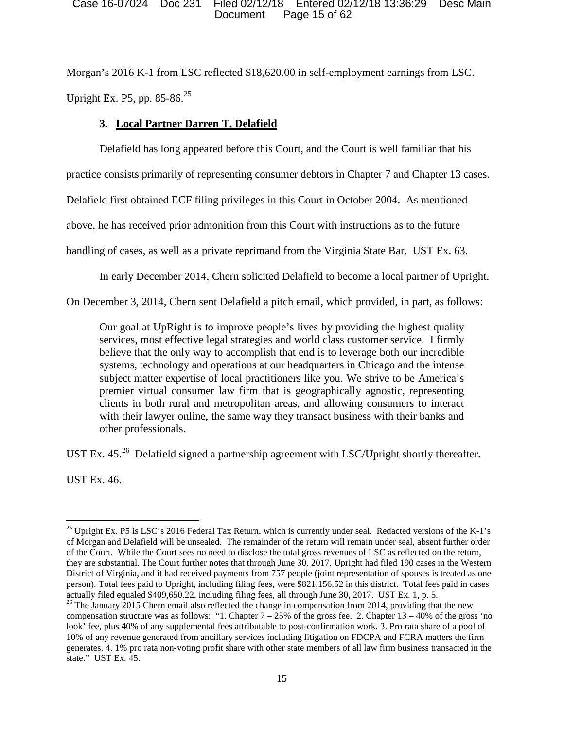Morgan's 2016 K-1 from LSC reflected $18,620.00 in self-employment earnings from LSC. Upright Ex. P5, pp. 85-86.[25]

### 3. Local Partner Darren T. Delafield

Delafield has long appeared before this Court, and the Court is well familiar that his practice consists primarily of representing consumer debtors in Chapter 7 and Chapter 13 cases. Delafield first obtained ECF filing privileges in this Court in October 2004. As mentioned above, he has received prior admonition from this Court with instructions as to the future handling of cases, as well as a private reprimand from the Virginia State Bar. UST Ex. 63.

In early December 2014, Chern solicited Delafield to become a local partner of Upright. On December 3, 2014, Chern sent Delafield a pitch email, which provided, in part, as follows:

> Our goal at UpRight is to improve people's lives by providing the highest quality services, most effective legal strategies and world class customer service. I firmly believe that the only way to accomplish that end is to leverage both our incredible systems, technology and operations at our headquarters in Chicago and the intense subject matter expertise of local practitioners like you. We strive to be America's premier virtual consumer law firm that is geographically agnostic, representing clients in both rural and metropolitan areas, and allowing consumers to interact with their lawyer online, the same way they transact business with their banks and other professionals.

UST Ex. 45.[26] Delafield signed a partnership agreement with LSC/Upright shortly thereafter. UST Ex. 46.

---

[25] Upright Ex. P5 is LSC's 2016 Federal Tax Return, which is currently under seal. Redacted versions of the K-1's of Morgan and Delafield will be unsealed. The remainder of the return will remain under seal, absent further order of the Court. While the Court sees no need to disclose the total gross revenues of LSC as reflected on the return, they are substantial. The Court further notes that through June 30, 2017, Upright had filed 190 cases in the Western District of Virginia, and it had received payments from 757 people (joint representation of spouses is treated as one person). Total fees paid to Upright, including filing fees, were $821,156.52 in this district. Total fees paid in cases actually filed equaled $409,650.22, including filing fees, all through June 30, 2017. UST Ex. 1, p. 5.

[26] The January 2015 Chern email also reflected the change in compensation from 2014, providing that the new compensation structure was as follows: "1. Chapter 7 – 25% of the gross fee. 2. Chapter 13 – 40% of the gross 'no look' fee, plus 40% of any supplemental fees attributable to post-confirmation work. 3. Pro rata share of a pool of 10% of any revenue generated from ancillary services including litigation on FDCPA and FCRA matters the firm generates. 4. 1% pro rata non-voting profit share with other state members of all law firm business transacted in the state." UST Ex. 45.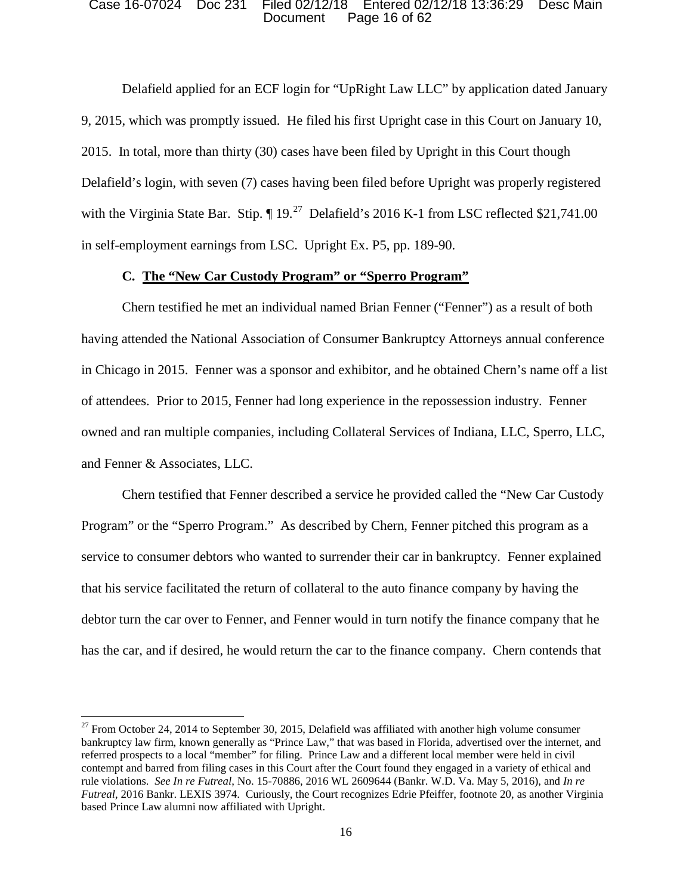Delafield applied for an ECF login for "UpRight Law LLC" by application dated January 9, 2015, which was promptly issued. He filed his first Upright case in this Court on January 10, 2015. In total, more than thirty (30) cases have been filed by Upright in this Court though Delafield's login, with seven (7) cases having been filed before Upright was properly registered with the Virginia State Bar. Stip. ¶ 19.[27] Delafield's 2016 K-1 from LSC reflected $21,741.00 in self-employment earnings from LSC. Upright Ex. P5, pp. 189-90.

**C. <u>The "New Car Custody Program" or "Sperro Program"</u>**

Chern testified he met an individual named Brian Fenner ("Fenner") as a result of both having attended the National Association of Consumer Bankruptcy Attorneys annual conference in Chicago in 2015. Fenner was a sponsor and exhibitor, and he obtained Chern's name off a list of attendees. Prior to 2015, Fenner had long experience in the repossession industry. Fenner owned and ran multiple companies, including Collateral Services of Indiana, LLC, Sperro, LLC, and Fenner & Associates, LLC.

Chern testified that Fenner described a service he provided called the "New Car Custody Program" or the "Sperro Program." As described by Chern, Fenner pitched this program as a service to consumer debtors who wanted to surrender their car in bankruptcy. Fenner explained that his service facilitated the return of collateral to the auto finance company by having the debtor turn the car over to Fenner, and Fenner would in turn notify the finance company that he has the car, and if desired, he would return the car to the finance company. Chern contends that

---

[27] From October 24, 2014 to September 30, 2015, Delafield was affiliated with another high volume consumer bankruptcy law firm, known generally as "Prince Law," that was based in Florida, advertised over the internet, and referred prospects to a local "member" for filing. Prince Law and a different local member were held in civil contempt and barred from filing cases in this Court after the Court found they engaged in a variety of ethical and rule violations. *See In re Futreal*, No. 15-70886, 2016 WL 2609644 (Bankr. W.D. Va. May 5, 2016), and *In re Futreal*, 2016 Bankr. LEXIS 3974. Curiously, the Court recognizes Edrie Pfeiffer, footnote 20, as another Virginia based Prince Law alumni now affiliated with Upright.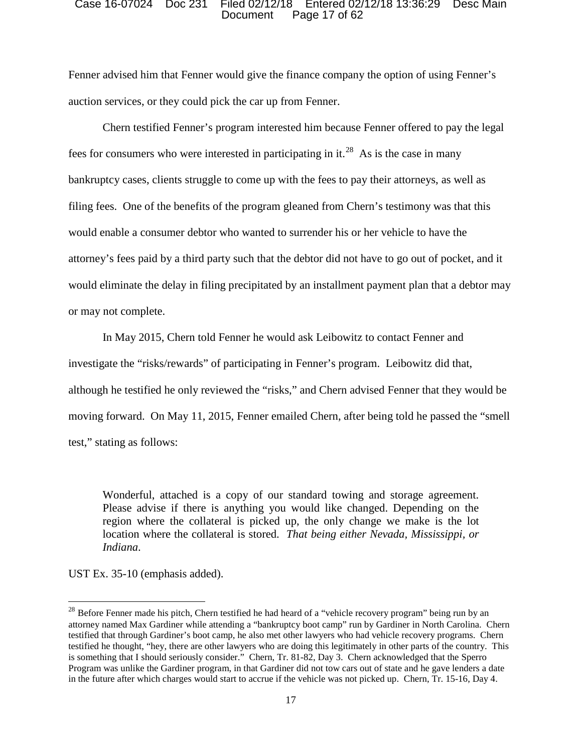Fenner advised him that Fenner would give the finance company the option of using Fenner's auction services, or they could pick the car up from Fenner.

Chern testified Fenner's program interested him because Fenner offered to pay the legal fees for consumers who were interested in participating in it.[28] As is the case in many bankruptcy cases, clients struggle to come up with the fees to pay their attorneys, as well as filing fees. One of the benefits of the program gleaned from Chern's testimony was that this would enable a consumer debtor who wanted to surrender his or her vehicle to have the attorney's fees paid by a third party such that the debtor did not have to go out of pocket, and it would eliminate the delay in filing precipitated by an installment payment plan that a debtor may or may not complete.

In May 2015, Chern told Fenner he would ask Leibowitz to contact Fenner and investigate the "risks/rewards" of participating in Fenner's program. Leibowitz did that, although he testified he only reviewed the "risks," and Chern advised Fenner that they would be moving forward. On May 11, 2015, Fenner emailed Chern, after being told he passed the "smell test," stating as follows:

> Wonderful, attached is a copy of our standard towing and storage agreement. Please advise if there is anything you would like changed. Depending on the region where the collateral is picked up, the only change we make is the lot location where the collateral is stored. *That being either Nevada, Mississippi, or Indiana*.

UST Ex. 35-10 (emphasis added).

---

[28] Before Fenner made his pitch, Chern testified he had heard of a "vehicle recovery program" being run by an attorney named Max Gardiner while attending a "bankruptcy boot camp" run by Gardiner in North Carolina. Chern testified that through Gardiner's boot camp, he also met other lawyers who had vehicle recovery programs. Chern testified he thought, "hey, there are other lawyers who are doing this legitimately in other parts of the country. This is something that I should seriously consider." Chern, Tr. 81-82, Day 3. Chern acknowledged that the Sperro Program was unlike the Gardiner program, in that Gardiner did not tow cars out of state and he gave lenders a date in the future after which charges would start to accrue if the vehicle was not picked up. Chern, Tr. 15-16, Day 4.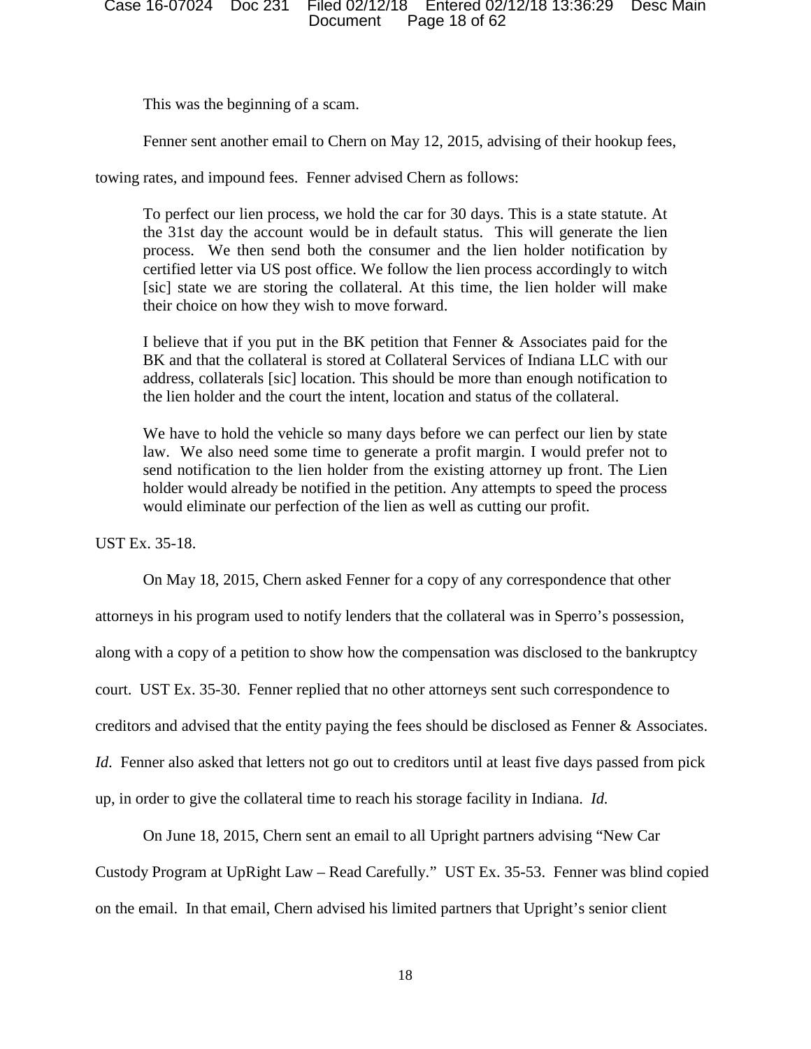This was the beginning of a scam.

Fenner sent another email to Chern on May 12, 2015, advising of their hookup fees, towing rates, and impound fees. Fenner advised Chern as follows:

> To perfect our lien process, we hold the car for 30 days. This is a state statute. At the 31st day the account would be in default status. This will generate the lien process. We then send both the consumer and the lien holder notification by certified letter via US post office. We follow the lien process accordingly to witch [sic] state we are storing the collateral. At this time, the lien holder will make their choice on how they wish to move forward.
>
> I believe that if you put in the BK petition that Fenner & Associates paid for the BK and that the collateral is stored at Collateral Services of Indiana LLC with our address, collaterals [sic] location. This should be more than enough notification to the lien holder and the court the intent, location and status of the collateral.
>
> We have to hold the vehicle so many days before we can perfect our lien by state law. We also need some time to generate a profit margin. I would prefer not to send notification to the lien holder from the existing attorney up front. The Lien holder would already be notified in the petition. Any attempts to speed the process would eliminate our perfection of the lien as well as cutting our profit.

UST Ex. 35-18.

On May 18, 2015, Chern asked Fenner for a copy of any correspondence that other attorneys in his program used to notify lenders that the collateral was in Sperro's possession, along with a copy of a petition to show how the compensation was disclosed to the bankruptcy court. UST Ex. 35-30. Fenner replied that no other attorneys sent such correspondence to creditors and advised that the entity paying the fees should be disclosed as Fenner & Associates. *Id*. Fenner also asked that letters not go out to creditors until at least five days passed from pick up, in order to give the collateral time to reach his storage facility in Indiana. *Id.*

On June 18, 2015, Chern sent an email to all Upright partners advising "New Car Custody Program at UpRight Law – Read Carefully." UST Ex. 35-53. Fenner was blind copied on the email. In that email, Chern advised his limited partners that Upright's senior client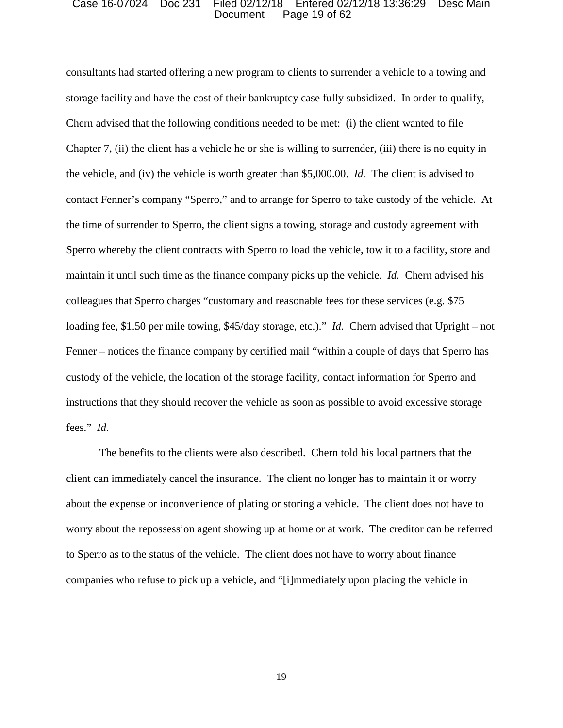consultants had started offering a new program to clients to surrender a vehicle to a towing and storage facility and have the cost of their bankruptcy case fully subsidized. In order to qualify, Chern advised that the following conditions needed to be met: (i) the client wanted to file Chapter 7, (ii) the client has a vehicle he or she is willing to surrender, (iii) there is no equity in the vehicle, and (iv) the vehicle is worth greater than $5,000.00. *Id.* The client is advised to contact Fenner's company "Sperro," and to arrange for Sperro to take custody of the vehicle. At the time of surrender to Sperro, the client signs a towing, storage and custody agreement with Sperro whereby the client contracts with Sperro to load the vehicle, tow it to a facility, store and maintain it until such time as the finance company picks up the vehicle. *Id.* Chern advised his colleagues that Sperro charges "customary and reasonable fees for these services (e.g. $75 loading fee, $1.50 per mile towing, $45/day storage, etc.)." *Id*. Chern advised that Upright – not Fenner – notices the finance company by certified mail "within a couple of days that Sperro has custody of the vehicle, the location of the storage facility, contact information for Sperro and instructions that they should recover the vehicle as soon as possible to avoid excessive storage fees." *Id*.

The benefits to the clients were also described. Chern told his local partners that the client can immediately cancel the insurance. The client no longer has to maintain it or worry about the expense or inconvenience of plating or storing a vehicle. The client does not have to worry about the repossession agent showing up at home or at work. The creditor can be referred to Sperro as to the status of the vehicle. The client does not have to worry about finance companies who refuse to pick up a vehicle, and "[i]mmediately upon placing the vehicle in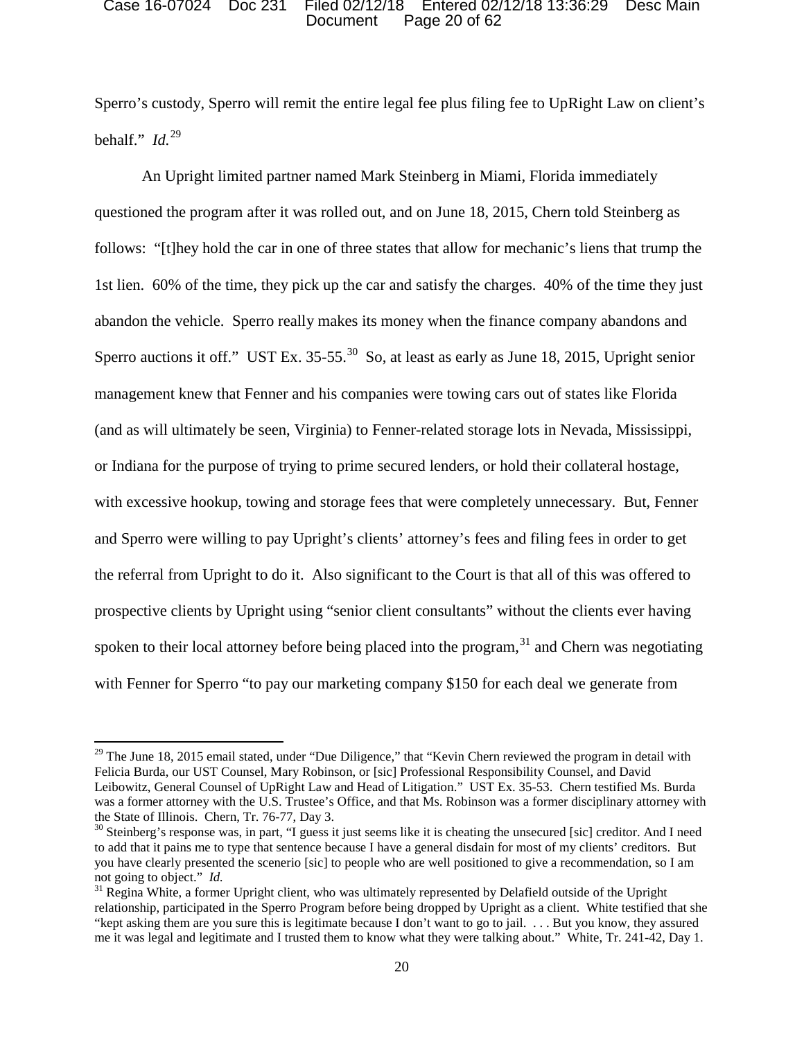Sperro's custody, Sperro will remit the entire legal fee plus filing fee to UpRight Law on client's behalf." *Id.*[29]

An Upright limited partner named Mark Steinberg in Miami, Florida immediately questioned the program after it was rolled out, and on June 18, 2015, Chern told Steinberg as follows: "[t]hey hold the car in one of three states that allow for mechanic's liens that trump the 1st lien. 60% of the time, they pick up the car and satisfy the charges. 40% of the time they just abandon the vehicle. Sperro really makes its money when the finance company abandons and Sperro auctions it off." UST Ex. 35-55.[30] So, at least as early as June 18, 2015, Upright senior management knew that Fenner and his companies were towing cars out of states like Florida (and as will ultimately be seen, Virginia) to Fenner-related storage lots in Nevada, Mississippi, or Indiana for the purpose of trying to prime secured lenders, or hold their collateral hostage, with excessive hookup, towing and storage fees that were completely unnecessary. But, Fenner and Sperro were willing to pay Upright's clients' attorney's fees and filing fees in order to get the referral from Upright to do it. Also significant to the Court is that all of this was offered to prospective clients by Upright using "senior client consultants" without the clients ever having spoken to their local attorney before being placed into the program,[31] and Chern was negotiating with Fenner for Sperro "to pay our marketing company $150 for each deal we generate from

---

[29] The June 18, 2015 email stated, under "Due Diligence," that "Kevin Chern reviewed the program in detail with Felicia Burda, our UST Counsel, Mary Robinson, or [sic] Professional Responsibility Counsel, and David Leibowitz, General Counsel of UpRight Law and Head of Litigation." UST Ex. 35-53. Chern testified Ms. Burda was a former attorney with the U.S. Trustee's Office, and that Ms. Robinson was a former disciplinary attorney with the State of Illinois. Chern, Tr. 76-77, Day 3.

[30] Steinberg's response was, in part, "I guess it just seems like it is cheating the unsecured [sic] creditor. And I need to add that it pains me to type that sentence because I have a general disdain for most of my clients' creditors. But you have clearly presented the scenerio [sic] to people who are well positioned to give a recommendation, so I am not going to object." *Id.*

[31] Regina White, a former Upright client, who was ultimately represented by Delafield outside of the Upright relationship, participated in the Sperro Program before being dropped by Upright as a client. White testified that she "kept asking them are you sure this is legitimate because I don't want to go to jail. . . . But you know, they assured me it was legal and legitimate and I trusted them to know what they were talking about." White, Tr. 241-42, Day 1.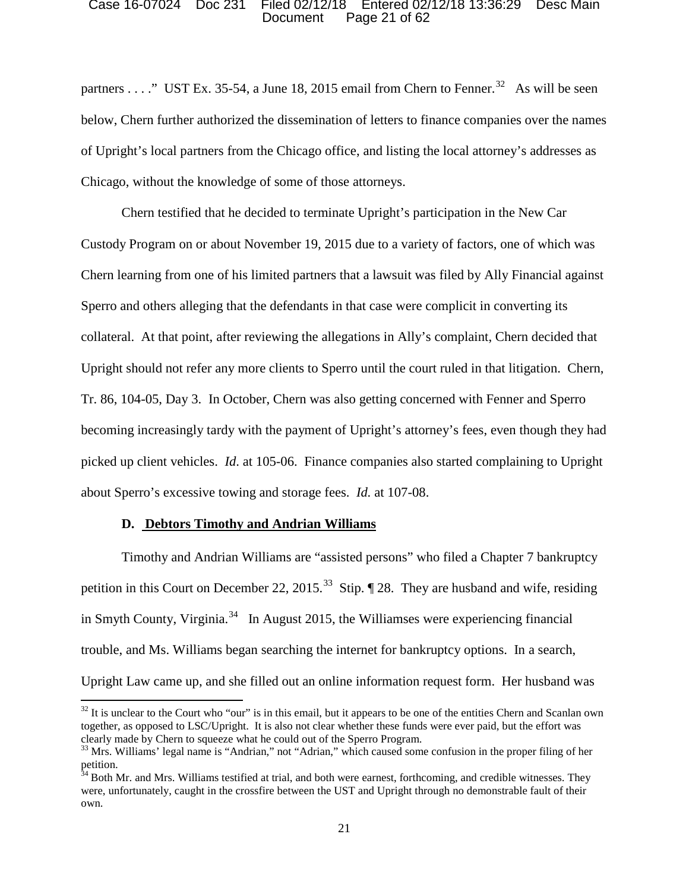partners . . . ." UST Ex. 35-54, a June 18, 2015 email from Chern to Fenner.[32] As will be seen below, Chern further authorized the dissemination of letters to finance companies over the names of Upright's local partners from the Chicago office, and listing the local attorney's addresses as Chicago, without the knowledge of some of those attorneys.

Chern testified that he decided to terminate Upright's participation in the New Car Custody Program on or about November 19, 2015 due to a variety of factors, one of which was Chern learning from one of his limited partners that a lawsuit was filed by Ally Financial against Sperro and others alleging that the defendants in that case were complicit in converting its collateral. At that point, after reviewing the allegations in Ally's complaint, Chern decided that Upright should not refer any more clients to Sperro until the court ruled in that litigation. Chern, Tr. 86, 104-05, Day 3. In October, Chern was also getting concerned with Fenner and Sperro becoming increasingly tardy with the payment of Upright's attorney's fees, even though they had picked up client vehicles. *Id*. at 105-06. Finance companies also started complaining to Upright about Sperro's excessive towing and storage fees. *Id.* at 107-08.

### D. Debtors Timothy and Andrian Williams

Timothy and Andrian Williams are "assisted persons" who filed a Chapter 7 bankruptcy petition in this Court on December 22, 2015.[33] Stip. ¶ 28. They are husband and wife, residing in Smyth County, Virginia.[34] In August 2015, the Williamses were experiencing financial trouble, and Ms. Williams began searching the internet for bankruptcy options. In a search, Upright Law came up, and she filled out an online information request form. Her husband was

---

[32] It is unclear to the Court who "our" is in this email, but it appears to be one of the entities Chern and Scanlan own together, as opposed to LSC/Upright. It is also not clear whether these funds were ever paid, but the effort was clearly made by Chern to squeeze what he could out of the Sperro Program.

[33] Mrs. Williams' legal name is "Andrian," not "Adrian," which caused some confusion in the proper filing of her petition.

[34] Both Mr. and Mrs. Williams testified at trial, and both were earnest, forthcoming, and credible witnesses. They were, unfortunately, caught in the crossfire between the UST and Upright through no demonstrable fault of their own.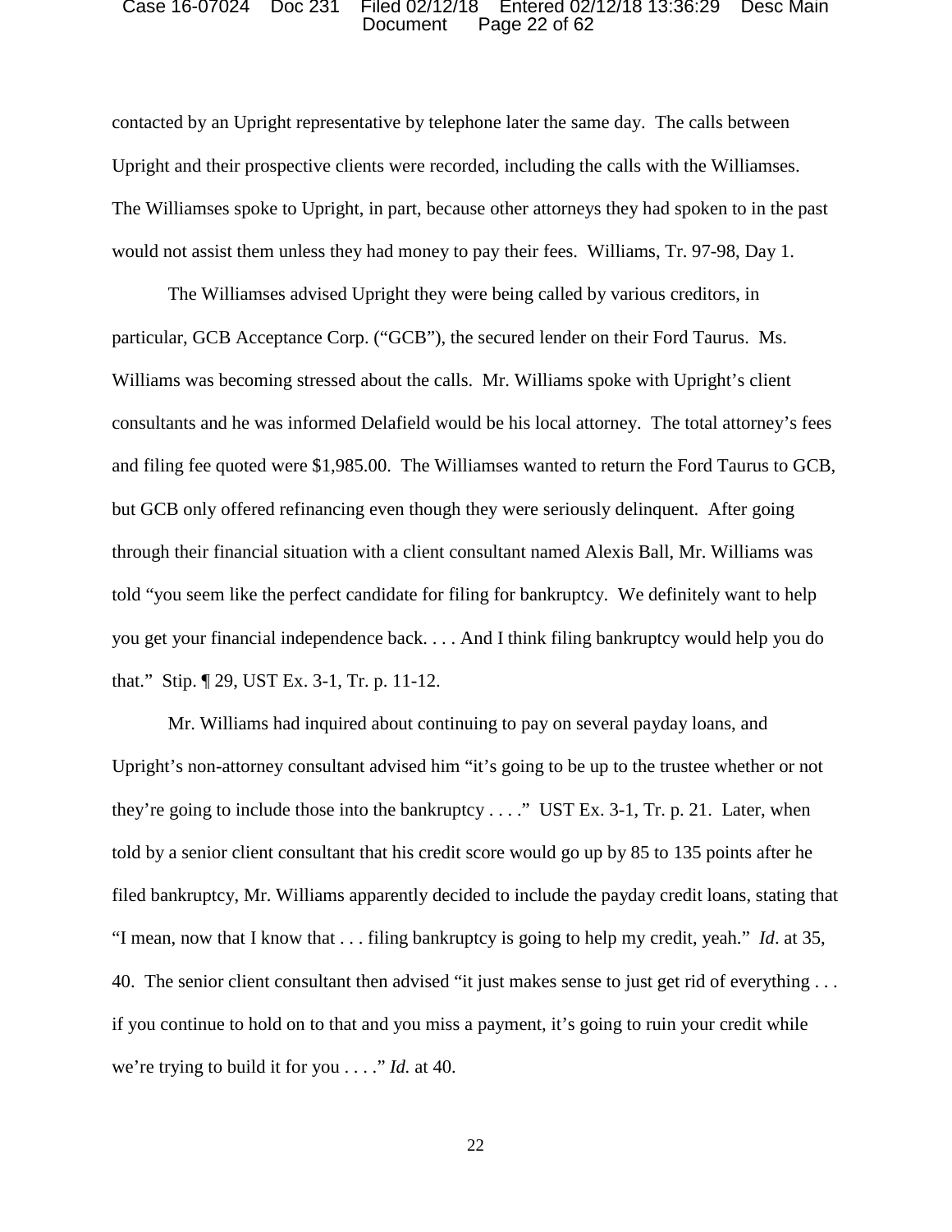contacted by an Upright representative by telephone later the same day. The calls between Upright and their prospective clients were recorded, including the calls with the Williamses. The Williamses spoke to Upright, in part, because other attorneys they had spoken to in the past would not assist them unless they had money to pay their fees. Williams, Tr. 97-98, Day 1.

The Williamses advised Upright they were being called by various creditors, in particular, GCB Acceptance Corp. ("GCB"), the secured lender on their Ford Taurus. Ms. Williams was becoming stressed about the calls. Mr. Williams spoke with Upright's client consultants and he was informed Delafield would be his local attorney. The total attorney's fees and filing fee quoted were $1,985.00. The Williamses wanted to return the Ford Taurus to GCB, but GCB only offered refinancing even though they were seriously delinquent. After going through their financial situation with a client consultant named Alexis Ball, Mr. Williams was told "you seem like the perfect candidate for filing for bankruptcy. We definitely want to help you get your financial independence back. . . . And I think filing bankruptcy would help you do that." Stip. ¶ 29, UST Ex. 3-1, Tr. p. 11-12.

Mr. Williams had inquired about continuing to pay on several payday loans, and Upright's non-attorney consultant advised him "it's going to be up to the trustee whether or not they're going to include those into the bankruptcy . . . ." UST Ex. 3-1, Tr. p. 21. Later, when told by a senior client consultant that his credit score would go up by 85 to 135 points after he filed bankruptcy, Mr. Williams apparently decided to include the payday credit loans, stating that "I mean, now that I know that . . . filing bankruptcy is going to help my credit, yeah." *Id*. at 35, 40. The senior client consultant then advised "it just makes sense to just get rid of everything . . . if you continue to hold on to that and you miss a payment, it's going to ruin your credit while we're trying to build it for you . . . ." *Id.* at 40.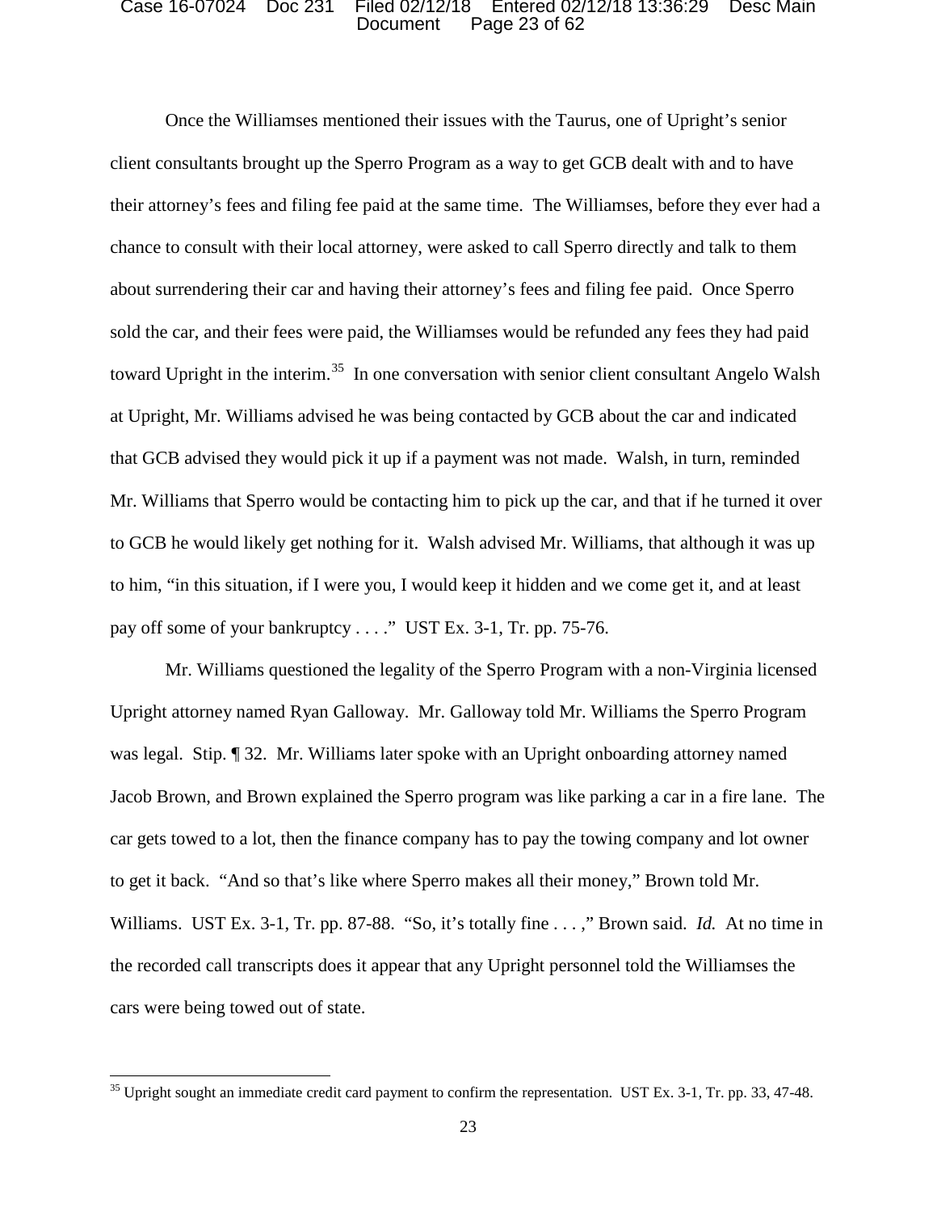Once the Williamses mentioned their issues with the Taurus, one of Upright's senior client consultants brought up the Sperro Program as a way to get GCB dealt with and to have their attorney's fees and filing fee paid at the same time. The Williamses, before they ever had a chance to consult with their local attorney, were asked to call Sperro directly and talk to them about surrendering their car and having their attorney's fees and filing fee paid. Once Sperro sold the car, and their fees were paid, the Williamses would be refunded any fees they had paid toward Upright in the interim.[35] In one conversation with senior client consultant Angelo Walsh at Upright, Mr. Williams advised he was being contacted by GCB about the car and indicated that GCB advised they would pick it up if a payment was not made. Walsh, in turn, reminded Mr. Williams that Sperro would be contacting him to pick up the car, and that if he turned it over to GCB he would likely get nothing for it. Walsh advised Mr. Williams, that although it was up to him, "in this situation, if I were you, I would keep it hidden and we come get it, and at least pay off some of your bankruptcy . . . ." UST Ex. 3-1, Tr. pp. 75-76.

Mr. Williams questioned the legality of the Sperro Program with a non-Virginia licensed Upright attorney named Ryan Galloway. Mr. Galloway told Mr. Williams the Sperro Program was legal. Stip. ¶ 32. Mr. Williams later spoke with an Upright onboarding attorney named Jacob Brown, and Brown explained the Sperro program was like parking a car in a fire lane. The car gets towed to a lot, then the finance company has to pay the towing company and lot owner to get it back. "And so that's like where Sperro makes all their money," Brown told Mr. Williams. UST Ex. 3-1, Tr. pp. 87-88. "So, it's totally fine . . . ," Brown said. *Id.* At no time in the recorded call transcripts does it appear that any Upright personnel told the Williamses the cars were being towed out of state.

[35] Upright sought an immediate credit card payment to confirm the representation. UST Ex. 3-1, Tr. pp. 33, 47-48.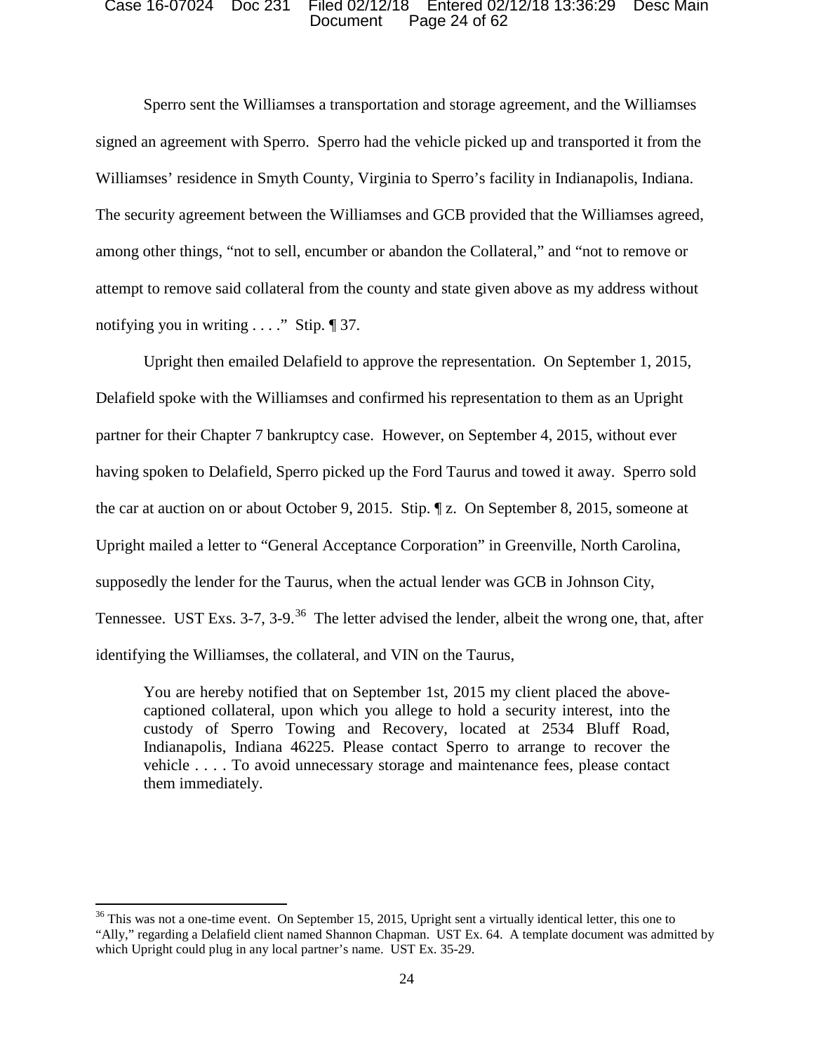Sperro sent the Williamses a transportation and storage agreement, and the Williamses signed an agreement with Sperro. Sperro had the vehicle picked up and transported it from the Williamses' residence in Smyth County, Virginia to Sperro's facility in Indianapolis, Indiana. The security agreement between the Williamses and GCB provided that the Williamses agreed, among other things, "not to sell, encumber or abandon the Collateral," and "not to remove or attempt to remove said collateral from the county and state given above as my address without notifying you in writing . . . ." Stip. ¶ 37.

Upright then emailed Delafield to approve the representation. On September 1, 2015, Delafield spoke with the Williamses and confirmed his representation to them as an Upright partner for their Chapter 7 bankruptcy case. However, on September 4, 2015, without ever having spoken to Delafield, Sperro picked up the Ford Taurus and towed it away. Sperro sold the car at auction on or about October 9, 2015. Stip. ¶ z. On September 8, 2015, someone at Upright mailed a letter to "General Acceptance Corporation" in Greenville, North Carolina, supposedly the lender for the Taurus, when the actual lender was GCB in Johnson City, Tennessee. UST Exs. 3-7, 3-9.[36] The letter advised the lender, albeit the wrong one, that, after identifying the Williamses, the collateral, and VIN on the Taurus,

> You are hereby notified that on September 1st, 2015 my client placed the above-captioned collateral, upon which you allege to hold a security interest, into the custody of Sperro Towing and Recovery, located at 2534 Bluff Road, Indianapolis, Indiana 46225. Please contact Sperro to arrange to recover the vehicle . . . . To avoid unnecessary storage and maintenance fees, please contact them immediately.

[36] This was not a one-time event. On September 15, 2015, Upright sent a virtually identical letter, this one to "Ally," regarding a Delafield client named Shannon Chapman. UST Ex. 64. A template document was admitted by which Upright could plug in any local partner's name. UST Ex. 35-29.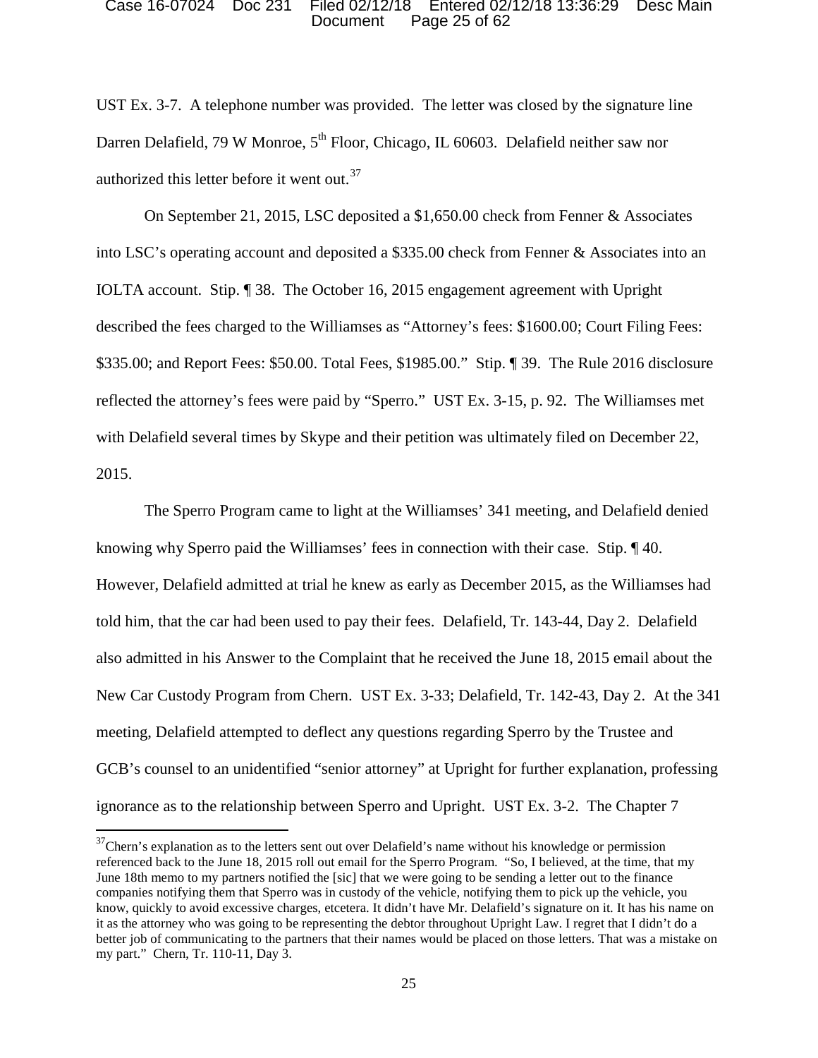UST Ex. 3-7. A telephone number was provided. The letter was closed by the signature line Darren Delafield, 79 W Monroe, 5th Floor, Chicago, IL 60603. Delafield neither saw nor authorized this letter before it went out.[37]

On September 21, 2015, LSC deposited a $1,650.00 check from Fenner & Associates into LSC's operating account and deposited a $335.00 check from Fenner & Associates into an IOLTA account. Stip. ¶ 38. The October 16, 2015 engagement agreement with Upright described the fees charged to the Williamses as "Attorney's fees: $1600.00; Court Filing Fees: $335.00; and Report Fees: $50.00. Total Fees, $1985.00." Stip. ¶ 39. The Rule 2016 disclosure reflected the attorney's fees were paid by "Sperro." UST Ex. 3-15, p. 92. The Williamses met with Delafield several times by Skype and their petition was ultimately filed on December 22, 2015.

The Sperro Program came to light at the Williamses' 341 meeting, and Delafield denied knowing why Sperro paid the Williamses' fees in connection with their case. Stip. ¶ 40. However, Delafield admitted at trial he knew as early as December 2015, as the Williamses had told him, that the car had been used to pay their fees. Delafield, Tr. 143-44, Day 2. Delafield also admitted in his Answer to the Complaint that he received the June 18, 2015 email about the New Car Custody Program from Chern. UST Ex. 3-33; Delafield, Tr. 142-43, Day 2. At the 341 meeting, Delafield attempted to deflect any questions regarding Sperro by the Trustee and GCB's counsel to an unidentified "senior attorney" at Upright for further explanation, professing ignorance as to the relationship between Sperro and Upright. UST Ex. 3-2. The Chapter 7

---

[37] Chern's explanation as to the letters sent out over Delafield's name without his knowledge or permission referenced back to the June 18, 2015 roll out email for the Sperro Program. "So, I believed, at the time, that my June 18th memo to my partners notified the [sic] that we were going to be sending a letter out to the finance companies notifying them that Sperro was in custody of the vehicle, notifying them to pick up the vehicle, you know, quickly to avoid excessive charges, etcetera. It didn't have Mr. Delafield's signature on it. It has his name on it as the attorney who was going to be representing the debtor throughout Upright Law. I regret that I didn't do a better job of communicating to the partners that their names would be placed on those letters. That was a mistake on my part." Chern, Tr. 110-11, Day 3.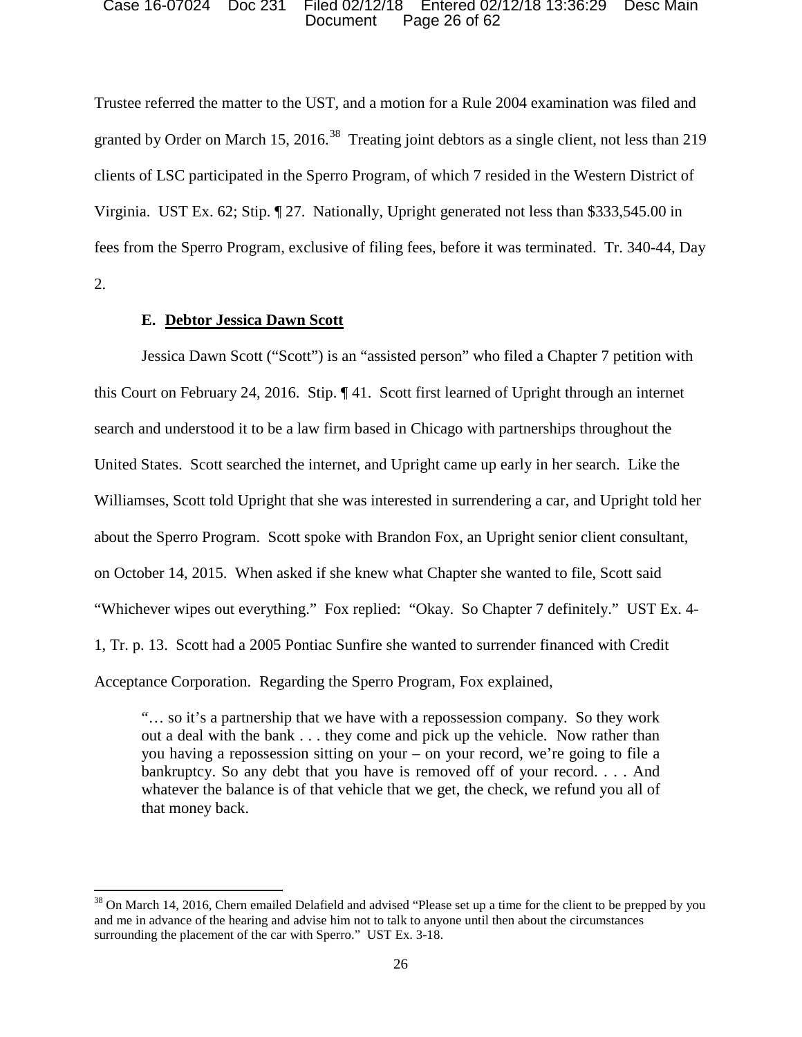Trustee referred the matter to the UST, and a motion for a Rule 2004 examination was filed and granted by Order on March 15, 2016.[38] Treating joint debtors as a single client, not less than 219 clients of LSC participated in the Sperro Program, of which 7 resided in the Western District of Virginia. UST Ex. 62; Stip. ¶ 27. Nationally, Upright generated not less than $333,545.00 in fees from the Sperro Program, exclusive of filing fees, before it was terminated. Tr. 340-44, Day 2.

### E. Debtor Jessica Dawn Scott

Jessica Dawn Scott ("Scott") is an "assisted person" who filed a Chapter 7 petition with this Court on February 24, 2016. Stip. ¶ 41. Scott first learned of Upright through an internet search and understood it to be a law firm based in Chicago with partnerships throughout the United States. Scott searched the internet, and Upright came up early in her search. Like the Williamses, Scott told Upright that she was interested in surrendering a car, and Upright told her about the Sperro Program. Scott spoke with Brandon Fox, an Upright senior client consultant, on October 14, 2015. When asked if she knew what Chapter she wanted to file, Scott said "Whichever wipes out everything." Fox replied: "Okay. So Chapter 7 definitely." UST Ex. 4-1, Tr. p. 13. Scott had a 2005 Pontiac Sunfire she wanted to surrender financed with Credit Acceptance Corporation. Regarding the Sperro Program, Fox explained,

> "… so it's a partnership that we have with a repossession company. So they work out a deal with the bank . . . they come and pick up the vehicle. Now rather than you having a repossession sitting on your – on your record, we're going to file a bankruptcy. So any debt that you have is removed off of your record. . . . And whatever the balance is of that vehicle that we get, the check, we refund you all of that money back.

---

[38] On March 14, 2016, Chern emailed Delafield and advised "Please set up a time for the client to be prepped by you and me in advance of the hearing and advise him not to talk to anyone until then about the circumstances surrounding the placement of the car with Sperro." UST Ex. 3-18.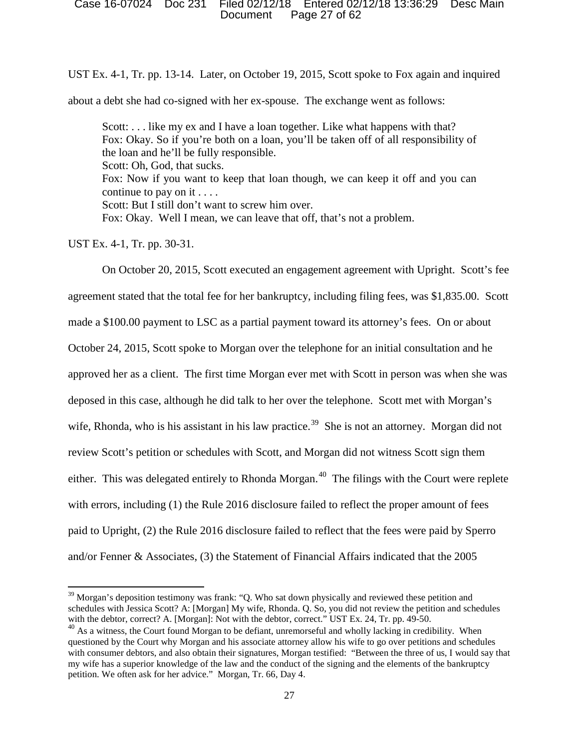UST Ex. 4-1, Tr. pp. 13-14. Later, on October 19, 2015, Scott spoke to Fox again and inquired about a debt she had co-signed with her ex-spouse. The exchange went as follows:

> Scott: . . . like my ex and I have a loan together. Like what happens with that?
> Fox: Okay. So if you're both on a loan, you'll be taken off of all responsibility of the loan and he'll be fully responsible.
> Scott: Oh, God, that sucks.
> Fox: Now if you want to keep that loan though, we can keep it off and you can continue to pay on it . . . .
> Scott: But I still don't want to screw him over.
> Fox: Okay. Well I mean, we can leave that off, that's not a problem.

UST Ex. 4-1, Tr. pp. 30-31.

On October 20, 2015, Scott executed an engagement agreement with Upright. Scott's fee agreement stated that the total fee for her bankruptcy, including filing fees, was $1,835.00. Scott made a $100.00 payment to LSC as a partial payment toward its attorney's fees. On or about October 24, 2015, Scott spoke to Morgan over the telephone for an initial consultation and he approved her as a client. The first time Morgan ever met with Scott in person was when she was deposed in this case, although he did talk to her over the telephone. Scott met with Morgan's wife, Rhonda, who is his assistant in his law practice.[39] She is not an attorney. Morgan did not review Scott's petition or schedules with Scott, and Morgan did not witness Scott sign them either. This was delegated entirely to Rhonda Morgan.[40] The filings with the Court were replete with errors, including (1) the Rule 2016 disclosure failed to reflect the proper amount of fees paid to Upright, (2) the Rule 2016 disclosure failed to reflect that the fees were paid by Sperro and/or Fenner & Associates, (3) the Statement of Financial Affairs indicated that the 2005

---

[39] Morgan's deposition testimony was frank: "Q. Who sat down physically and reviewed these petition and schedules with Jessica Scott? A: [Morgan] My wife, Rhonda. Q. So, you did not review the petition and schedules with the debtor, correct? A. [Morgan]: Not with the debtor, correct." UST Ex. 24, Tr. pp. 49-50.

[40] As a witness, the Court found Morgan to be defiant, unremorseful and wholly lacking in credibility. When questioned by the Court why Morgan and his associate attorney allow his wife to go over petitions and schedules with consumer debtors, and also obtain their signatures, Morgan testified: "Between the three of us, I would say that my wife has a superior knowledge of the law and the conduct of the signing and the elements of the bankruptcy petition. We often ask for her advice." Morgan, Tr. 66, Day 4.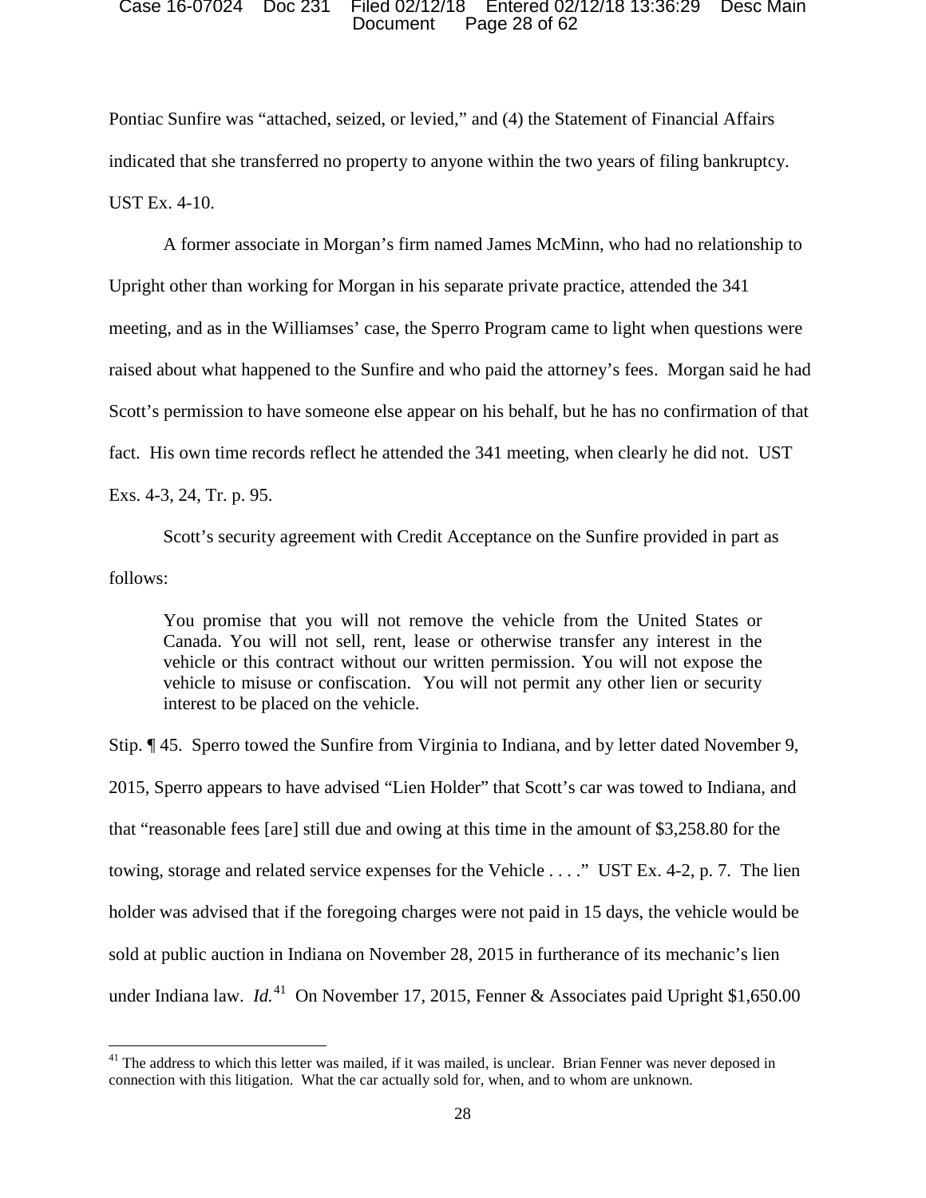Pontiac Sunfire was "attached, seized, or levied," and (4) the Statement of Financial Affairs indicated that she transferred no property to anyone within the two years of filing bankruptcy. UST Ex. 4-10.

A former associate in Morgan's firm named James McMinn, who had no relationship to Upright other than working for Morgan in his separate private practice, attended the 341 meeting, and as in the Williamses' case, the Sperro Program came to light when questions were raised about what happened to the Sunfire and who paid the attorney's fees. Morgan said he had Scott's permission to have someone else appear on his behalf, but he has no confirmation of that fact. His own time records reflect he attended the 341 meeting, when clearly he did not. UST Exs. 4-3, 24, Tr. p. 95.

Scott's security agreement with Credit Acceptance on the Sunfire provided in part as follows:

> You promise that you will not remove the vehicle from the United States or Canada. You will not sell, rent, lease or otherwise transfer any interest in the vehicle or this contract without our written permission. You will not expose the vehicle to misuse or confiscation. You will not permit any other lien or security interest to be placed on the vehicle.

Stip. ¶ 45. Sperro towed the Sunfire from Virginia to Indiana, and by letter dated November 9, 2015, Sperro appears to have advised "Lien Holder" that Scott's car was towed to Indiana, and that "reasonable fees [are] still due and owing at this time in the amount of $3,258.80 for the towing, storage and related service expenses for the Vehicle . . . ." UST Ex. 4-2, p. 7. The lien holder was advised that if the foregoing charges were not paid in 15 days, the vehicle would be sold at public auction in Indiana on November 28, 2015 in furtherance of its mechanic's lien under Indiana law. *Id.*[41] On November 17, 2015, Fenner & Associates paid Upright $1,650.00

[41] The address to which this letter was mailed, if it was mailed, is unclear. Brian Fenner was never deposed in connection with this litigation. What the car actually sold for, when, and to whom are unknown.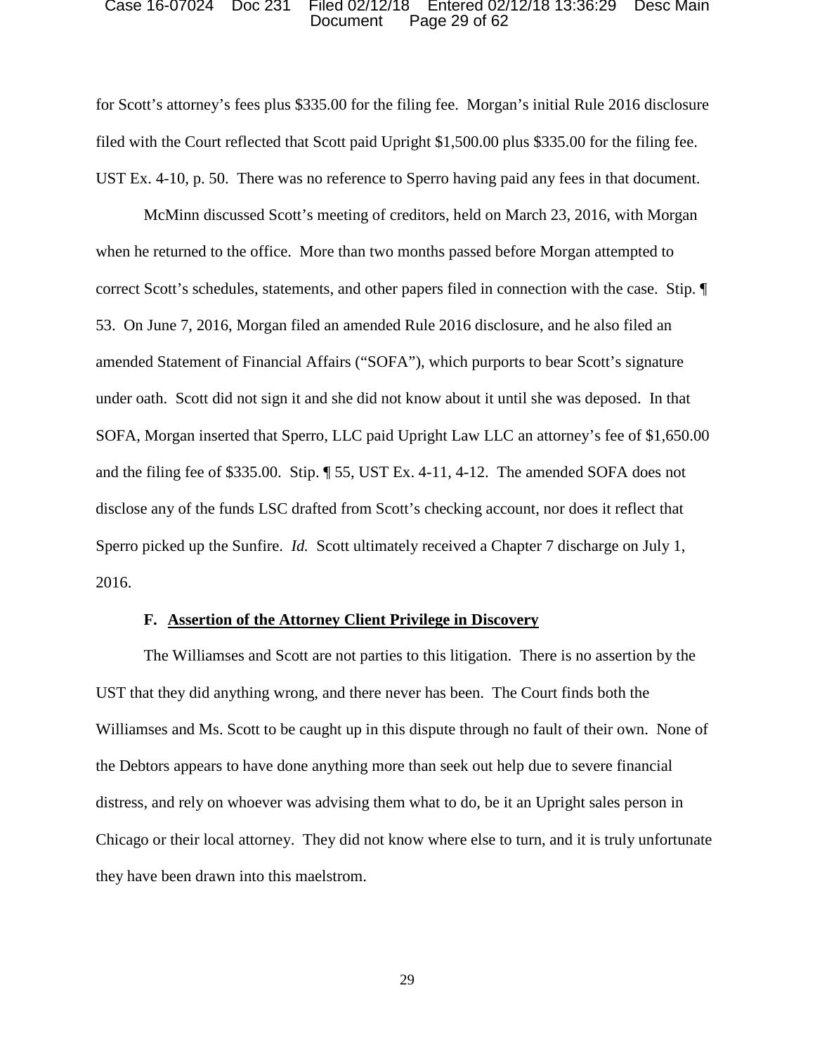for Scott's attorney's fees plus $335.00 for the filing fee. Morgan's initial Rule 2016 disclosure filed with the Court reflected that Scott paid Upright $1,500.00 plus $335.00 for the filing fee. UST Ex. 4-10, p. 50. There was no reference to Sperro having paid any fees in that document.

McMinn discussed Scott's meeting of creditors, held on March 23, 2016, with Morgan when he returned to the office. More than two months passed before Morgan attempted to correct Scott's schedules, statements, and other papers filed in connection with the case. Stip. ¶ 53. On June 7, 2016, Morgan filed an amended Rule 2016 disclosure, and he also filed an amended Statement of Financial Affairs ("SOFA"), which purports to bear Scott's signature under oath. Scott did not sign it and she did not know about it until she was deposed. In that SOFA, Morgan inserted that Sperro, LLC paid Upright Law LLC an attorney's fee of $1,650.00 and the filing fee of $335.00. Stip. ¶ 55, UST Ex. 4-11, 4-12. The amended SOFA does not disclose any of the funds LSC drafted from Scott's checking account, nor does it reflect that Sperro picked up the Sunfire. *Id.* Scott ultimately received a Chapter 7 discharge on July 1, 2016.

### F. <u>Assertion of the Attorney Client Privilege in Discovery</u>

The Williamses and Scott are not parties to this litigation. There is no assertion by the UST that they did anything wrong, and there never has been. The Court finds both the Williamses and Ms. Scott to be caught up in this dispute through no fault of their own. None of the Debtors appears to have done anything more than seek out help due to severe financial distress, and rely on whoever was advising them what to do, be it an Upright sales person in Chicago or their local attorney. They did not know where else to turn, and it is truly unfortunate they have been drawn into this maelstrom.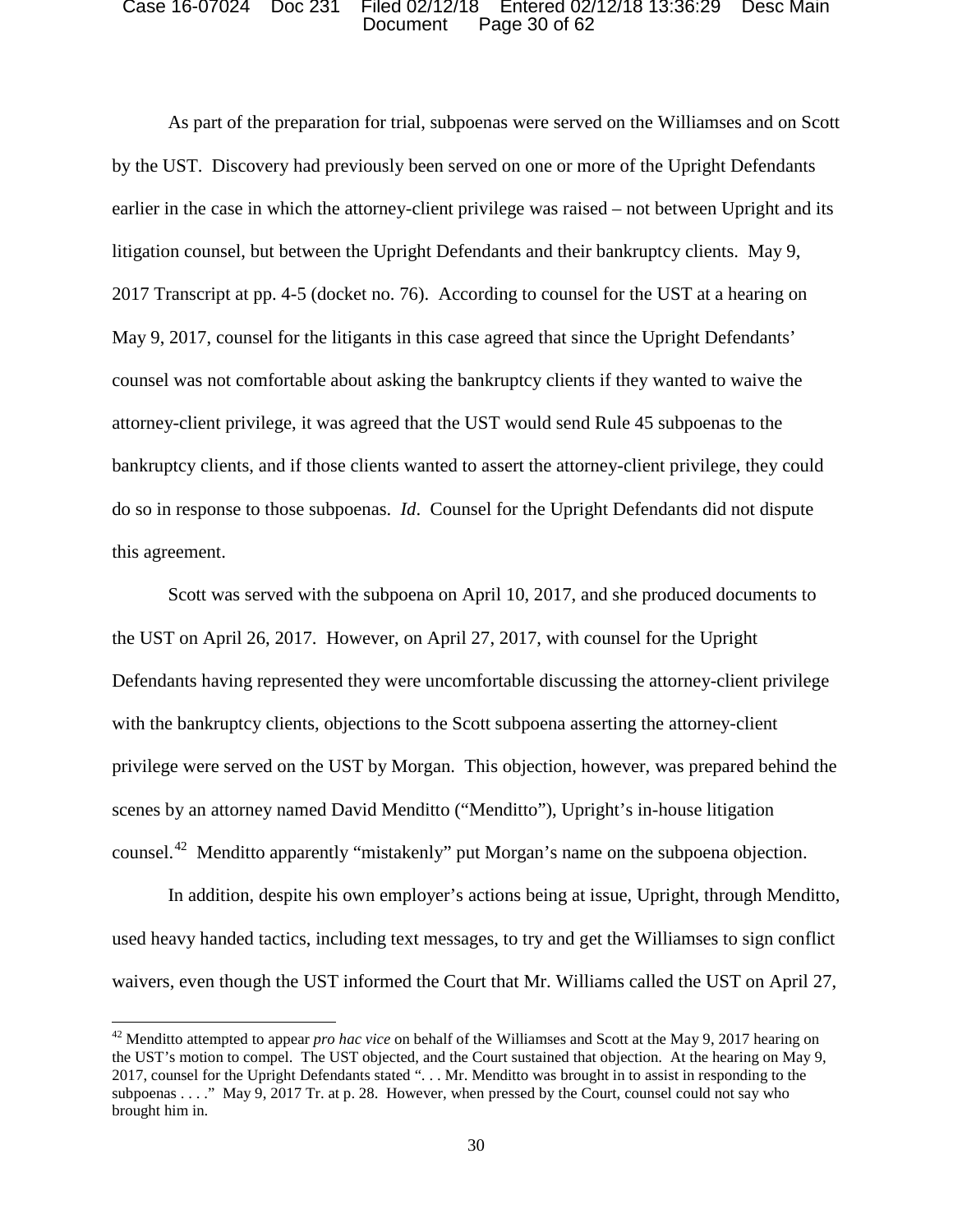As part of the preparation for trial, subpoenas were served on the Williamses and on Scott by the UST. Discovery had previously been served on one or more of the Upright Defendants earlier in the case in which the attorney-client privilege was raised – not between Upright and its litigation counsel, but between the Upright Defendants and their bankruptcy clients. May 9, 2017 Transcript at pp. 4-5 (docket no. 76). According to counsel for the UST at a hearing on May 9, 2017, counsel for the litigants in this case agreed that since the Upright Defendants' counsel was not comfortable about asking the bankruptcy clients if they wanted to waive the attorney-client privilege, it was agreed that the UST would send Rule 45 subpoenas to the bankruptcy clients, and if those clients wanted to assert the attorney-client privilege, they could do so in response to those subpoenas. *Id*. Counsel for the Upright Defendants did not dispute this agreement.

Scott was served with the subpoena on April 10, 2017, and she produced documents to the UST on April 26, 2017. However, on April 27, 2017, with counsel for the Upright Defendants having represented they were uncomfortable discussing the attorney-client privilege with the bankruptcy clients, objections to the Scott subpoena asserting the attorney-client privilege were served on the UST by Morgan. This objection, however, was prepared behind the scenes by an attorney named David Menditto ("Menditto"), Upright's in-house litigation counsel.[42] Menditto apparently "mistakenly" put Morgan's name on the subpoena objection.

In addition, despite his own employer's actions being at issue, Upright, through Menditto, used heavy handed tactics, including text messages, to try and get the Williamses to sign conflict waivers, even though the UST informed the Court that Mr. Williams called the UST on April 27,

[42] Menditto attempted to appear *pro hac vice* on behalf of the Williamses and Scott at the May 9, 2017 hearing on the UST's motion to compel. The UST objected, and the Court sustained that objection. At the hearing on May 9, 2017, counsel for the Upright Defendants stated ". . . Mr. Menditto was brought in to assist in responding to the subpoenas . . . ." May 9, 2017 Tr. at p. 28. However, when pressed by the Court, counsel could not say who brought him in.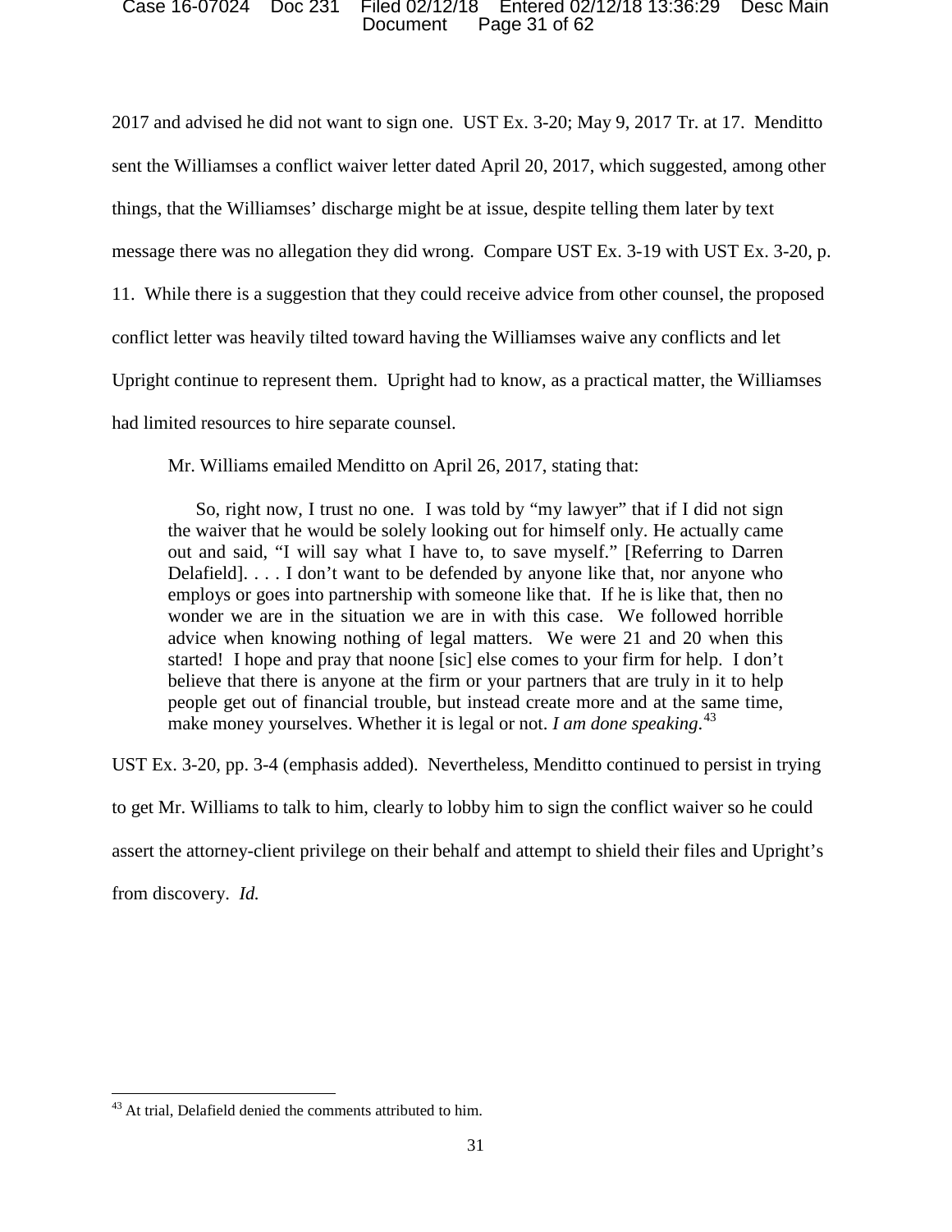2017 and advised he did not want to sign one. UST Ex. 3-20; May 9, 2017 Tr. at 17. Menditto sent the Williamses a conflict waiver letter dated April 20, 2017, which suggested, among other things, that the Williamses' discharge might be at issue, despite telling them later by text message there was no allegation they did wrong. Compare UST Ex. 3-19 with UST Ex. 3-20, p. 11. While there is a suggestion that they could receive advice from other counsel, the proposed conflict letter was heavily tilted toward having the Williamses waive any conflicts and let Upright continue to represent them. Upright had to know, as a practical matter, the Williamses had limited resources to hire separate counsel.

Mr. Williams emailed Menditto on April 26, 2017, stating that:

> So, right now, I trust no one. I was told by "my lawyer" that if I did not sign the waiver that he would be solely looking out for himself only. He actually came out and said, "I will say what I have to, to save myself." [Referring to Darren Delafield]. . . . I don't want to be defended by anyone like that, nor anyone who employs or goes into partnership with someone like that. If he is like that, then no wonder we are in the situation we are in with this case. We followed horrible advice when knowing nothing of legal matters. We were 21 and 20 when this started! I hope and pray that noone [sic] else comes to your firm for help. I don't believe that there is anyone at the firm or your partners that are truly in it to help people get out of financial trouble, but instead create more and at the same time, make money yourselves. Whether it is legal or not. *I am done speaking*.[43]

UST Ex. 3-20, pp. 3-4 (emphasis added). Nevertheless, Menditto continued to persist in trying to get Mr. Williams to talk to him, clearly to lobby him to sign the conflict waiver so he could assert the attorney-client privilege on their behalf and attempt to shield their files and Upright's from discovery. *Id.*

---

[43] At trial, Delafield denied the comments attributed to him.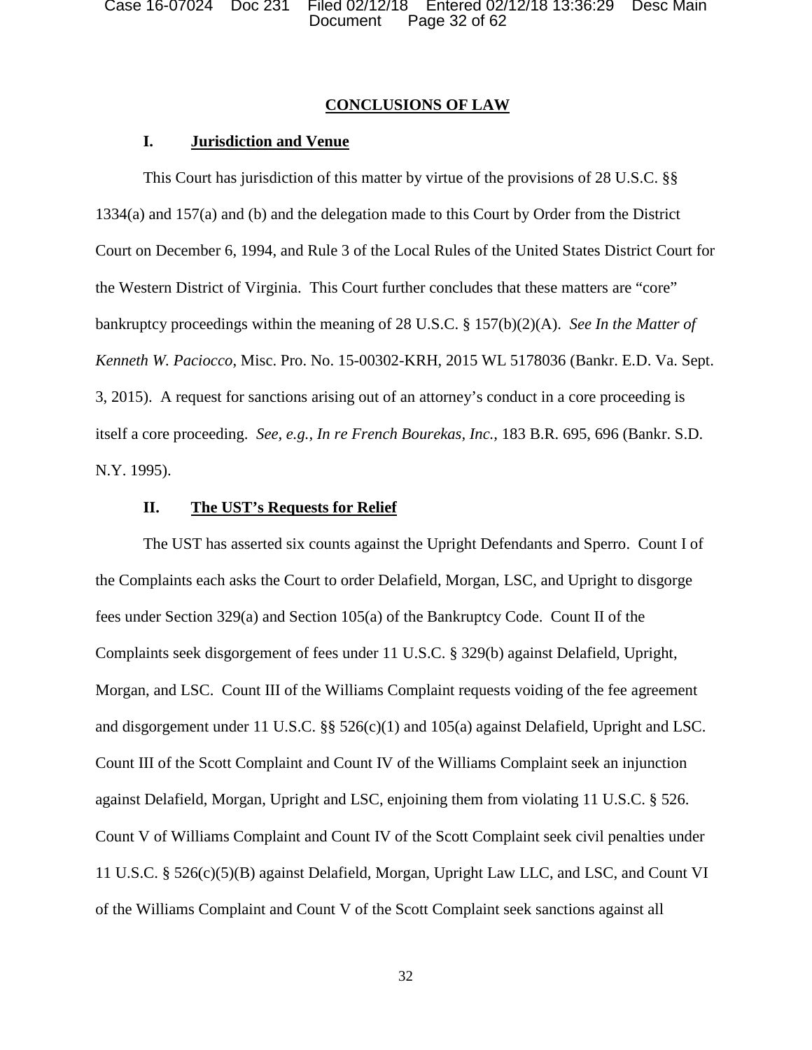## CONCLUSIONS OF LAW

### I. Jurisdiction and Venue

This Court has jurisdiction of this matter by virtue of the provisions of 28 U.S.C. §§ 1334(a) and 157(a) and (b) and the delegation made to this Court by Order from the District Court on December 6, 1994, and Rule 3 of the Local Rules of the United States District Court for the Western District of Virginia. This Court further concludes that these matters are "core" bankruptcy proceedings within the meaning of 28 U.S.C. § 157(b)(2)(A). *See In the Matter of Kenneth W. Paciocco*, Misc. Pro. No. 15-00302-KRH, 2015 WL 5178036 (Bankr. E.D. Va. Sept. 3, 2015). A request for sanctions arising out of an attorney's conduct in a core proceeding is itself a core proceeding. *See, e.g., In re French Bourekas, Inc.*, 183 B.R. 695, 696 (Bankr. S.D. N.Y. 1995).

### II. The UST's Requests for Relief

The UST has asserted six counts against the Upright Defendants and Sperro. Count I of the Complaints each asks the Court to order Delafield, Morgan, LSC, and Upright to disgorge fees under Section 329(a) and Section 105(a) of the Bankruptcy Code. Count II of the Complaints seek disgorgement of fees under 11 U.S.C. § 329(b) against Delafield, Upright, Morgan, and LSC. Count III of the Williams Complaint requests voiding of the fee agreement and disgorgement under 11 U.S.C. §§ 526(c)(1) and 105(a) against Delafield, Upright and LSC. Count III of the Scott Complaint and Count IV of the Williams Complaint seek an injunction against Delafield, Morgan, Upright and LSC, enjoining them from violating 11 U.S.C. § 526. Count V of Williams Complaint and Count IV of the Scott Complaint seek civil penalties under 11 U.S.C. § 526(c)(5)(B) against Delafield, Morgan, Upright Law LLC, and LSC, and Count VI of the Williams Complaint and Count V of the Scott Complaint seek sanctions against all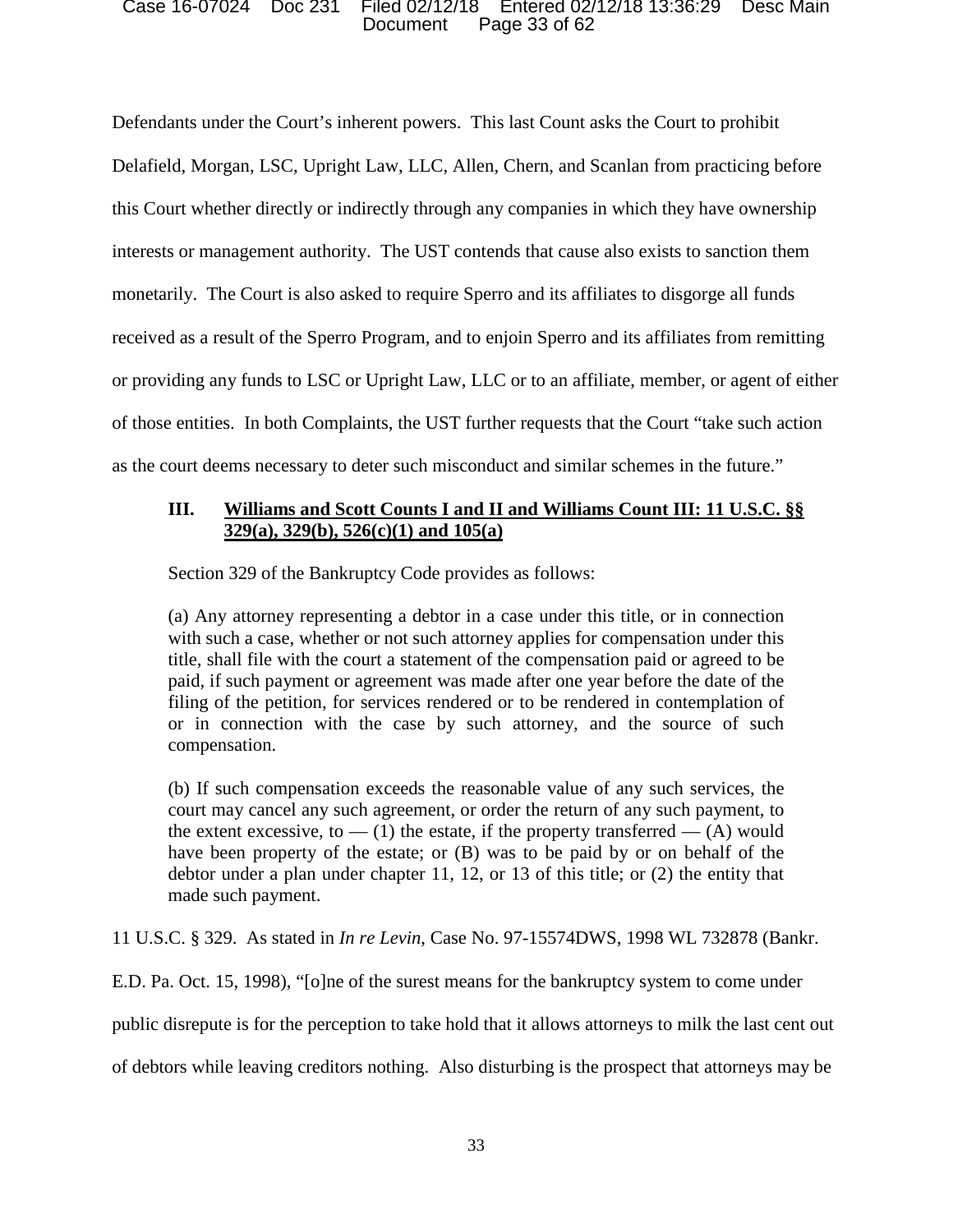Defendants under the Court's inherent powers. This last Count asks the Court to prohibit Delafield, Morgan, LSC, Upright Law, LLC, Allen, Chern, and Scanlan from practicing before this Court whether directly or indirectly through any companies in which they have ownership interests or management authority. The UST contends that cause also exists to sanction them monetarily. The Court is also asked to require Sperro and its affiliates to disgorge all funds received as a result of the Sperro Program, and to enjoin Sperro and its affiliates from remitting or providing any funds to LSC or Upright Law, LLC or to an affiliate, member, or agent of either of those entities. In both Complaints, the UST further requests that the Court "take such action as the court deems necessary to deter such misconduct and similar schemes in the future."

## III. Williams and Scott Counts I and II and Williams Count III: 11 U.S.C. §§ 329(a), 329(b), 526(c)(1) and 105(a)

Section 329 of the Bankruptcy Code provides as follows:

> (a) Any attorney representing a debtor in a case under this title, or in connection with such a case, whether or not such attorney applies for compensation under this title, shall file with the court a statement of the compensation paid or agreed to be paid, if such payment or agreement was made after one year before the date of the filing of the petition, for services rendered or to be rendered in contemplation of or in connection with the case by such attorney, and the source of such compensation.
>
> (b) If such compensation exceeds the reasonable value of any such services, the court may cancel any such agreement, or order the return of any such payment, to the extent excessive, to — (1) the estate, if the property transferred — (A) would have been property of the estate; or (B) was to be paid by or on behalf of the debtor under a plan under chapter 11, 12, or 13 of this title; or (2) the entity that made such payment.

11 U.S.C. § 329. As stated in *In re Levin*, Case No. 97-15574DWS, 1998 WL 732878 (Bankr. E.D. Pa. Oct. 15, 1998), "[o]ne of the surest means for the bankruptcy system to come under public disrepute is for the perception to take hold that it allows attorneys to milk the last cent out of debtors while leaving creditors nothing. Also disturbing is the prospect that attorneys may be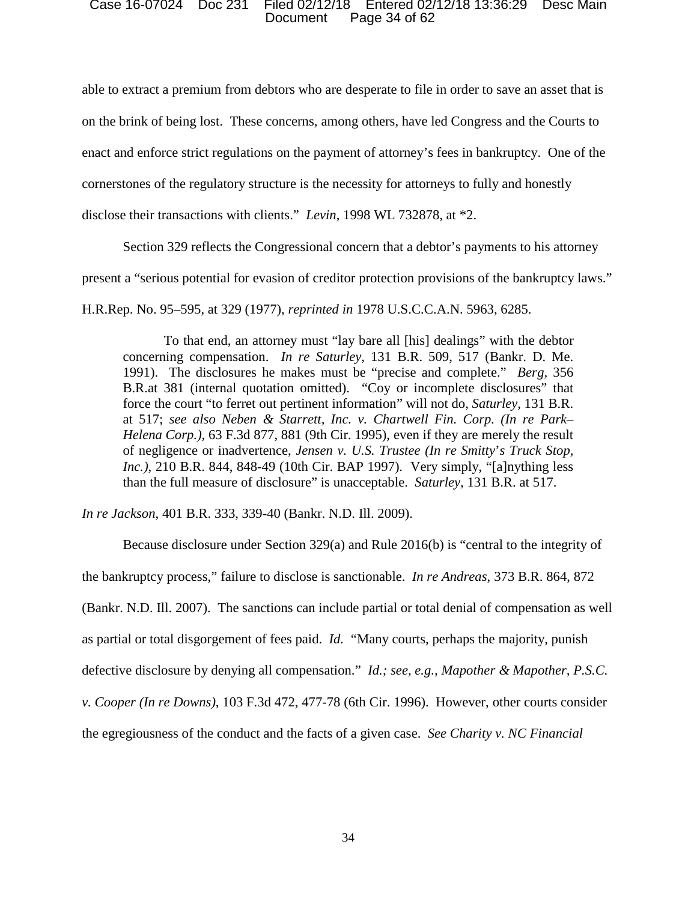able to extract a premium from debtors who are desperate to file in order to save an asset that is on the brink of being lost. These concerns, among others, have led Congress and the Courts to enact and enforce strict regulations on the payment of attorney's fees in bankruptcy. One of the cornerstones of the regulatory structure is the necessity for attorneys to fully and honestly disclose their transactions with clients." *Levin*, 1998 WL 732878, at *2.

Section 329 reflects the Congressional concern that a debtor's payments to his attorney present a "serious potential for evasion of creditor protection provisions of the bankruptcy laws." H.R.Rep. No. 95–595, at 329 (1977), *reprinted in* 1978 U.S.C.C.A.N. 5963, 6285.

> To that end, an attorney must "lay bare all [his] dealings" with the debtor concerning compensation. *In re Saturley*, 131 B.R. 509, 517 (Bankr. D. Me. 1991). The disclosures he makes must be "precise and complete." *Berg*, 356 B.R.at 381 (internal quotation omitted). "Coy or incomplete disclosures" that force the court "to ferret out pertinent information" will not do, *Saturley*, 131 B.R. at 517; *see also Neben & Starrett, Inc. v. Chartwell Fin. Corp. (In re Park–Helena Corp.)*, 63 F.3d 877, 881 (9th Cir. 1995), even if they are merely the result of negligence or inadvertence, *Jensen v. U.S. Trustee (In re Smitty's Truck Stop, Inc.)*, 210 B.R. 844, 848-49 (10th Cir. BAP 1997). Very simply, "[a]nything less than the full measure of disclosure" is unacceptable. *Saturley*, 131 B.R. at 517.

*In re Jackson*, 401 B.R. 333, 339-40 (Bankr. N.D. Ill. 2009).

Because disclosure under Section 329(a) and Rule 2016(b) is "central to the integrity of the bankruptcy process," failure to disclose is sanctionable. *In re Andreas*, 373 B.R. 864, 872 (Bankr. N.D. Ill. 2007). The sanctions can include partial or total denial of compensation as well as partial or total disgorgement of fees paid. *Id.* "Many courts, perhaps the majority, punish defective disclosure by denying all compensation." *Id.; see, e.g., Mapother & Mapother, P.S.C. v. Cooper (In re Downs)*, 103 F.3d 472, 477-78 (6th Cir. 1996). However, other courts consider the egregiousness of the conduct and the facts of a given case. *See Charity v. NC Financial*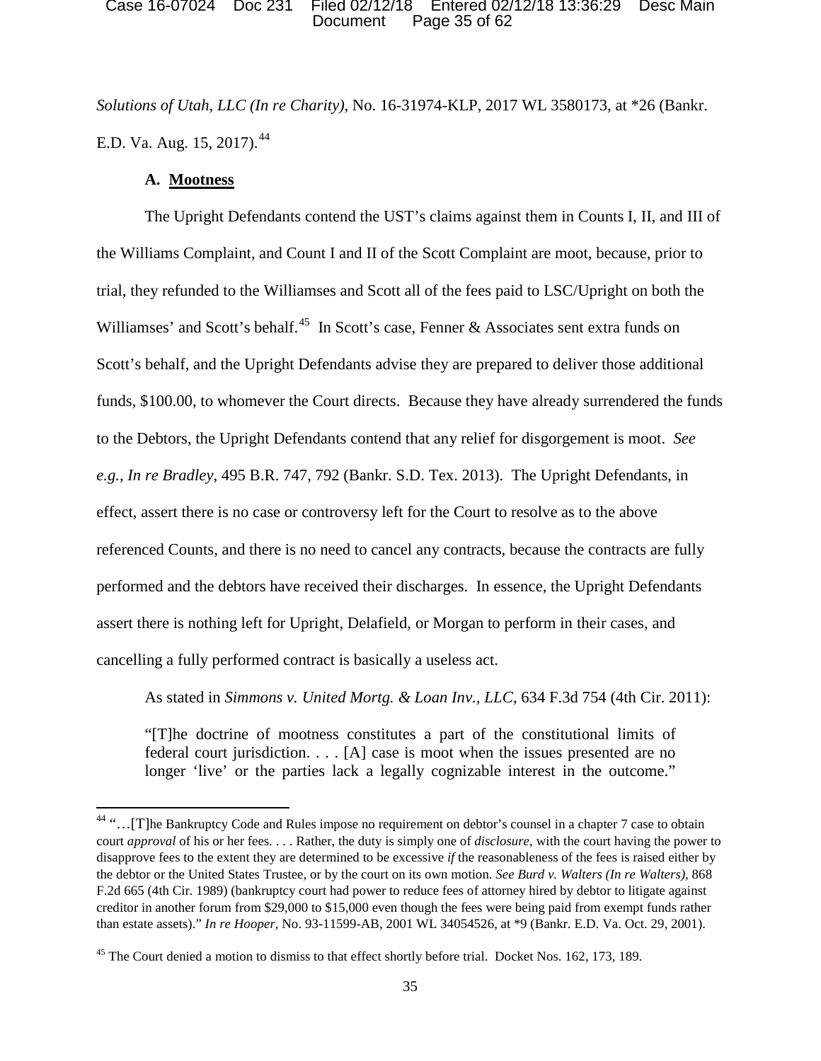*Solutions of Utah, LLC (In re Charity)*, No. 16-31974-KLP, 2017 WL 3580173, at *26 (Bankr. E.D. Va. Aug. 15, 2017).[44]

**A. Mootness**

The Upright Defendants contend the UST's claims against them in Counts I, II, and III of the Williams Complaint, and Count I and II of the Scott Complaint are moot, because, prior to trial, they refunded to the Williamses and Scott all of the fees paid to LSC/Upright on both the Williamses' and Scott's behalf.[45] In Scott's case, Fenner & Associates sent extra funds on Scott's behalf, and the Upright Defendants advise they are prepared to deliver those additional funds, $100.00, to whomever the Court directs. Because they have already surrendered the funds to the Debtors, the Upright Defendants contend that any relief for disgorgement is moot. *See e.g., In re Bradley*, 495 B.R. 747, 792 (Bankr. S.D. Tex. 2013). The Upright Defendants, in effect, assert there is no case or controversy left for the Court to resolve as to the above referenced Counts, and there is no need to cancel any contracts, because the contracts are fully performed and the debtors have received their discharges. In essence, the Upright Defendants assert there is nothing left for Upright, Delafield, or Morgan to perform in their cases, and cancelling a fully performed contract is basically a useless act.

As stated in *Simmons v. United Mortg. & Loan Inv., LLC*, 634 F.3d 754 (4th Cir. 2011):

> "[T]he doctrine of mootness constitutes a part of the constitutional limits of federal court jurisdiction. . . . [A] case is moot when the issues presented are no longer 'live' or the parties lack a legally cognizable interest in the outcome."

---

[44] "…[T]he Bankruptcy Code and Rules impose no requirement on debtor's counsel in a chapter 7 case to obtain court *approval* of his or her fees. . . . Rather, the duty is simply one of *disclosure*, with the court having the power to disapprove fees to the extent they are determined to be excessive *if* the reasonableness of the fees is raised either by the debtor or the United States Trustee, or by the court on its own motion. *See Burd v. Walters (In re Walters)*, 868 F.2d 665 (4th Cir. 1989) (bankruptcy court had power to reduce fees of attorney hired by debtor to litigate against creditor in another forum from $29,000 to $15,000 even though the fees were being paid from exempt funds rather than estate assets)." *In re Hooper*, No. 93-11599-AB, 2001 WL 34054526, at *9 (Bankr. E.D. Va. Oct. 29, 2001).

[45] The Court denied a motion to dismiss to that effect shortly before trial. Docket Nos. 162, 173, 189.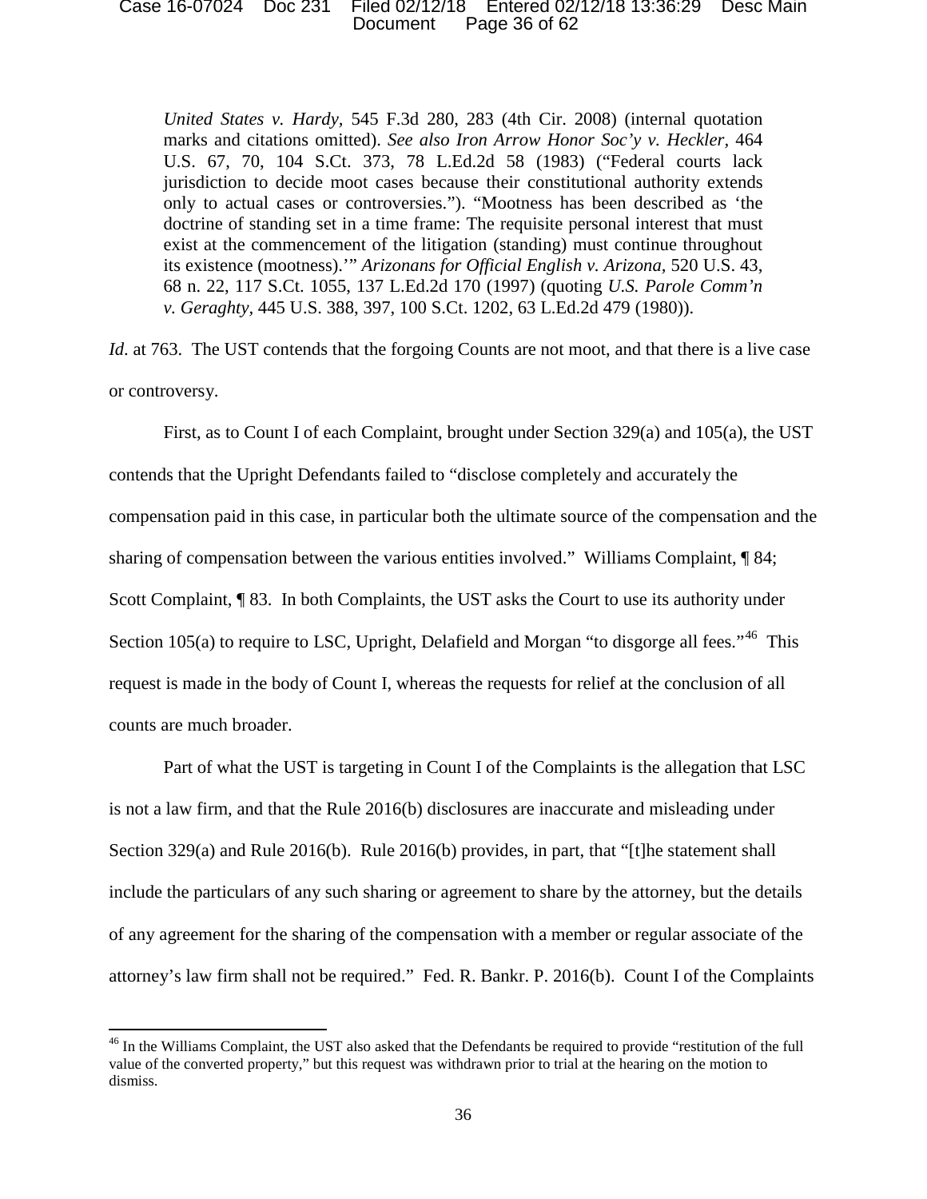> *United States v. Hardy*, 545 F.3d 280, 283 (4th Cir. 2008) (internal quotation marks and citations omitted). *See also Iron Arrow Honor Soc'y v. Heckler*, 464 U.S. 67, 70, 104 S.Ct. 373, 78 L.Ed.2d 58 (1983) ("Federal courts lack jurisdiction to decide moot cases because their constitutional authority extends only to actual cases or controversies."). "Mootness has been described as 'the doctrine of standing set in a time frame: The requisite personal interest that must exist at the commencement of the litigation (standing) must continue throughout its existence (mootness).'" *Arizonans for Official English v. Arizona*, 520 U.S. 43, 68 n. 22, 117 S.Ct. 1055, 137 L.Ed.2d 170 (1997) (quoting *U.S. Parole Comm'n v. Geraghty*, 445 U.S. 388, 397, 100 S.Ct. 1202, 63 L.Ed.2d 479 (1980)).

*Id*. at 763. The UST contends that the forgoing Counts are not moot, and that there is a live case or controversy.

First, as to Count I of each Complaint, brought under Section 329(a) and 105(a), the UST contends that the Upright Defendants failed to "disclose completely and accurately the compensation paid in this case, in particular both the ultimate source of the compensation and the sharing of compensation between the various entities involved." Williams Complaint, ¶ 84; Scott Complaint, ¶ 83. In both Complaints, the UST asks the Court to use its authority under Section 105(a) to require to LSC, Upright, Delafield and Morgan "to disgorge all fees."[46] This request is made in the body of Count I, whereas the requests for relief at the conclusion of all counts are much broader.

Part of what the UST is targeting in Count I of the Complaints is the allegation that LSC is not a law firm, and that the Rule 2016(b) disclosures are inaccurate and misleading under Section 329(a) and Rule 2016(b). Rule 2016(b) provides, in part, that "[t]he statement shall include the particulars of any such sharing or agreement to share by the attorney, but the details of any agreement for the sharing of the compensation with a member or regular associate of the attorney's law firm shall not be required." Fed. R. Bankr. P. 2016(b). Count I of the Complaints

[46] In the Williams Complaint, the UST also asked that the Defendants be required to provide "restitution of the full value of the converted property," but this request was withdrawn prior to trial at the hearing on the motion to dismiss.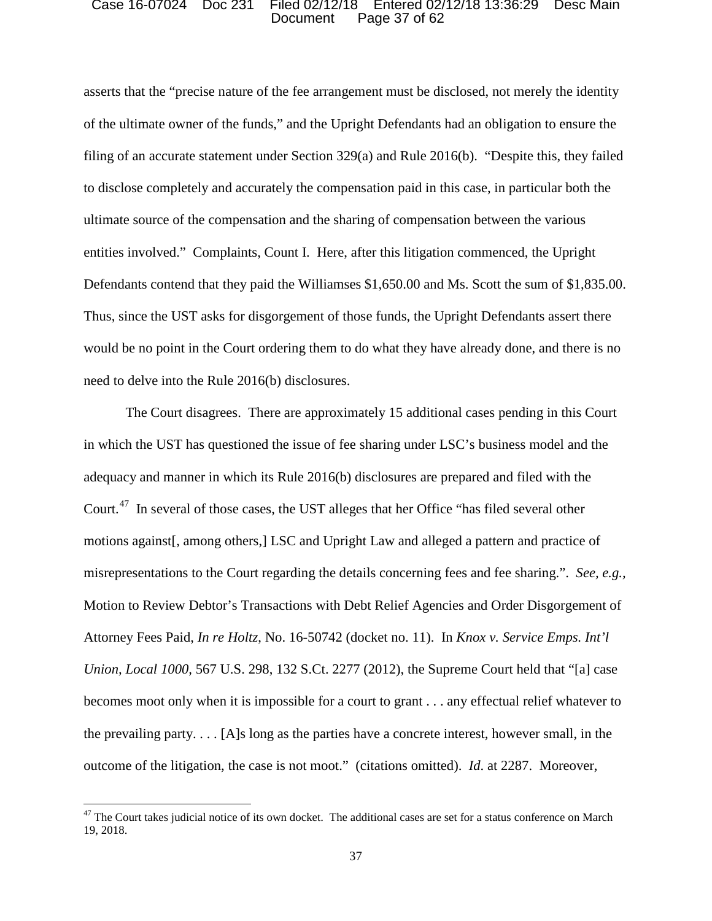asserts that the "precise nature of the fee arrangement must be disclosed, not merely the identity of the ultimate owner of the funds," and the Upright Defendants had an obligation to ensure the filing of an accurate statement under Section 329(a) and Rule 2016(b). "Despite this, they failed to disclose completely and accurately the compensation paid in this case, in particular both the ultimate source of the compensation and the sharing of compensation between the various entities involved." Complaints, Count I. Here, after this litigation commenced, the Upright Defendants contend that they paid the Williamses $1,650.00 and Ms. Scott the sum of $1,835.00. Thus, since the UST asks for disgorgement of those funds, the Upright Defendants assert there would be no point in the Court ordering them to do what they have already done, and there is no need to delve into the Rule 2016(b) disclosures.

The Court disagrees. There are approximately 15 additional cases pending in this Court in which the UST has questioned the issue of fee sharing under LSC's business model and the adequacy and manner in which its Rule 2016(b) disclosures are prepared and filed with the Court.[47] In several of those cases, the UST alleges that her Office "has filed several other motions against[, among others,] LSC and Upright Law and alleged a pattern and practice of misrepresentations to the Court regarding the details concerning fees and fee sharing.". *See, e.g.*, Motion to Review Debtor's Transactions with Debt Relief Agencies and Order Disgorgement of Attorney Fees Paid, *In re Holtz*, No. 16-50742 (docket no. 11). In *Knox v. Service Emps. Int'l Union, Local 1000*, 567 U.S. 298, 132 S.Ct. 2277 (2012), the Supreme Court held that "[a] case becomes moot only when it is impossible for a court to grant . . . any effectual relief whatever to the prevailing party. . . . [A]s long as the parties have a concrete interest, however small, in the outcome of the litigation, the case is not moot." (citations omitted). *Id*. at 2287. Moreover,

---

[47] The Court takes judicial notice of its own docket. The additional cases are set for a status conference on March 19, 2018.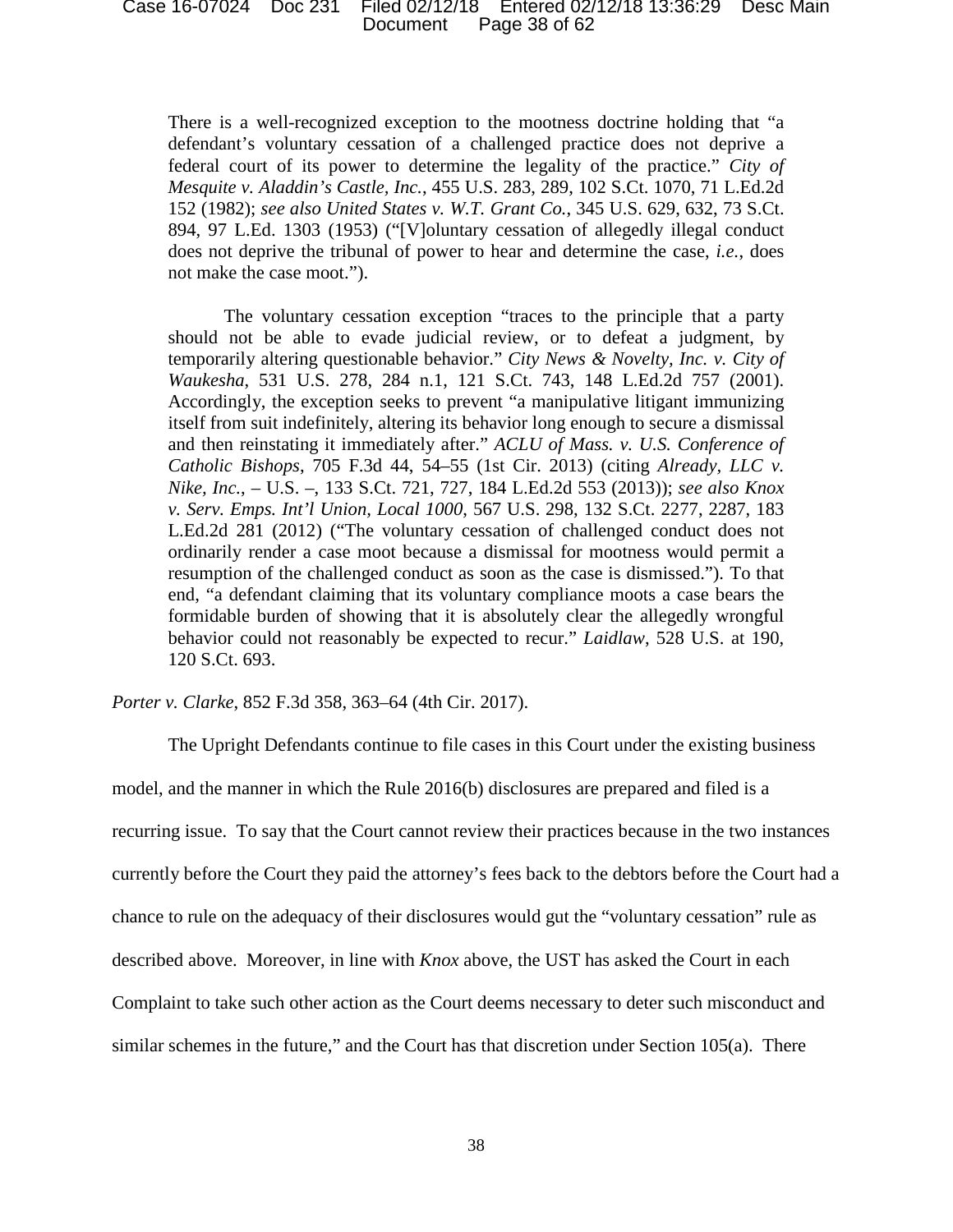> There is a well-recognized exception to the mootness doctrine holding that "a defendant's voluntary cessation of a challenged practice does not deprive a federal court of its power to determine the legality of the practice." *City of Mesquite v. Aladdin's Castle, Inc.*, 455 U.S. 283, 289, 102 S.Ct. 1070, 71 L.Ed.2d 152 (1982); *see also United States v. W.T. Grant Co.*, 345 U.S. 629, 632, 73 S.Ct. 894, 97 L.Ed. 1303 (1953) ("[V]oluntary cessation of allegedly illegal conduct does not deprive the tribunal of power to hear and determine the case, *i.e.*, does not make the case moot.").
>
> The voluntary cessation exception "traces to the principle that a party should not be able to evade judicial review, or to defeat a judgment, by temporarily altering questionable behavior." *City News & Novelty, Inc. v. City of Waukesha*, 531 U.S. 278, 284 n.1, 121 S.Ct. 743, 148 L.Ed.2d 757 (2001). Accordingly, the exception seeks to prevent "a manipulative litigant immunizing itself from suit indefinitely, altering its behavior long enough to secure a dismissal and then reinstating it immediately after." *ACLU of Mass. v. U.S. Conference of Catholic Bishops*, 705 F.3d 44, 54–55 (1st Cir. 2013) (citing *Already, LLC v. Nike, Inc.*, – U.S. –, 133 S.Ct. 721, 727, 184 L.Ed.2d 553 (2013)); *see also Knox v. Serv. Emps. Int'l Union, Local 1000*, 567 U.S. 298, 132 S.Ct. 2277, 2287, 183 L.Ed.2d 281 (2012) ("The voluntary cessation of challenged conduct does not ordinarily render a case moot because a dismissal for mootness would permit a resumption of the challenged conduct as soon as the case is dismissed."). To that end, "a defendant claiming that its voluntary compliance moots a case bears the formidable burden of showing that it is absolutely clear the allegedly wrongful behavior could not reasonably be expected to recur." *Laidlaw*, 528 U.S. at 190, 120 S.Ct. 693.

*Porter v. Clarke*, 852 F.3d 358, 363–64 (4th Cir. 2017).

The Upright Defendants continue to file cases in this Court under the existing business model, and the manner in which the Rule 2016(b) disclosures are prepared and filed is a recurring issue. To say that the Court cannot review their practices because in the two instances currently before the Court they paid the attorney's fees back to the debtors before the Court had a chance to rule on the adequacy of their disclosures would gut the "voluntary cessation" rule as described above. Moreover, in line with *Knox* above, the UST has asked the Court in each Complaint to take such other action as the Court deems necessary to deter such misconduct and similar schemes in the future," and the Court has that discretion under Section 105(a). There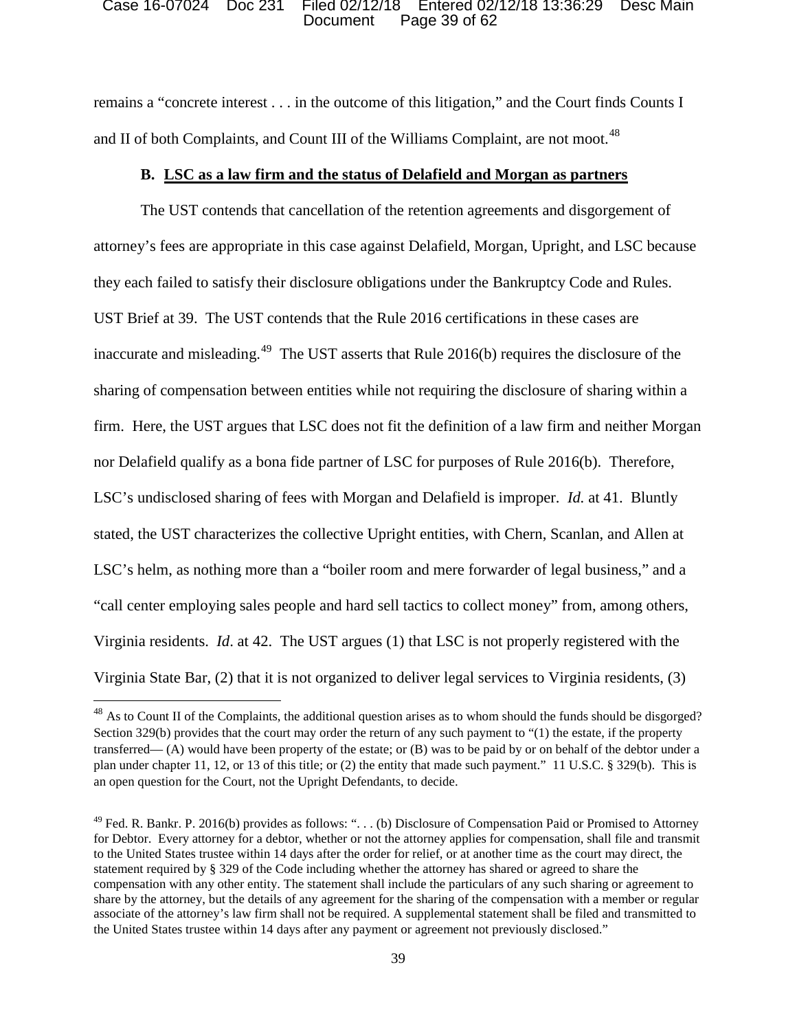remains a "concrete interest . . . in the outcome of this litigation," and the Court finds Counts I and II of both Complaints, and Count III of the Williams Complaint, are not moot.[48]

### B. LSC as a law firm and the status of Delafield and Morgan as partners

The UST contends that cancellation of the retention agreements and disgorgement of attorney's fees are appropriate in this case against Delafield, Morgan, Upright, and LSC because they each failed to satisfy their disclosure obligations under the Bankruptcy Code and Rules. UST Brief at 39. The UST contends that the Rule 2016 certifications in these cases are inaccurate and misleading.[49] The UST asserts that Rule 2016(b) requires the disclosure of the sharing of compensation between entities while not requiring the disclosure of sharing within a firm. Here, the UST argues that LSC does not fit the definition of a law firm and neither Morgan nor Delafield qualify as a bona fide partner of LSC for purposes of Rule 2016(b). Therefore, LSC's undisclosed sharing of fees with Morgan and Delafield is improper. *Id.* at 41. Bluntly stated, the UST characterizes the collective Upright entities, with Chern, Scanlan, and Allen at LSC's helm, as nothing more than a "boiler room and mere forwarder of legal business," and a "call center employing sales people and hard sell tactics to collect money" from, among others, Virginia residents. *Id*. at 42. The UST argues (1) that LSC is not properly registered with the Virginia State Bar, (2) that it is not organized to deliver legal services to Virginia residents, (3)

---

[48] As to Count II of the Complaints, the additional question arises as to whom should the funds should be disgorged? Section 329(b) provides that the court may order the return of any such payment to "(1) the estate, if the property transferred— (A) would have been property of the estate; or (B) was to be paid by or on behalf of the debtor under a plan under chapter 11, 12, or 13 of this title; or (2) the entity that made such payment." 11 U.S.C. § 329(b). This is an open question for the Court, not the Upright Defendants, to decide.

[49] Fed. R. Bankr. P. 2016(b) provides as follows: ". . . (b) Disclosure of Compensation Paid or Promised to Attorney for Debtor. Every attorney for a debtor, whether or not the attorney applies for compensation, shall file and transmit to the United States trustee within 14 days after the order for relief, or at another time as the court may direct, the statement required by § 329 of the Code including whether the attorney has shared or agreed to share the compensation with any other entity. The statement shall include the particulars of any such sharing or agreement to share by the attorney, but the details of any agreement for the sharing of the compensation with a member or regular associate of the attorney's law firm shall not be required. A supplemental statement shall be filed and transmitted to the United States trustee within 14 days after any payment or agreement not previously disclosed."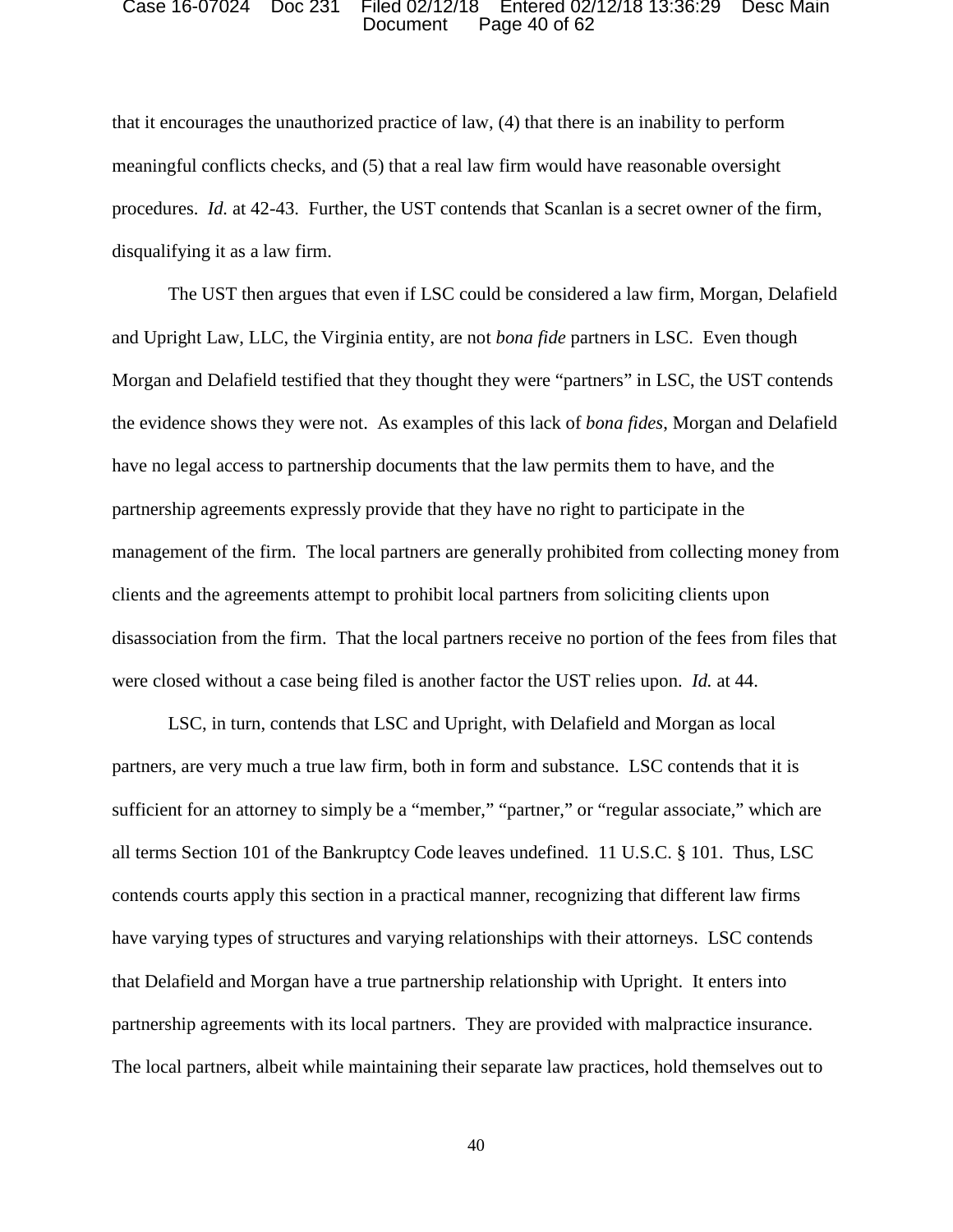that it encourages the unauthorized practice of law, (4) that there is an inability to perform meaningful conflicts checks, and (5) that a real law firm would have reasonable oversight procedures. *Id.* at 42-43. Further, the UST contends that Scanlan is a secret owner of the firm, disqualifying it as a law firm.

The UST then argues that even if LSC could be considered a law firm, Morgan, Delafield and Upright Law, LLC, the Virginia entity, are not *bona fide* partners in LSC. Even though Morgan and Delafield testified that they thought they were "partners" in LSC, the UST contends the evidence shows they were not. As examples of this lack of *bona fides*, Morgan and Delafield have no legal access to partnership documents that the law permits them to have, and the partnership agreements expressly provide that they have no right to participate in the management of the firm. The local partners are generally prohibited from collecting money from clients and the agreements attempt to prohibit local partners from soliciting clients upon disassociation from the firm. That the local partners receive no portion of the fees from files that were closed without a case being filed is another factor the UST relies upon. *Id.* at 44.

LSC, in turn, contends that LSC and Upright, with Delafield and Morgan as local partners, are very much a true law firm, both in form and substance. LSC contends that it is sufficient for an attorney to simply be a "member," "partner," or "regular associate," which are all terms Section 101 of the Bankruptcy Code leaves undefined. 11 U.S.C. § 101. Thus, LSC contends courts apply this section in a practical manner, recognizing that different law firms have varying types of structures and varying relationships with their attorneys. LSC contends that Delafield and Morgan have a true partnership relationship with Upright. It enters into partnership agreements with its local partners. They are provided with malpractice insurance. The local partners, albeit while maintaining their separate law practices, hold themselves out to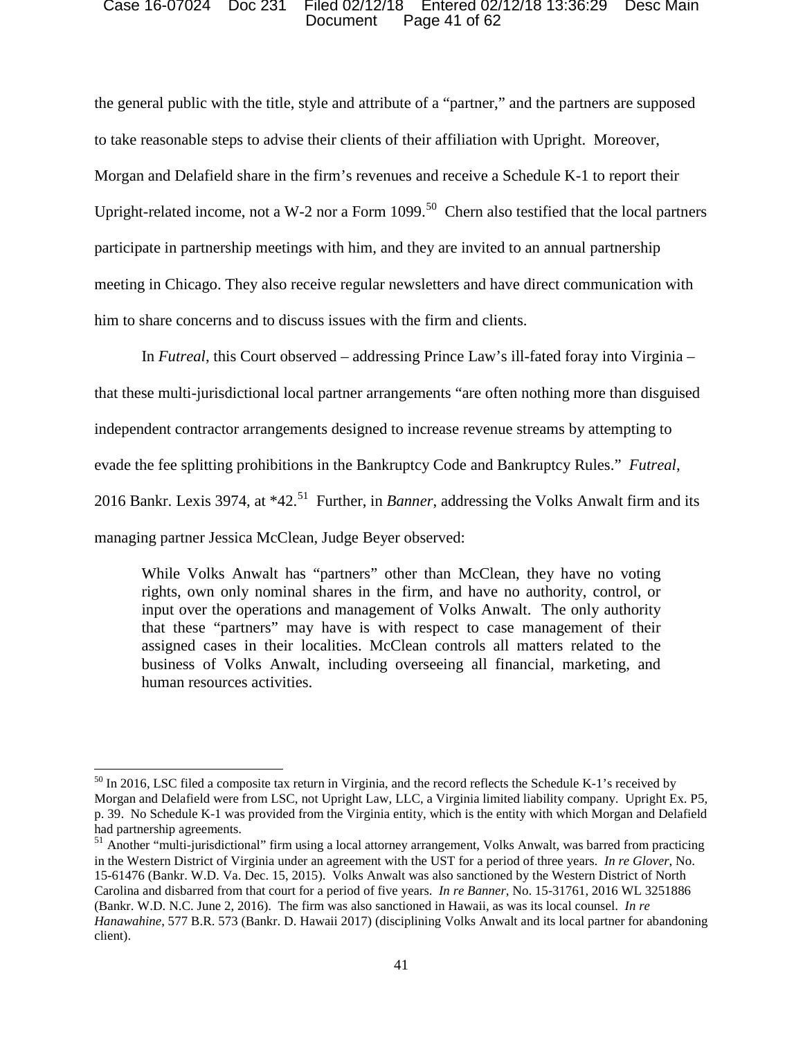the general public with the title, style and attribute of a "partner," and the partners are supposed to take reasonable steps to advise their clients of their affiliation with Upright. Moreover, Morgan and Delafield share in the firm's revenues and receive a Schedule K-1 to report their Upright-related income, not a W-2 nor a Form 1099.[50] Chern also testified that the local partners participate in partnership meetings with him, and they are invited to an annual partnership meeting in Chicago. They also receive regular newsletters and have direct communication with him to share concerns and to discuss issues with the firm and clients.

In *Futreal*, this Court observed – addressing Prince Law's ill-fated foray into Virginia – that these multi-jurisdictional local partner arrangements "are often nothing more than disguised independent contractor arrangements designed to increase revenue streams by attempting to evade the fee splitting prohibitions in the Bankruptcy Code and Bankruptcy Rules." *Futreal*, 2016 Bankr. Lexis 3974, at *42.[51] Further, in *Banner*, addressing the Volks Anwalt firm and its managing partner Jessica McClean, Judge Beyer observed:

> While Volks Anwalt has "partners" other than McClean, they have no voting rights, own only nominal shares in the firm, and have no authority, control, or input over the operations and management of Volks Anwalt. The only authority that these "partners" may have is with respect to case management of their assigned cases in their localities. McClean controls all matters related to the business of Volks Anwalt, including overseeing all financial, marketing, and human resources activities.

---

[50] In 2016, LSC filed a composite tax return in Virginia, and the record reflects the Schedule K-1's received by Morgan and Delafield were from LSC, not Upright Law, LLC, a Virginia limited liability company. Upright Ex. P5, p. 39. No Schedule K-1 was provided from the Virginia entity, which is the entity with which Morgan and Delafield had partnership agreements.

[51] Another "multi-jurisdictional" firm using a local attorney arrangement, Volks Anwalt, was barred from practicing in the Western District of Virginia under an agreement with the UST for a period of three years. *In re Glover*, No. 15-61476 (Bankr. W.D. Va. Dec. 15, 2015). Volks Anwalt was also sanctioned by the Western District of North Carolina and disbarred from that court for a period of five years. *In re Banner*, No. 15-31761, 2016 WL 3251886 (Bankr. W.D. N.C. June 2, 2016). The firm was also sanctioned in Hawaii, as was its local counsel. *In re Hanawahine*, 577 B.R. 573 (Bankr. D. Hawaii 2017) (disciplining Volks Anwalt and its local partner for abandoning client).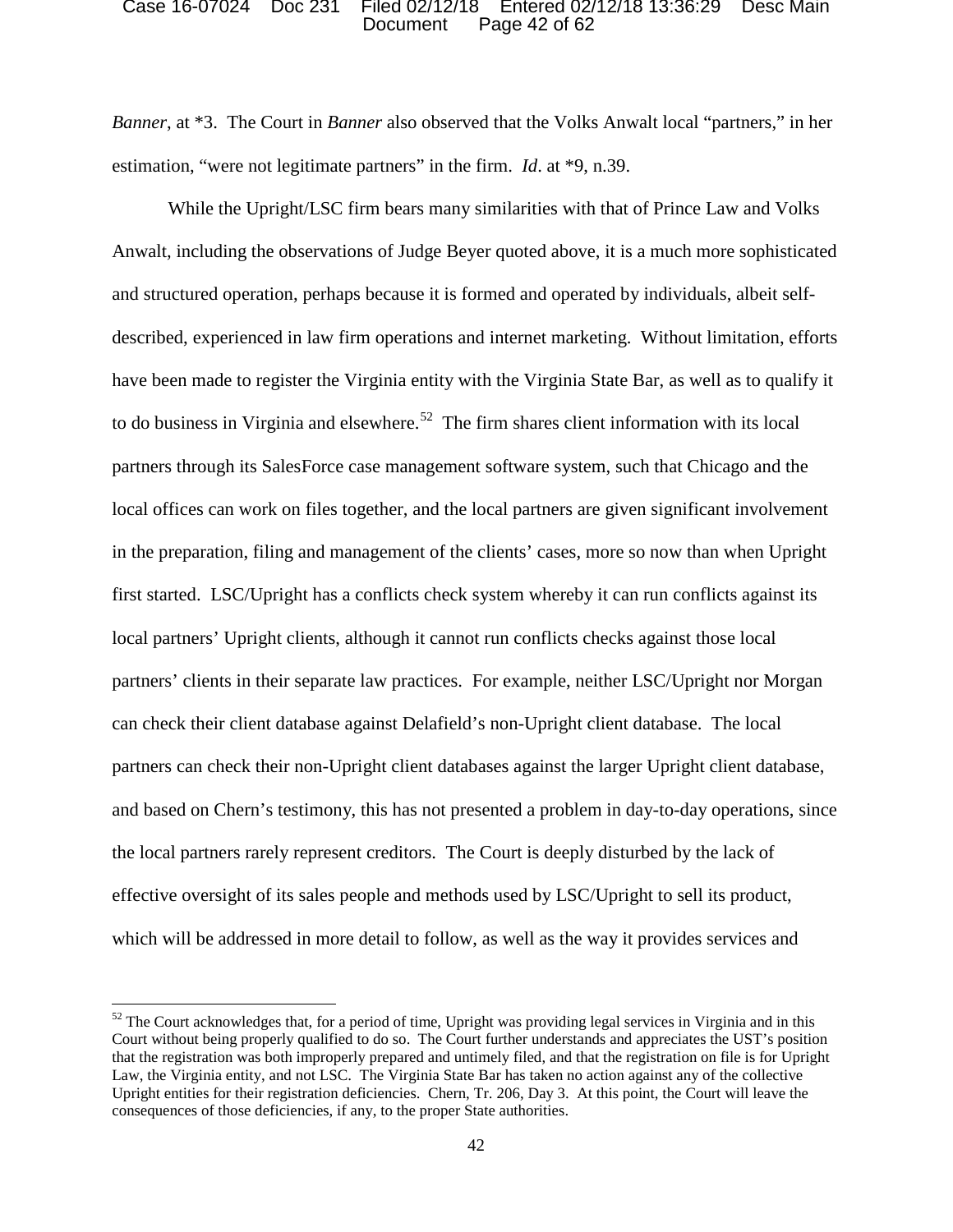*Banner*, at *3. The Court in *Banner* also observed that the Volks Anwalt local "partners," in her estimation, "were not legitimate partners" in the firm. *Id*. at *9, n.39.

While the Upright/LSC firm bears many similarities with that of Prince Law and Volks Anwalt, including the observations of Judge Beyer quoted above, it is a much more sophisticated and structured operation, perhaps because it is formed and operated by individuals, albeit self-described, experienced in law firm operations and internet marketing. Without limitation, efforts have been made to register the Virginia entity with the Virginia State Bar, as well as to qualify it to do business in Virginia and elsewhere.[52] The firm shares client information with its local partners through its SalesForce case management software system, such that Chicago and the local offices can work on files together, and the local partners are given significant involvement in the preparation, filing and management of the clients' cases, more so now than when Upright first started. LSC/Upright has a conflicts check system whereby it can run conflicts against its local partners' Upright clients, although it cannot run conflicts checks against those local partners' clients in their separate law practices. For example, neither LSC/Upright nor Morgan can check their client database against Delafield's non-Upright client database. The local partners can check their non-Upright client databases against the larger Upright client database, and based on Chern's testimony, this has not presented a problem in day-to-day operations, since the local partners rarely represent creditors. The Court is deeply disturbed by the lack of effective oversight of its sales people and methods used by LSC/Upright to sell its product, which will be addressed in more detail to follow, as well as the way it provides services and

---

[52] The Court acknowledges that, for a period of time, Upright was providing legal services in Virginia and in this Court without being properly qualified to do so. The Court further understands and appreciates the UST's position that the registration was both improperly prepared and untimely filed, and that the registration on file is for Upright Law, the Virginia entity, and not LSC. The Virginia State Bar has taken no action against any of the collective Upright entities for their registration deficiencies. Chern, Tr. 206, Day 3. At this point, the Court will leave the consequences of those deficiencies, if any, to the proper State authorities.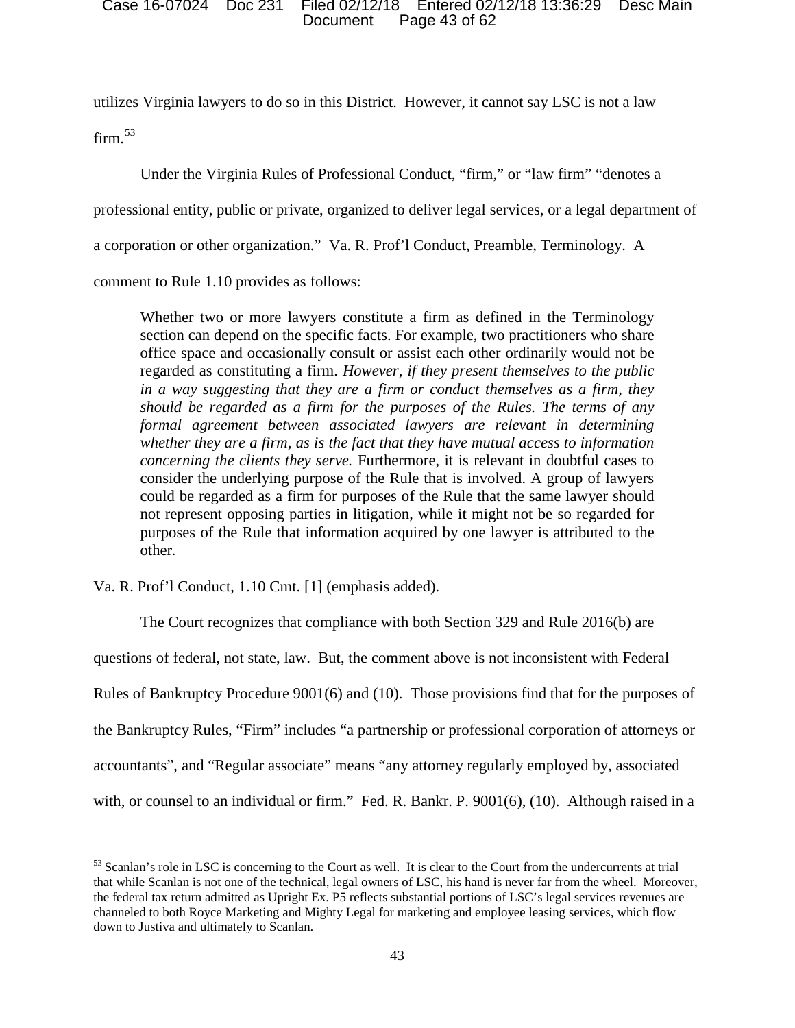utilizes Virginia lawyers to do so in this District. However, it cannot say LSC is not a law firm.[53]

Under the Virginia Rules of Professional Conduct, "firm," or "law firm" "denotes a professional entity, public or private, organized to deliver legal services, or a legal department of a corporation or other organization." Va. R. Prof'l Conduct, Preamble, Terminology. A comment to Rule 1.10 provides as follows:

> Whether two or more lawyers constitute a firm as defined in the Terminology section can depend on the specific facts. For example, two practitioners who share office space and occasionally consult or assist each other ordinarily would not be regarded as constituting a firm. *However, if they present themselves to the public in a way suggesting that they are a firm or conduct themselves as a firm, they should be regarded as a firm for the purposes of the Rules. The terms of any formal agreement between associated lawyers are relevant in determining whether they are a firm, as is the fact that they have mutual access to information concerning the clients they serve.* Furthermore, it is relevant in doubtful cases to consider the underlying purpose of the Rule that is involved. A group of lawyers could be regarded as a firm for purposes of the Rule that the same lawyer should not represent opposing parties in litigation, while it might not be so regarded for purposes of the Rule that information acquired by one lawyer is attributed to the other.

Va. R. Prof'l Conduct, 1.10 Cmt. [1] (emphasis added).

The Court recognizes that compliance with both Section 329 and Rule 2016(b) are questions of federal, not state, law. But, the comment above is not inconsistent with Federal Rules of Bankruptcy Procedure 9001(6) and (10). Those provisions find that for the purposes of the Bankruptcy Rules, "Firm" includes "a partnership or professional corporation of attorneys or accountants", and "Regular associate" means "any attorney regularly employed by, associated with, or counsel to an individual or firm." Fed. R. Bankr. P. 9001(6), (10). Although raised in a

[53] Scanlan's role in LSC is concerning to the Court as well. It is clear to the Court from the undercurrents at trial that while Scanlan is not one of the technical, legal owners of LSC, his hand is never far from the wheel. Moreover, the federal tax return admitted as Upright Ex. P5 reflects substantial portions of LSC's legal services revenues are channeled to both Royce Marketing and Mighty Legal for marketing and employee leasing services, which flow down to Justiva and ultimately to Scanlan.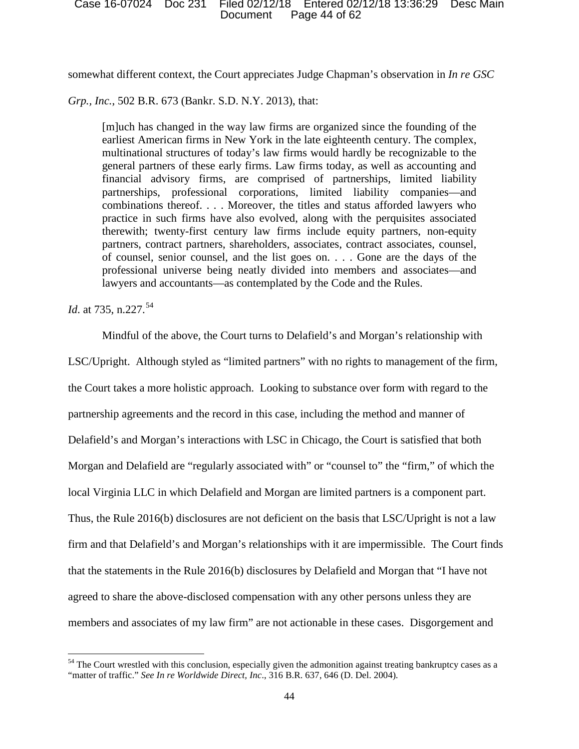somewhat different context, the Court appreciates Judge Chapman's observation in *In re GSC Grp., Inc.*, 502 B.R. 673 (Bankr. S.D. N.Y. 2013), that:

> [m]uch has changed in the way law firms are organized since the founding of the earliest American firms in New York in the late eighteenth century. The complex, multinational structures of today's law firms would hardly be recognizable to the general partners of these early firms. Law firms today, as well as accounting and financial advisory firms, are comprised of partnerships, limited liability partnerships, professional corporations, limited liability companies—and combinations thereof. . . . Moreover, the titles and status afforded lawyers who practice in such firms have also evolved, along with the perquisites associated therewith; twenty-first century law firms include equity partners, non-equity partners, contract partners, shareholders, associates, contract associates, counsel, of counsel, senior counsel, and the list goes on. . . . Gone are the days of the professional universe being neatly divided into members and associates—and lawyers and accountants—as contemplated by the Code and the Rules.

*Id.* at 735, n.227.[54]

Mindful of the above, the Court turns to Delafield's and Morgan's relationship with LSC/Upright. Although styled as "limited partners" with no rights to management of the firm, the Court takes a more holistic approach. Looking to substance over form with regard to the partnership agreements and the record in this case, including the method and manner of Delafield's and Morgan's interactions with LSC in Chicago, the Court is satisfied that both Morgan and Delafield are "regularly associated with" or "counsel to" the "firm," of which the local Virginia LLC in which Delafield and Morgan are limited partners is a component part. Thus, the Rule 2016(b) disclosures are not deficient on the basis that LSC/Upright is not a law firm and that Delafield's and Morgan's relationships with it are impermissible. The Court finds that the statements in the Rule 2016(b) disclosures by Delafield and Morgan that "I have not agreed to share the above-disclosed compensation with any other persons unless they are members and associates of my law firm" are not actionable in these cases. Disgorgement and

---

[54] The Court wrestled with this conclusion, especially given the admonition against treating bankruptcy cases as a "matter of traffic." *See In re Worldwide Direct, Inc*., 316 B.R. 637, 646 (D. Del. 2004).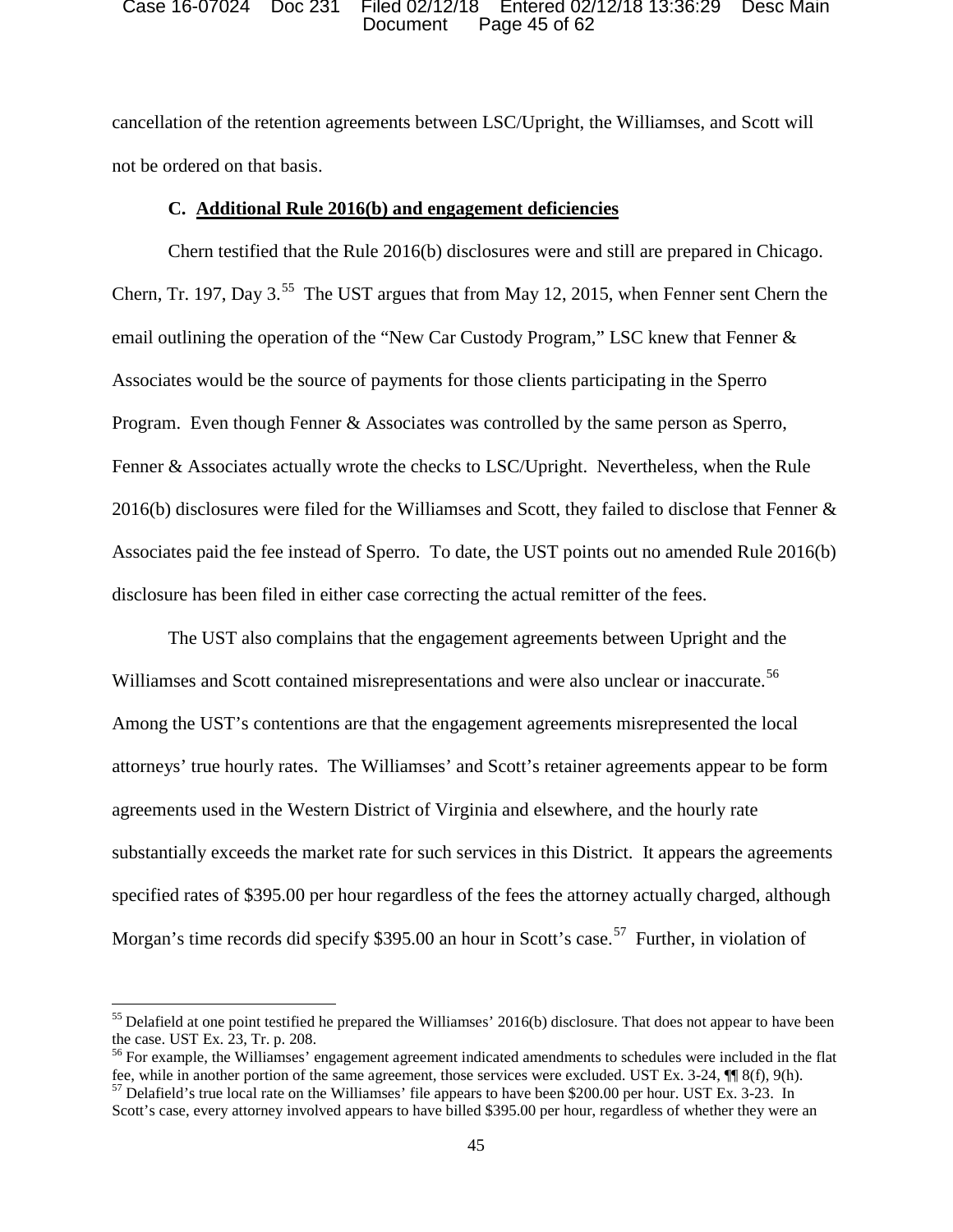cancellation of the retention agreements between LSC/Upright, the Williamses, and Scott will not be ordered on that basis.

### C. **Additional Rule 2016(b) and engagement deficiencies**

Chern testified that the Rule 2016(b) disclosures were and still are prepared in Chicago. Chern, Tr. 197, Day 3.[55] The UST argues that from May 12, 2015, when Fenner sent Chern the email outlining the operation of the "New Car Custody Program," LSC knew that Fenner & Associates would be the source of payments for those clients participating in the Sperro Program. Even though Fenner & Associates was controlled by the same person as Sperro, Fenner & Associates actually wrote the checks to LSC/Upright. Nevertheless, when the Rule 2016(b) disclosures were filed for the Williamses and Scott, they failed to disclose that Fenner & Associates paid the fee instead of Sperro. To date, the UST points out no amended Rule 2016(b) disclosure has been filed in either case correcting the actual remitter of the fees.

The UST also complains that the engagement agreements between Upright and the Williamses and Scott contained misrepresentations and were also unclear or inaccurate.[56] Among the UST's contentions are that the engagement agreements misrepresented the local attorneys' true hourly rates. The Williamses' and Scott's retainer agreements appear to be form agreements used in the Western District of Virginia and elsewhere, and the hourly rate substantially exceeds the market rate for such services in this District. It appears the agreements specified rates of $395.00 per hour regardless of the fees the attorney actually charged, although Morgan's time records did specify $395.00 an hour in Scott's case.[57] Further, in violation of

---

[55] Delafield at one point testified he prepared the Williamses' 2016(b) disclosure. That does not appear to have been the case. UST Ex. 23, Tr. p. 208.

[56] For example, the Williamses' engagement agreement indicated amendments to schedules were included in the flat fee, while in another portion of the same agreement, those services were excluded. UST Ex. 3-24, ¶¶ 8(f), 9(h).

[57] Delafield's true local rate on the Williamses' file appears to have been $200.00 per hour. UST Ex. 3-23. In Scott's case, every attorney involved appears to have billed $395.00 per hour, regardless of whether they were an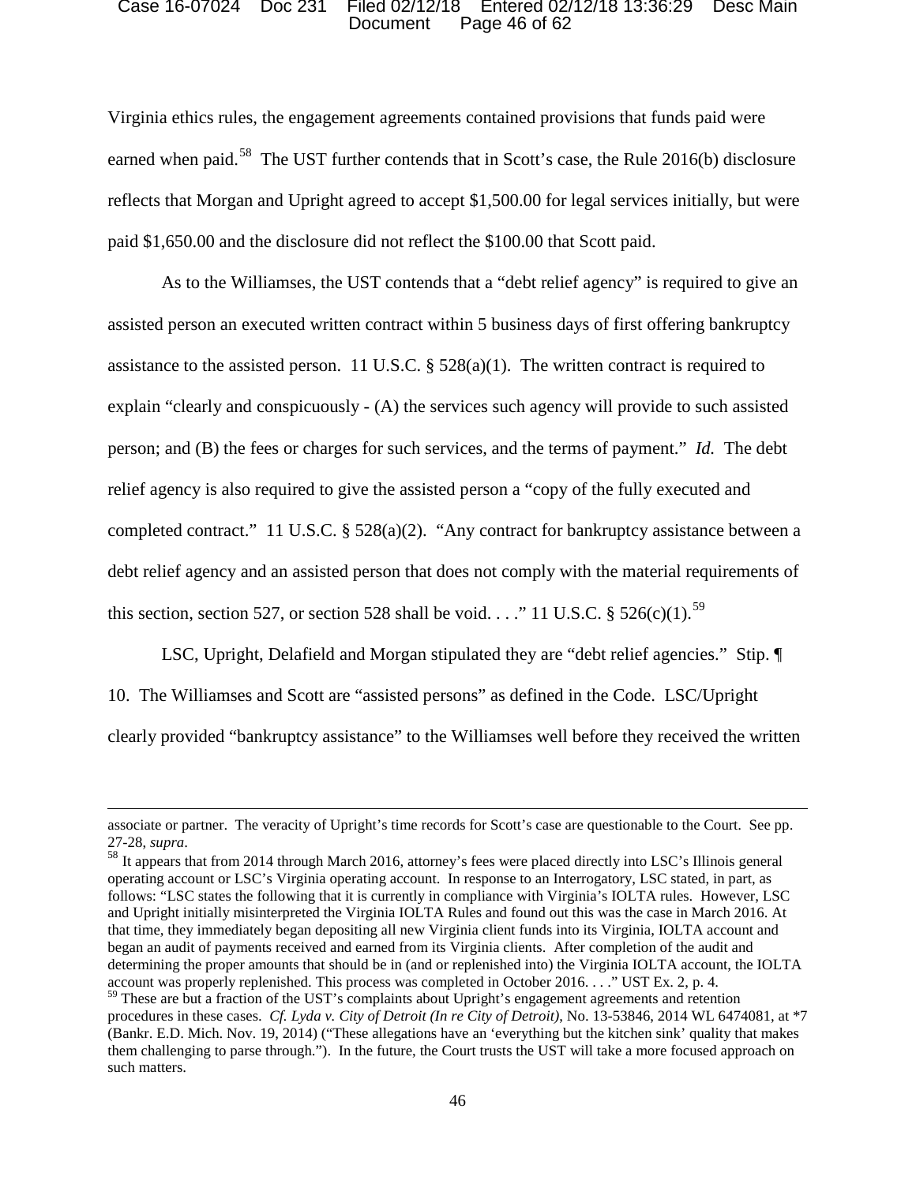Virginia ethics rules, the engagement agreements contained provisions that funds paid were earned when paid.[58] The UST further contends that in Scott's case, the Rule 2016(b) disclosure reflects that Morgan and Upright agreed to accept $1,500.00 for legal services initially, but were paid $1,650.00 and the disclosure did not reflect the $100.00 that Scott paid.

As to the Williamses, the UST contends that a "debt relief agency" is required to give an assisted person an executed written contract within 5 business days of first offering bankruptcy assistance to the assisted person. 11 U.S.C. § 528(a)(1). The written contract is required to explain "clearly and conspicuously - (A) the services such agency will provide to such assisted person; and (B) the fees or charges for such services, and the terms of payment." *Id.* The debt relief agency is also required to give the assisted person a "copy of the fully executed and completed contract." 11 U.S.C. § 528(a)(2). "Any contract for bankruptcy assistance between a debt relief agency and an assisted person that does not comply with the material requirements of this section, section 527, or section 528 shall be void. . . ." 11 U.S.C. § 526(c)(1).[59]

LSC, Upright, Delafield and Morgan stipulated they are "debt relief agencies." Stip. ¶ 10. The Williamses and Scott are "assisted persons" as defined in the Code. LSC/Upright clearly provided "bankruptcy assistance" to the Williamses well before they received the written

---

associate or partner. The veracity of Upright's time records for Scott's case are questionable to the Court. See pp. 27-28, *supra*.

[58] It appears that from 2014 through March 2016, attorney's fees were placed directly into LSC's Illinois general operating account or LSC's Virginia operating account. In response to an Interrogatory, LSC stated, in part, as follows: "LSC states the following that it is currently in compliance with Virginia's IOLTA rules. However, LSC and Upright initially misinterpreted the Virginia IOLTA Rules and found out this was the case in March 2016. At that time, they immediately began depositing all new Virginia client funds into its Virginia, IOLTA account and began an audit of payments received and earned from its Virginia clients. After completion of the audit and determining the proper amounts that should be in (and or replenished into) the Virginia IOLTA account, the IOLTA account was properly replenished. This process was completed in October 2016. . . ." UST Ex. 2, p. 4.

[59] These are but a fraction of the UST's complaints about Upright's engagement agreements and retention procedures in these cases. *Cf. Lyda v. City of Detroit (In re City of Detroit)*, No. 13-53846, 2014 WL 6474081, at *7 (Bankr. E.D. Mich. Nov. 19, 2014) ("These allegations have an 'everything but the kitchen sink' quality that makes them challenging to parse through."). In the future, the Court trusts the UST will take a more focused approach on such matters.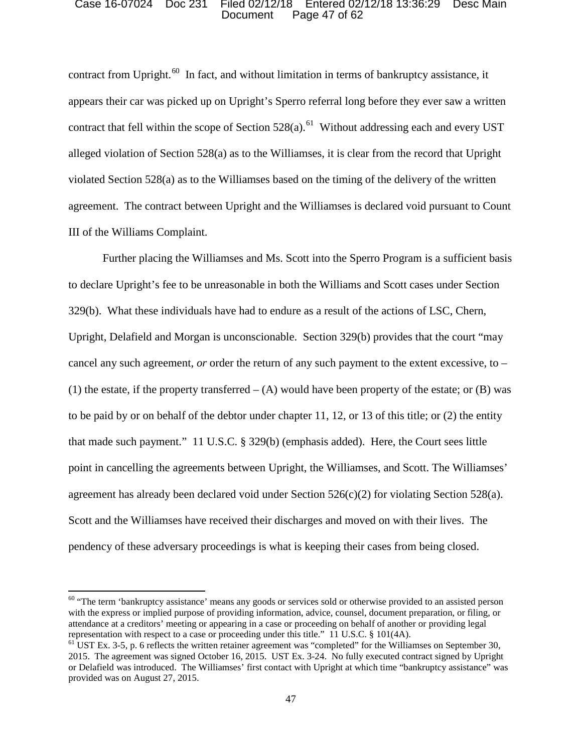contract from Upright.[60] In fact, and without limitation in terms of bankruptcy assistance, it appears their car was picked up on Upright's Sperro referral long before they ever saw a written contract that fell within the scope of Section 528(a).[61] Without addressing each and every UST alleged violation of Section 528(a) as to the Williamses, it is clear from the record that Upright violated Section 528(a) as to the Williamses based on the timing of the delivery of the written agreement. The contract between Upright and the Williamses is declared void pursuant to Count III of the Williams Complaint.

Further placing the Williamses and Ms. Scott into the Sperro Program is a sufficient basis to declare Upright's fee to be unreasonable in both the Williams and Scott cases under Section 329(b). What these individuals have had to endure as a result of the actions of LSC, Chern, Upright, Delafield and Morgan is unconscionable. Section 329(b) provides that the court "may cancel any such agreement, *or* order the return of any such payment to the extent excessive, to – (1) the estate, if the property transferred – (A) would have been property of the estate; or (B) was to be paid by or on behalf of the debtor under chapter 11, 12, or 13 of this title; or (2) the entity that made such payment." 11 U.S.C. § 329(b) (emphasis added). Here, the Court sees little point in cancelling the agreements between Upright, the Williamses, and Scott. The Williamses' agreement has already been declared void under Section 526(c)(2) for violating Section 528(a). Scott and the Williamses have received their discharges and moved on with their lives. The pendency of these adversary proceedings is what is keeping their cases from being closed.

---

[60] "The term 'bankruptcy assistance' means any goods or services sold or otherwise provided to an assisted person with the express or implied purpose of providing information, advice, counsel, document preparation, or filing, or attendance at a creditors' meeting or appearing in a case or proceeding on behalf of another or providing legal representation with respect to a case or proceeding under this title." 11 U.S.C. § 101(4A).

[61] UST Ex. 3-5, p. 6 reflects the written retainer agreement was "completed" for the Williamses on September 30, 2015. The agreement was signed October 16, 2015. UST Ex. 3-24. No fully executed contract signed by Upright or Delafield was introduced. The Williamses' first contact with Upright at which time "bankruptcy assistance" was provided was on August 27, 2015.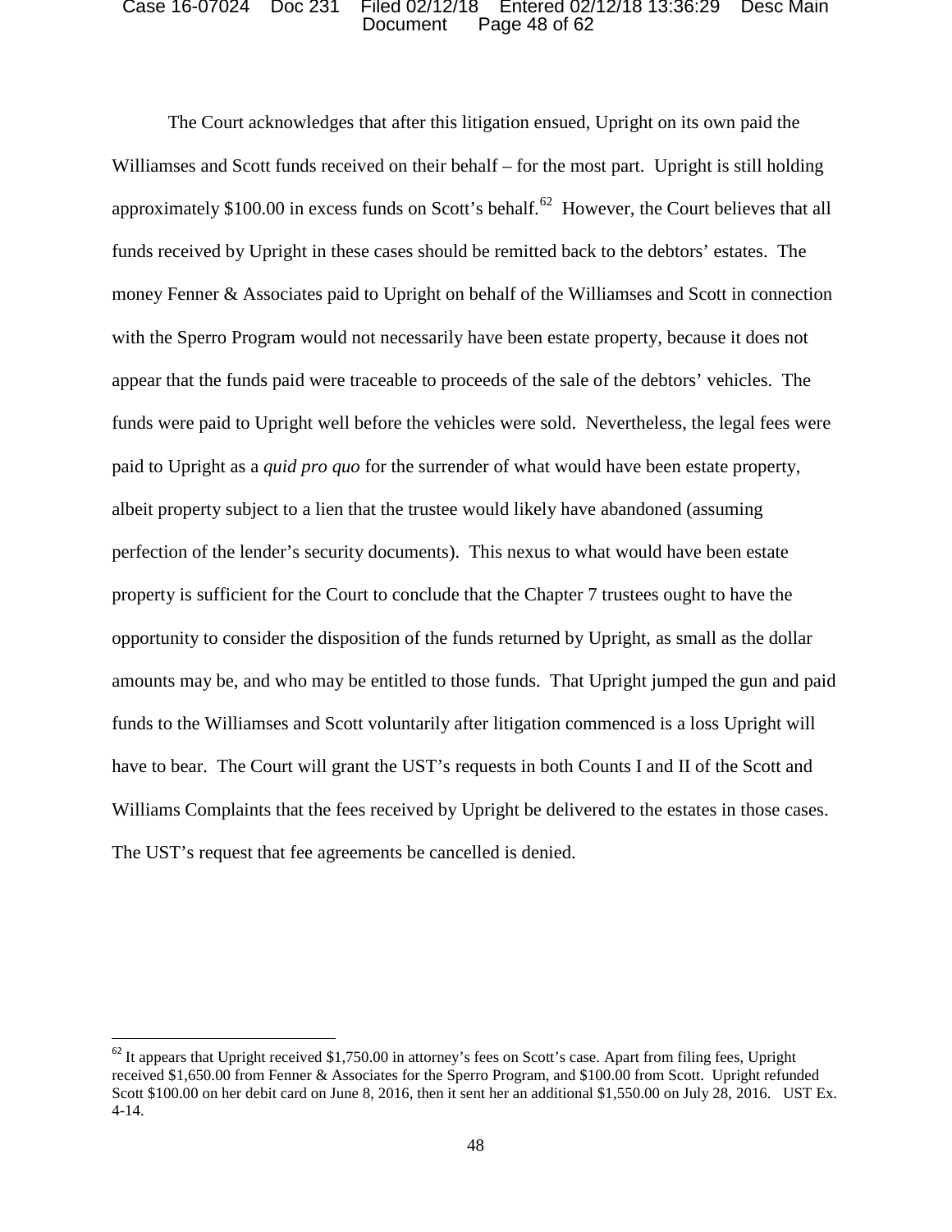The Court acknowledges that after this litigation ensued, Upright on its own paid the Williamses and Scott funds received on their behalf – for the most part. Upright is still holding approximately $100.00 in excess funds on Scott's behalf.[62] However, the Court believes that all funds received by Upright in these cases should be remitted back to the debtors' estates. The money Fenner & Associates paid to Upright on behalf of the Williamses and Scott in connection with the Sperro Program would not necessarily have been estate property, because it does not appear that the funds paid were traceable to proceeds of the sale of the debtors' vehicles. The funds were paid to Upright well before the vehicles were sold. Nevertheless, the legal fees were paid to Upright as a *quid pro quo* for the surrender of what would have been estate property, albeit property subject to a lien that the trustee would likely have abandoned (assuming perfection of the lender's security documents). This nexus to what would have been estate property is sufficient for the Court to conclude that the Chapter 7 trustees ought to have the opportunity to consider the disposition of the funds returned by Upright, as small as the dollar amounts may be, and who may be entitled to those funds. That Upright jumped the gun and paid funds to the Williamses and Scott voluntarily after litigation commenced is a loss Upright will have to bear. The Court will grant the UST's requests in both Counts I and II of the Scott and Williams Complaints that the fees received by Upright be delivered to the estates in those cases. The UST's request that fee agreements be cancelled is denied.

---

[62] It appears that Upright received $1,750.00 in attorney's fees on Scott's case. Apart from filing fees, Upright received $1,650.00 from Fenner & Associates for the Sperro Program, and $100.00 from Scott. Upright refunded Scott $100.00 on her debit card on June 8, 2016, then it sent her an additional $1,550.00 on July 28, 2016. UST Ex. 4-14.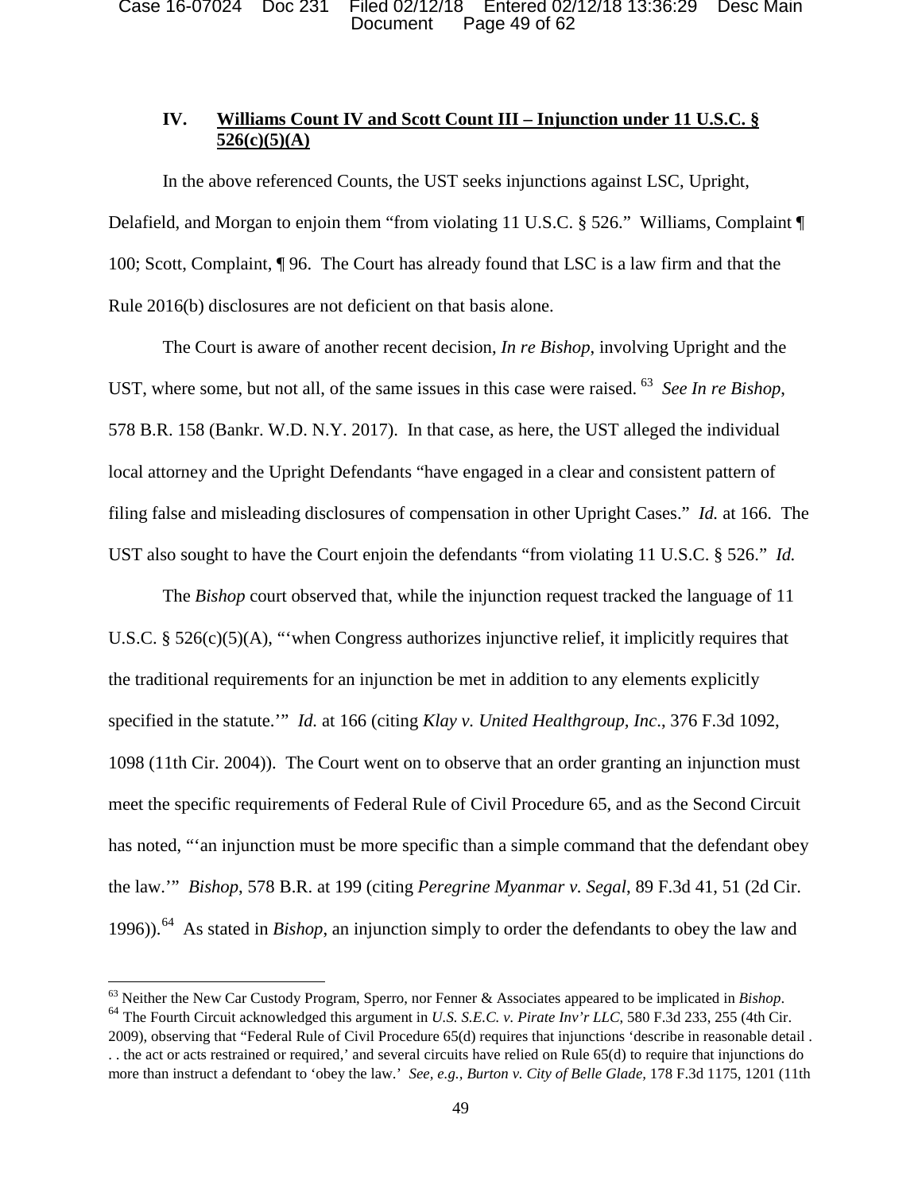## IV. <u>Williams Count IV and Scott Count III – Injunction under 11 U.S.C. § 526(c)(5)(A)</u>

In the above referenced Counts, the UST seeks injunctions against LSC, Upright, Delafield, and Morgan to enjoin them "from violating 11 U.S.C. § 526." Williams, Complaint ¶ 100; Scott, Complaint, ¶ 96. The Court has already found that LSC is a law firm and that the Rule 2016(b) disclosures are not deficient on that basis alone.

The Court is aware of another recent decision, *In re Bishop*, involving Upright and the UST, where some, but not all, of the same issues in this case were raised.[63] *See In re Bishop*, 578 B.R. 158 (Bankr. W.D. N.Y. 2017). In that case, as here, the UST alleged the individual local attorney and the Upright Defendants "have engaged in a clear and consistent pattern of filing false and misleading disclosures of compensation in other Upright Cases." *Id.* at 166. The UST also sought to have the Court enjoin the defendants "from violating 11 U.S.C. § 526." *Id.*

The *Bishop* court observed that, while the injunction request tracked the language of 11 U.S.C. § 526(c)(5)(A), "'when Congress authorizes injunctive relief, it implicitly requires that the traditional requirements for an injunction be met in addition to any elements explicitly specified in the statute.'" *Id.* at 166 (citing *Klay v. United Healthgroup, Inc*., 376 F.3d 1092, 1098 (11th Cir. 2004)). The Court went on to observe that an order granting an injunction must meet the specific requirements of Federal Rule of Civil Procedure 65, and as the Second Circuit has noted, "'an injunction must be more specific than a simple command that the defendant obey the law.'" *Bishop*, 578 B.R. at 199 (citing *Peregrine Myanmar v. Segal*, 89 F.3d 41, 51 (2d Cir. 1996)).[64] As stated in *Bishop*, an injunction simply to order the defendants to obey the law and

---

[63] Neither the New Car Custody Program, Sperro, nor Fenner & Associates appeared to be implicated in *Bishop*.

[64] The Fourth Circuit acknowledged this argument in *U.S. S.E.C. v. Pirate Inv'r LLC*, 580 F.3d 233, 255 (4th Cir. 2009), observing that "Federal Rule of Civil Procedure 65(d) requires that injunctions 'describe in reasonable detail . . . the act or acts restrained or required,' and several circuits have relied on Rule 65(d) to require that injunctions do more than instruct a defendant to 'obey the law.' *See, e.g., Burton v. City of Belle Glade*, 178 F.3d 1175, 1201 (11th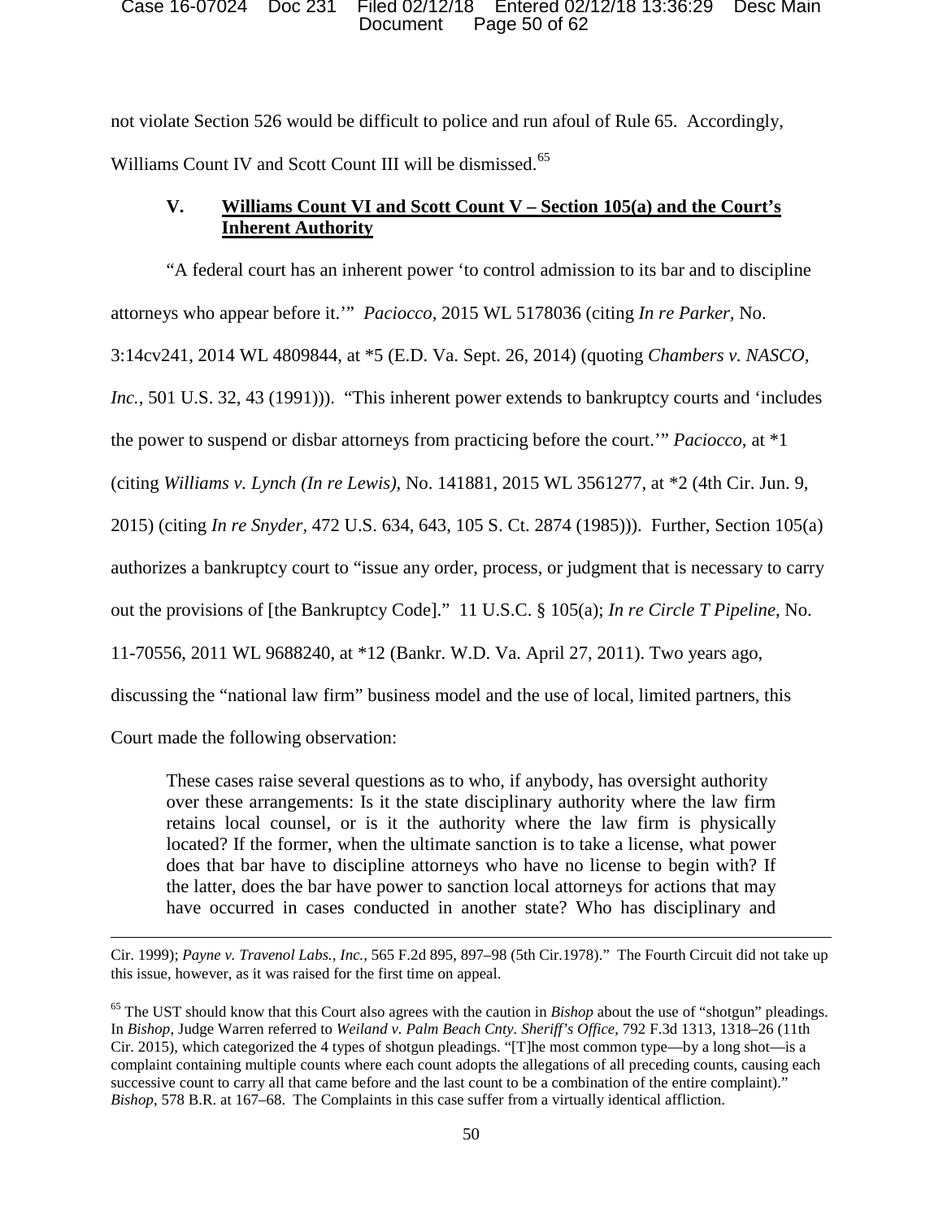not violate Section 526 would be difficult to police and run afoul of Rule 65. Accordingly, Williams Count IV and Scott Count III will be dismissed.[65]

### V. Williams Count VI and Scott Count V – Section 105(a) and the Court's Inherent Authority

"A federal court has an inherent power 'to control admission to its bar and to discipline attorneys who appear before it.'" *Paciocco*, 2015 WL 5178036 (citing *In re Parker*, No. 3:14cv241, 2014 WL 4809844, at *5 (E.D. Va. Sept. 26, 2014) (quoting *Chambers v. NASCO, Inc.*, 501 U.S. 32, 43 (1991))). "This inherent power extends to bankruptcy courts and 'includes the power to suspend or disbar attorneys from practicing before the court.'" *Paciocco*, at *1 (citing *Williams v. Lynch (In re Lewis)*, No. 141881, 2015 WL 3561277, at *2 (4th Cir. Jun. 9, 2015) (citing *In re Snyder*, 472 U.S. 634, 643, 105 S. Ct. 2874 (1985))). Further, Section 105(a) authorizes a bankruptcy court to "issue any order, process, or judgment that is necessary to carry out the provisions of [the Bankruptcy Code]." 11 U.S.C. § 105(a); *In re Circle T Pipeline*, No. 11-70556, 2011 WL 9688240, at *12 (Bankr. W.D. Va. April 27, 2011). Two years ago, discussing the "national law firm" business model and the use of local, limited partners, this Court made the following observation:

> These cases raise several questions as to who, if anybody, has oversight authority over these arrangements: Is it the state disciplinary authority where the law firm retains local counsel, or is it the authority where the law firm is physically located? If the former, when the ultimate sanction is to take a license, what power does that bar have to discipline attorneys who have no license to begin with? If the latter, does the bar have power to sanction local attorneys for actions that may have occurred in cases conducted in another state? Who has disciplinary and

---

Cir. 1999); *Payne v. Travenol Labs., Inc.*, 565 F.2d 895, 897–98 (5th Cir.1978)." The Fourth Circuit did not take up this issue, however, as it was raised for the first time on appeal.

[65] The UST should know that this Court also agrees with the caution in *Bishop* about the use of "shotgun" pleadings. In *Bishop*, Judge Warren referred to *Weiland v. Palm Beach Cnty. Sheriff's Office*, 792 F.3d 1313, 1318–26 (11th Cir. 2015), which categorized the 4 types of shotgun pleadings. "[T]he most common type—by a long shot—is a complaint containing multiple counts where each count adopts the allegations of all preceding counts, causing each successive count to carry all that came before and the last count to be a combination of the entire complaint)." *Bishop*, 578 B.R. at 167–68. The Complaints in this case suffer from a virtually identical affliction.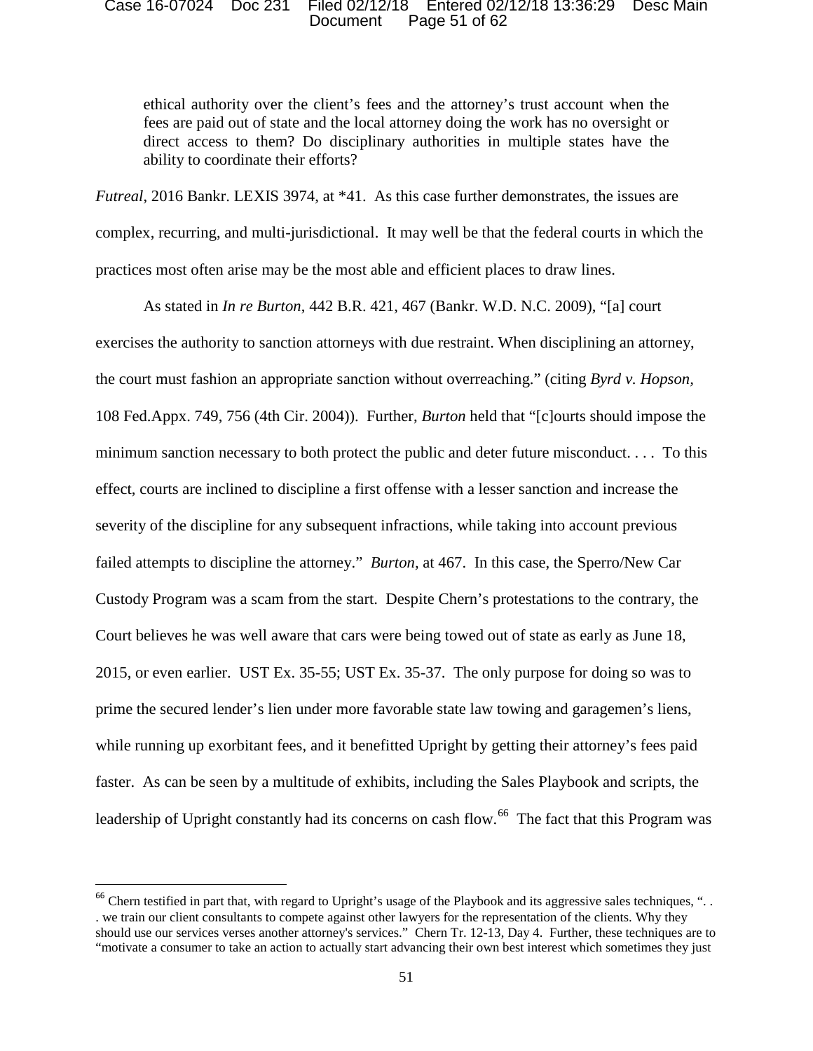> ethical authority over the client's fees and the attorney's trust account when the fees are paid out of state and the local attorney doing the work has no oversight or direct access to them? Do disciplinary authorities in multiple states have the ability to coordinate their efforts?

*Futreal*, 2016 Bankr. LEXIS 3974, at *41. As this case further demonstrates, the issues are complex, recurring, and multi-jurisdictional. It may well be that the federal courts in which the practices most often arise may be the most able and efficient places to draw lines.

As stated in *In re Burton*, 442 B.R. 421, 467 (Bankr. W.D. N.C. 2009), "[a] court exercises the authority to sanction attorneys with due restraint. When disciplining an attorney, the court must fashion an appropriate sanction without overreaching." (citing *Byrd v. Hopson*, 108 Fed.Appx. 749, 756 (4th Cir. 2004)). Further, *Burton* held that "[c]ourts should impose the minimum sanction necessary to both protect the public and deter future misconduct. . . . To this effect, courts are inclined to discipline a first offense with a lesser sanction and increase the severity of the discipline for any subsequent infractions, while taking into account previous failed attempts to discipline the attorney." *Burton*, at 467. In this case, the Sperro/New Car Custody Program was a scam from the start. Despite Chern's protestations to the contrary, the Court believes he was well aware that cars were being towed out of state as early as June 18, 2015, or even earlier. UST Ex. 35-55; UST Ex. 35-37. The only purpose for doing so was to prime the secured lender's lien under more favorable state law towing and garagemen's liens, while running up exorbitant fees, and it benefitted Upright by getting their attorney's fees paid faster. As can be seen by a multitude of exhibits, including the Sales Playbook and scripts, the leadership of Upright constantly had its concerns on cash flow.[66] The fact that this Program was

[66] Chern testified in part that, with regard to Upright's usage of the Playbook and its aggressive sales techniques, ". . . we train our client consultants to compete against other lawyers for the representation of the clients. Why they should use our services verses another attorney's services." Chern Tr. 12-13, Day 4. Further, these techniques are to "motivate a consumer to take an action to actually start advancing their own best interest which sometimes they just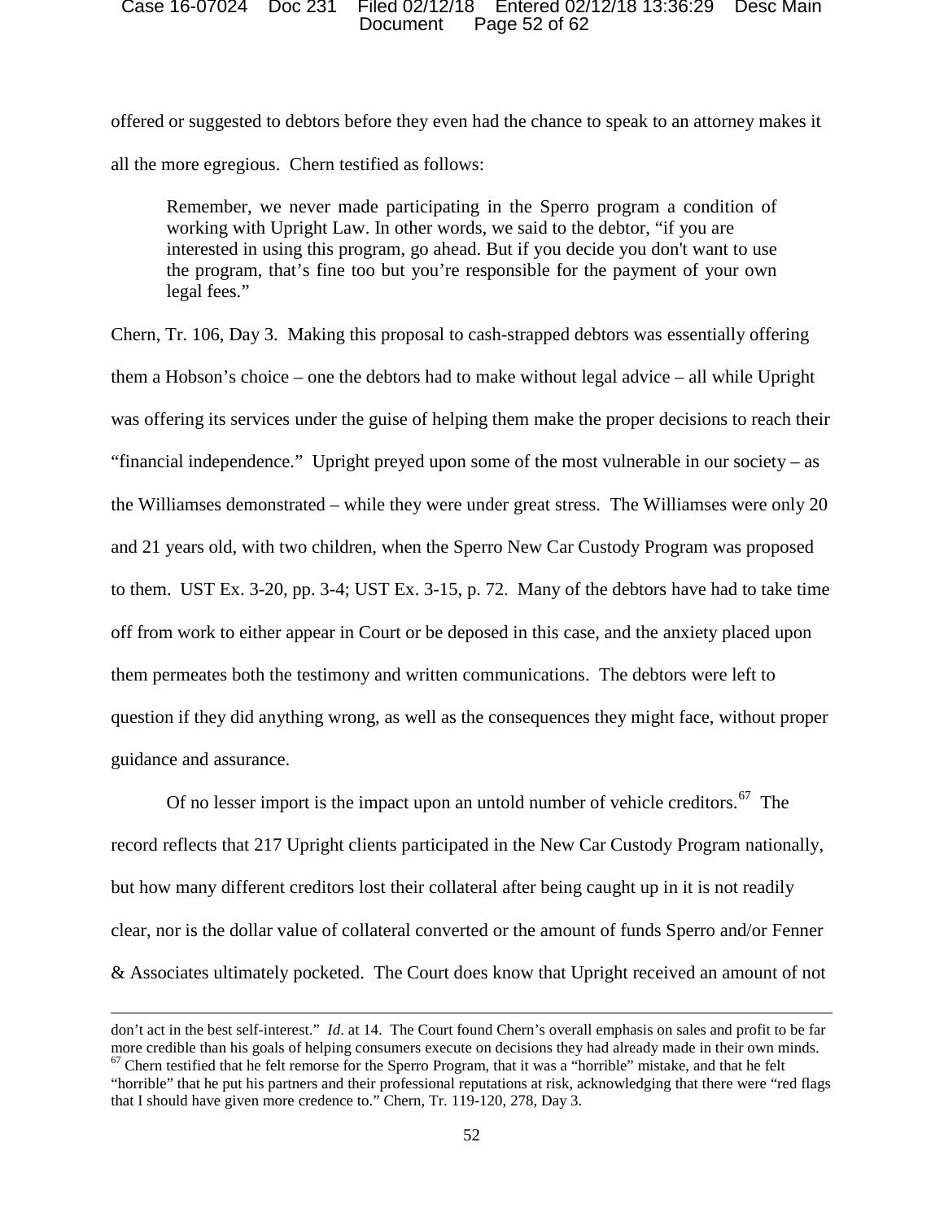offered or suggested to debtors before they even had the chance to speak to an attorney makes it all the more egregious. Chern testified as follows:

> Remember, we never made participating in the Sperro program a condition of working with Upright Law. In other words, we said to the debtor, "if you are interested in using this program, go ahead. But if you decide you don't want to use the program, that's fine too but you're responsible for the payment of your own legal fees."

Chern, Tr. 106, Day 3. Making this proposal to cash-strapped debtors was essentially offering them a Hobson's choice – one the debtors had to make without legal advice – all while Upright was offering its services under the guise of helping them make the proper decisions to reach their "financial independence." Upright preyed upon some of the most vulnerable in our society – as the Williamses demonstrated – while they were under great stress. The Williamses were only 20 and 21 years old, with two children, when the Sperro New Car Custody Program was proposed to them. UST Ex. 3-20, pp. 3-4; UST Ex. 3-15, p. 72. Many of the debtors have had to take time off from work to either appear in Court or be deposed in this case, and the anxiety placed upon them permeates both the testimony and written communications. The debtors were left to question if they did anything wrong, as well as the consequences they might face, without proper guidance and assurance.

Of no lesser import is the impact upon an untold number of vehicle creditors.[67] The record reflects that 217 Upright clients participated in the New Car Custody Program nationally, but how many different creditors lost their collateral after being caught up in it is not readily clear, nor is the dollar value of collateral converted or the amount of funds Sperro and/or Fenner & Associates ultimately pocketed. The Court does know that Upright received an amount of not

---

don't act in the best self-interest." *Id*. at 14. The Court found Chern's overall emphasis on sales and profit to be far more credible than his goals of helping consumers execute on decisions they had already made in their own minds.

[67] Chern testified that he felt remorse for the Sperro Program, that it was a "horrible" mistake, and that he felt "horrible" that he put his partners and their professional reputations at risk, acknowledging that there were "red flags that I should have given more credence to." Chern, Tr. 119-120, 278, Day 3.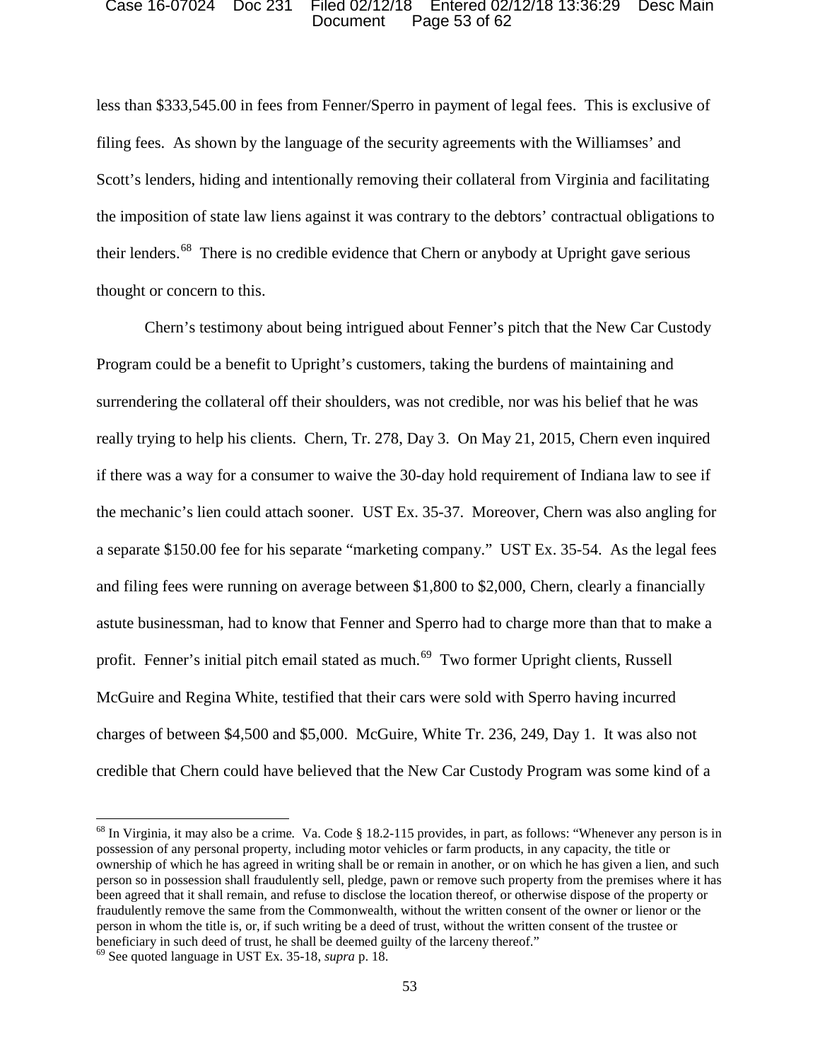less than $333,545.00 in fees from Fenner/Sperro in payment of legal fees. This is exclusive of filing fees. As shown by the language of the security agreements with the Williamses' and Scott's lenders, hiding and intentionally removing their collateral from Virginia and facilitating the imposition of state law liens against it was contrary to the debtors' contractual obligations to their lenders.[68] There is no credible evidence that Chern or anybody at Upright gave serious thought or concern to this.

Chern's testimony about being intrigued about Fenner's pitch that the New Car Custody Program could be a benefit to Upright's customers, taking the burdens of maintaining and surrendering the collateral off their shoulders, was not credible, nor was his belief that he was really trying to help his clients. Chern, Tr. 278, Day 3. On May 21, 2015, Chern even inquired if there was a way for a consumer to waive the 30-day hold requirement of Indiana law to see if the mechanic's lien could attach sooner. UST Ex. 35-37. Moreover, Chern was also angling for a separate $150.00 fee for his separate "marketing company." UST Ex. 35-54. As the legal fees and filing fees were running on average between $1,800 to $2,000, Chern, clearly a financially astute businessman, had to know that Fenner and Sperro had to charge more than that to make a profit. Fenner's initial pitch email stated as much.[69] Two former Upright clients, Russell McGuire and Regina White, testified that their cars were sold with Sperro having incurred charges of between $4,500 and $5,000. McGuire, White Tr. 236, 249, Day 1. It was also not credible that Chern could have believed that the New Car Custody Program was some kind of a

---

[68] In Virginia, it may also be a crime. Va. Code § 18.2-115 provides, in part, as follows: "Whenever any person is in possession of any personal property, including motor vehicles or farm products, in any capacity, the title or ownership of which he has agreed in writing shall be or remain in another, or on which he has given a lien, and such person so in possession shall fraudulently sell, pledge, pawn or remove such property from the premises where it has been agreed that it shall remain, and refuse to disclose the location thereof, or otherwise dispose of the property or fraudulently remove the same from the Commonwealth, without the written consent of the owner or lienor or the person in whom the title is, or, if such writing be a deed of trust, without the written consent of the trustee or beneficiary in such deed of trust, he shall be deemed guilty of the larceny thereof."

[69] See quoted language in UST Ex. 35-18, *supra* p. 18.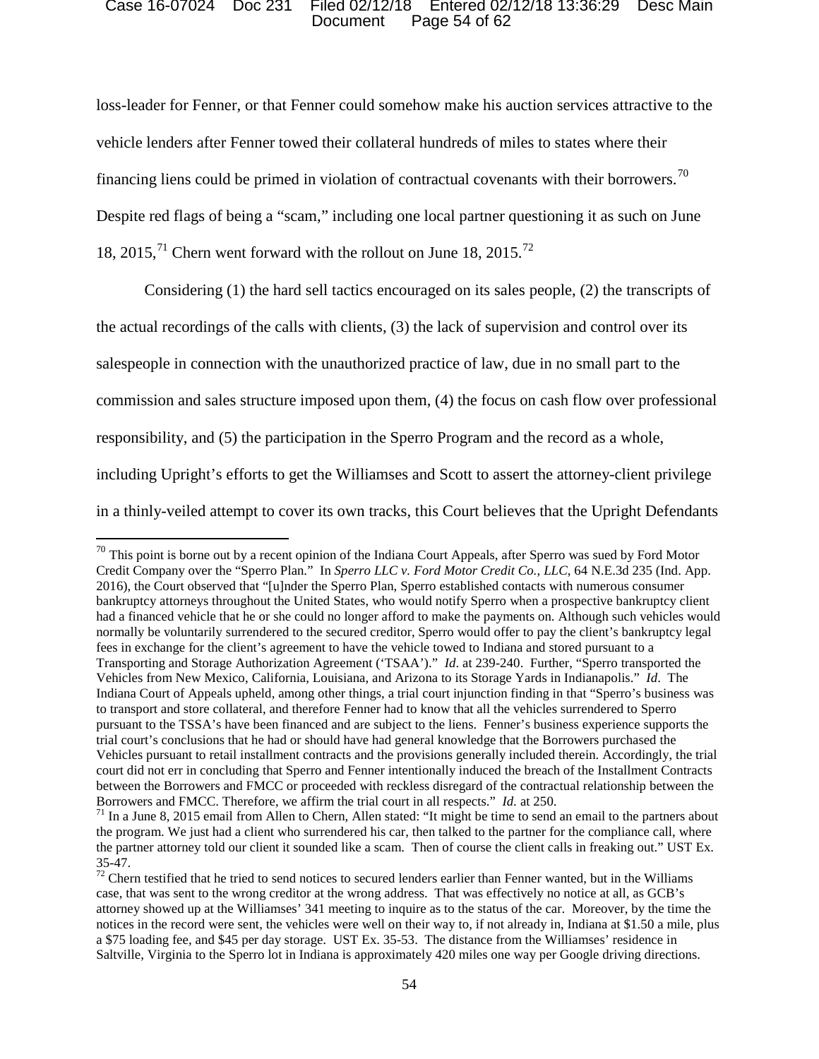loss-leader for Fenner, or that Fenner could somehow make his auction services attractive to the vehicle lenders after Fenner towed their collateral hundreds of miles to states where their financing liens could be primed in violation of contractual covenants with their borrowers.[70] Despite red flags of being a "scam," including one local partner questioning it as such on June 18, 2015,[71] Chern went forward with the rollout on June 18, 2015.[72]

Considering (1) the hard sell tactics encouraged on its sales people, (2) the transcripts of the actual recordings of the calls with clients, (3) the lack of supervision and control over its salespeople in connection with the unauthorized practice of law, due in no small part to the commission and sales structure imposed upon them, (4) the focus on cash flow over professional responsibility, and (5) the participation in the Sperro Program and the record as a whole, including Upright's efforts to get the Williamses and Scott to assert the attorney-client privilege in a thinly-veiled attempt to cover its own tracks, this Court believes that the Upright Defendants

---

[70] This point is borne out by a recent opinion of the Indiana Court Appeals, after Sperro was sued by Ford Motor Credit Company over the "Sperro Plan." In *Sperro LLC v. Ford Motor Credit Co., LLC*, 64 N.E.3d 235 (Ind. App. 2016), the Court observed that "[u]nder the Sperro Plan, Sperro established contacts with numerous consumer bankruptcy attorneys throughout the United States, who would notify Sperro when a prospective bankruptcy client had a financed vehicle that he or she could no longer afford to make the payments on. Although such vehicles would normally be voluntarily surrendered to the secured creditor, Sperro would offer to pay the client's bankruptcy legal fees in exchange for the client's agreement to have the vehicle towed to Indiana and stored pursuant to a Transporting and Storage Authorization Agreement ('TSAA')." *Id*. at 239-240. Further, "Sperro transported the Vehicles from New Mexico, California, Louisiana, and Arizona to its Storage Yards in Indianapolis." *Id*. The Indiana Court of Appeals upheld, among other things, a trial court injunction finding in that "Sperro's business was to transport and store collateral, and therefore Fenner had to know that all the vehicles surrendered to Sperro pursuant to the TSSA's have been financed and are subject to the liens. Fenner's business experience supports the trial court's conclusions that he had or should have had general knowledge that the Borrowers purchased the Vehicles pursuant to retail installment contracts and the provisions generally included therein. Accordingly, the trial court did not err in concluding that Sperro and Fenner intentionally induced the breach of the Installment Contracts between the Borrowers and FMCC or proceeded with reckless disregard of the contractual relationship between the Borrowers and FMCC. Therefore, we affirm the trial court in all respects." *Id.* at 250.

[71] In a June 8, 2015 email from Allen to Chern, Allen stated: "It might be time to send an email to the partners about the program. We just had a client who surrendered his car, then talked to the partner for the compliance call, where the partner attorney told our client it sounded like a scam. Then of course the client calls in freaking out." UST Ex. 35-47.

[72] Chern testified that he tried to send notices to secured lenders earlier than Fenner wanted, but in the Williams case, that was sent to the wrong creditor at the wrong address. That was effectively no notice at all, as GCB's attorney showed up at the Williamses' 341 meeting to inquire as to the status of the car. Moreover, by the time the notices in the record were sent, the vehicles were well on their way to, if not already in, Indiana at $1.50 a mile, plus a $75 loading fee, and $45 per day storage. UST Ex. 35-53. The distance from the Williamses' residence in Saltville, Virginia to the Sperro lot in Indiana is approximately 420 miles one way per Google driving directions.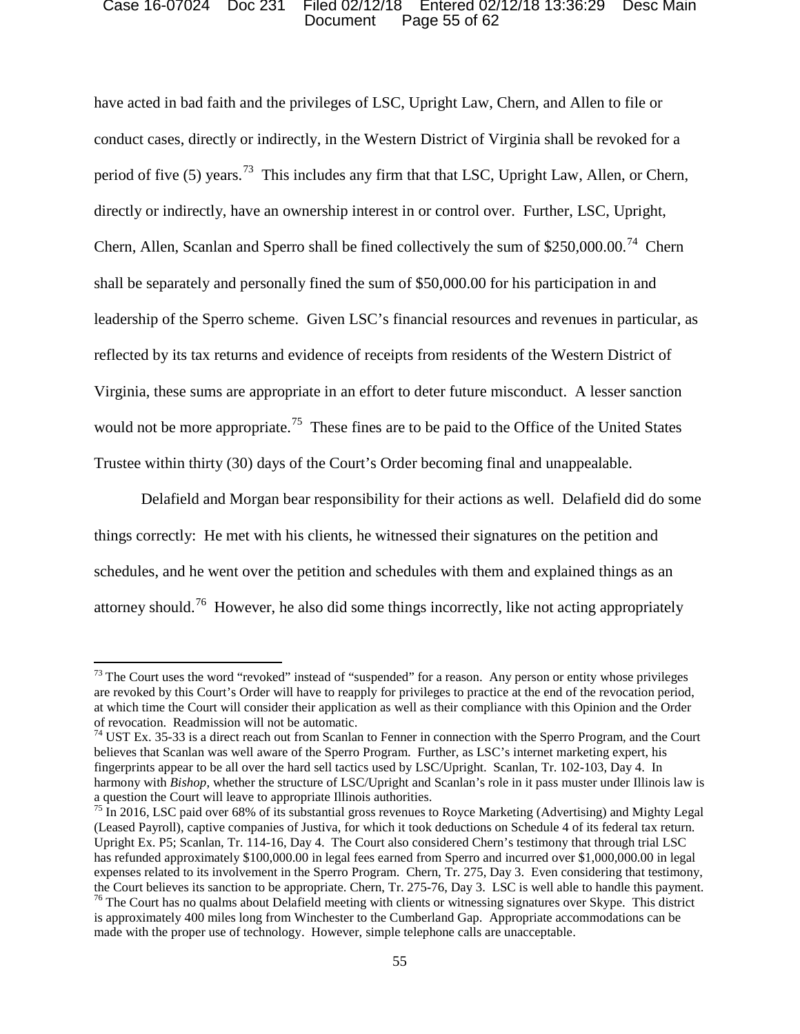have acted in bad faith and the privileges of LSC, Upright Law, Chern, and Allen to file or conduct cases, directly or indirectly, in the Western District of Virginia shall be revoked for a period of five (5) years.[73] This includes any firm that that LSC, Upright Law, Allen, or Chern, directly or indirectly, have an ownership interest in or control over. Further, LSC, Upright, Chern, Allen, Scanlan and Sperro shall be fined collectively the sum of $250,000.00.[74] Chern shall be separately and personally fined the sum of $50,000.00 for his participation in and leadership of the Sperro scheme. Given LSC's financial resources and revenues in particular, as reflected by its tax returns and evidence of receipts from residents of the Western District of Virginia, these sums are appropriate in an effort to deter future misconduct. A lesser sanction would not be more appropriate.[75] These fines are to be paid to the Office of the United States Trustee within thirty (30) days of the Court's Order becoming final and unappealable.

Delafield and Morgan bear responsibility for their actions as well. Delafield did do some things correctly: He met with his clients, he witnessed their signatures on the petition and schedules, and he went over the petition and schedules with them and explained things as an attorney should.[76] However, he also did some things incorrectly, like not acting appropriately

---

[73] The Court uses the word "revoked" instead of "suspended" for a reason. Any person or entity whose privileges are revoked by this Court's Order will have to reapply for privileges to practice at the end of the revocation period, at which time the Court will consider their application as well as their compliance with this Opinion and the Order of revocation. Readmission will not be automatic.

[74] UST Ex. 35-33 is a direct reach out from Scanlan to Fenner in connection with the Sperro Program, and the Court believes that Scanlan was well aware of the Sperro Program. Further, as LSC's internet marketing expert, his fingerprints appear to be all over the hard sell tactics used by LSC/Upright. Scanlan, Tr. 102-103, Day 4. In harmony with *Bishop*, whether the structure of LSC/Upright and Scanlan's role in it pass muster under Illinois law is a question the Court will leave to appropriate Illinois authorities.

[75] In 2016, LSC paid over 68% of its substantial gross revenues to Royce Marketing (Advertising) and Mighty Legal (Leased Payroll), captive companies of Justiva, for which it took deductions on Schedule 4 of its federal tax return. Upright Ex. P5; Scanlan, Tr. 114-16, Day 4. The Court also considered Chern's testimony that through trial LSC has refunded approximately $100,000.00 in legal fees earned from Sperro and incurred over $1,000,000.00 in legal expenses related to its involvement in the Sperro Program. Chern, Tr. 275, Day 3. Even considering that testimony, the Court believes its sanction to be appropriate. Chern, Tr. 275-76, Day 3. LSC is well able to handle this payment.

[76] The Court has no qualms about Delafield meeting with clients or witnessing signatures over Skype. This district is approximately 400 miles long from Winchester to the Cumberland Gap. Appropriate accommodations can be made with the proper use of technology. However, simple telephone calls are unacceptable.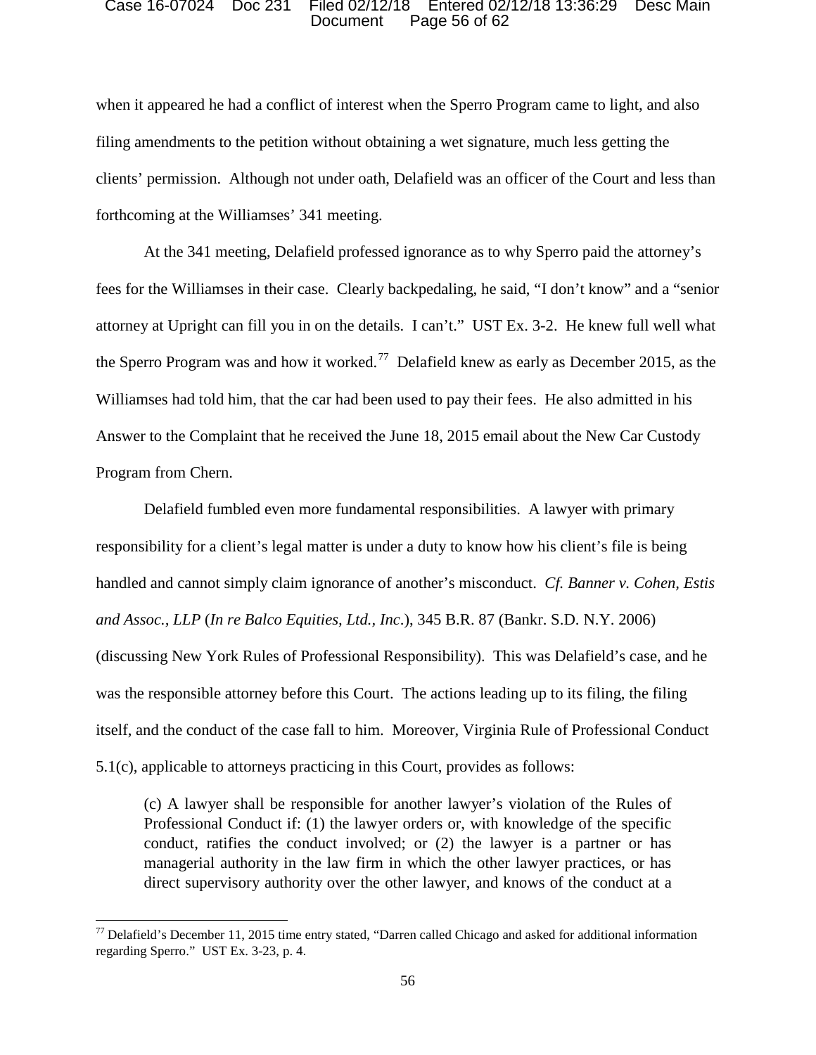when it appeared he had a conflict of interest when the Sperro Program came to light, and also filing amendments to the petition without obtaining a wet signature, much less getting the clients' permission. Although not under oath, Delafield was an officer of the Court and less than forthcoming at the Williamses' 341 meeting.

At the 341 meeting, Delafield professed ignorance as to why Sperro paid the attorney's fees for the Williamses in their case. Clearly backpedaling, he said, "I don't know" and a "senior attorney at Upright can fill you in on the details. I can't." UST Ex. 3-2. He knew full well what the Sperro Program was and how it worked.[77] Delafield knew as early as December 2015, as the Williamses had told him, that the car had been used to pay their fees. He also admitted in his Answer to the Complaint that he received the June 18, 2015 email about the New Car Custody Program from Chern.

Delafield fumbled even more fundamental responsibilities. A lawyer with primary responsibility for a client's legal matter is under a duty to know how his client's file is being handled and cannot simply claim ignorance of another's misconduct. *Cf. Banner v. Cohen, Estis and Assoc., LLP* (*In re Balco Equities, Ltd., Inc*.), 345 B.R. 87 (Bankr. S.D. N.Y. 2006) (discussing New York Rules of Professional Responsibility). This was Delafield's case, and he was the responsible attorney before this Court. The actions leading up to its filing, the filing itself, and the conduct of the case fall to him. Moreover, Virginia Rule of Professional Conduct 5.1(c), applicable to attorneys practicing in this Court, provides as follows:

> (c) A lawyer shall be responsible for another lawyer's violation of the Rules of Professional Conduct if: (1) the lawyer orders or, with knowledge of the specific conduct, ratifies the conduct involved; or (2) the lawyer is a partner or has managerial authority in the law firm in which the other lawyer practices, or has direct supervisory authority over the other lawyer, and knows of the conduct at a

---

[77] Delafield's December 11, 2015 time entry stated, "Darren called Chicago and asked for additional information regarding Sperro." UST Ex. 3-23, p. 4.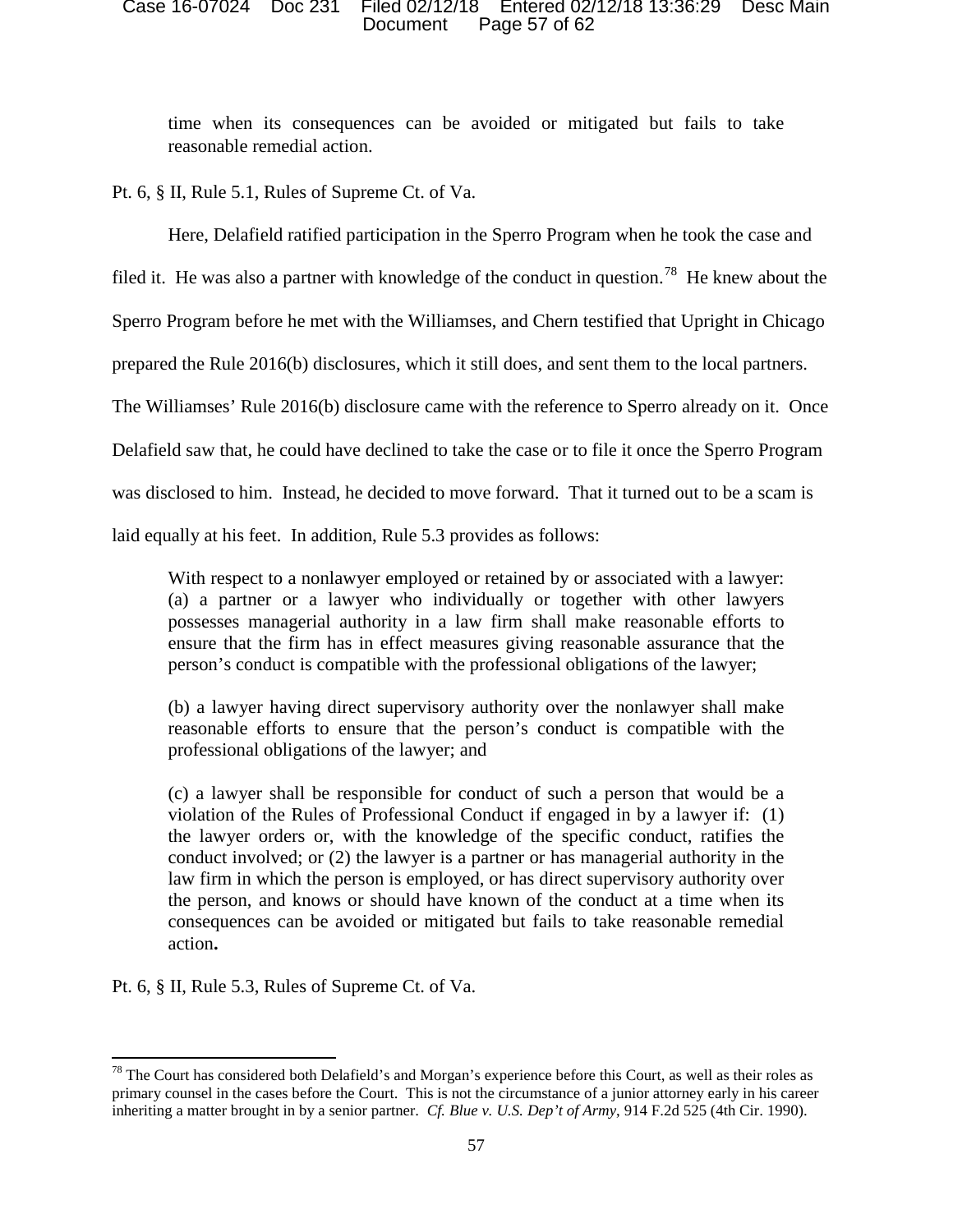> time when its consequences can be avoided or mitigated but fails to take reasonable remedial action.

Pt. 6, § II, Rule 5.1, Rules of Supreme Ct. of Va.

Here, Delafield ratified participation in the Sperro Program when he took the case and filed it. He was also a partner with knowledge of the conduct in question.[78] He knew about the Sperro Program before he met with the Williamses, and Chern testified that Upright in Chicago prepared the Rule 2016(b) disclosures, which it still does, and sent them to the local partners. The Williamses' Rule 2016(b) disclosure came with the reference to Sperro already on it. Once Delafield saw that, he could have declined to take the case or to file it once the Sperro Program was disclosed to him. Instead, he decided to move forward. That it turned out to be a scam is laid equally at his feet. In addition, Rule 5.3 provides as follows:

> With respect to a nonlawyer employed or retained by or associated with a lawyer: (a) a partner or a lawyer who individually or together with other lawyers possesses managerial authority in a law firm shall make reasonable efforts to ensure that the firm has in effect measures giving reasonable assurance that the person's conduct is compatible with the professional obligations of the lawyer;
>
> (b) a lawyer having direct supervisory authority over the nonlawyer shall make reasonable efforts to ensure that the person's conduct is compatible with the professional obligations of the lawyer; and
>
> (c) a lawyer shall be responsible for conduct of such a person that would be a violation of the Rules of Professional Conduct if engaged in by a lawyer if: (1) the lawyer orders or, with the knowledge of the specific conduct, ratifies the conduct involved; or (2) the lawyer is a partner or has managerial authority in the law firm in which the person is employed, or has direct supervisory authority over the person, and knows or should have known of the conduct at a time when its consequences can be avoided or mitigated but fails to take reasonable remedial action**.**

Pt. 6, § II, Rule 5.3, Rules of Supreme Ct. of Va.

---

[78] The Court has considered both Delafield's and Morgan's experience before this Court, as well as their roles as primary counsel in the cases before the Court. This is not the circumstance of a junior attorney early in his career inheriting a matter brought in by a senior partner. *Cf. Blue v. U.S. Dep't of Army*, 914 F.2d 525 (4th Cir. 1990).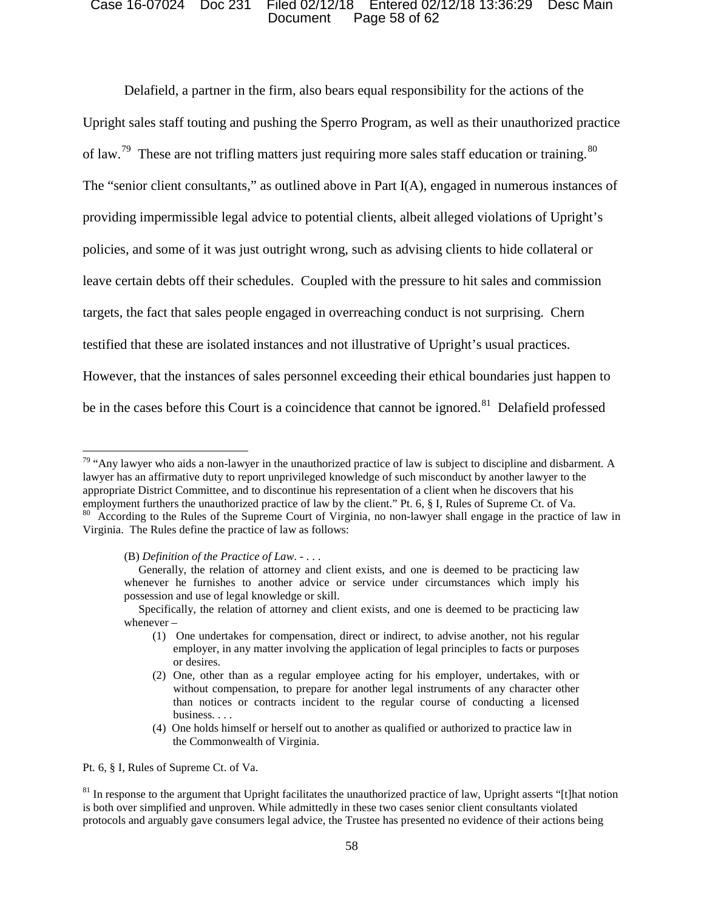Delafield, a partner in the firm, also bears equal responsibility for the actions of the Upright sales staff touting and pushing the Sperro Program, as well as their unauthorized practice of law.[79] These are not trifling matters just requiring more sales staff education or training.[80] The "senior client consultants," as outlined above in Part I(A), engaged in numerous instances of providing impermissible legal advice to potential clients, albeit alleged violations of Upright's policies, and some of it was just outright wrong, such as advising clients to hide collateral or leave certain debts off their schedules. Coupled with the pressure to hit sales and commission targets, the fact that sales people engaged in overreaching conduct is not surprising. Chern testified that these are isolated instances and not illustrative of Upright's usual practices. However, that the instances of sales personnel exceeding their ethical boundaries just happen to be in the cases before this Court is a coincidence that cannot be ignored.[81] Delafield professed

---

[79] "Any lawyer who aids a non-lawyer in the unauthorized practice of law is subject to discipline and disbarment. A lawyer has an affirmative duty to report unprivileged knowledge of such misconduct by another lawyer to the appropriate District Committee, and to discontinue his representation of a client when he discovers that his employment furthers the unauthorized practice of law by the client." Pt. 6, § I, Rules of Supreme Ct. of Va.

[80] According to the Rules of the Supreme Court of Virginia, no non-lawyer shall engage in the practice of law in Virginia. The Rules define the practice of law as follows:

> (B) *Definition of the Practice of Law*. - . . .
>
> Generally, the relation of attorney and client exists, and one is deemed to be practicing law whenever he furnishes to another advice or service under circumstances which imply his possession and use of legal knowledge or skill.
>
> Specifically, the relation of attorney and client exists, and one is deemed to be practicing law whenever –
>
> (1) One undertakes for compensation, direct or indirect, to advise another, not his regular employer, in any matter involving the application of legal principles to facts or purposes or desires.
>
> (2) One, other than as a regular employee acting for his employer, undertakes, with or without compensation, to prepare for another legal instruments of any character other than notices or contracts incident to the regular course of conducting a licensed business. . . .
>
> (4) One holds himself or herself out to another as qualified or authorized to practice law in the Commonwealth of Virginia.

Pt. 6, § I, Rules of Supreme Ct. of Va.

[81] In response to the argument that Upright facilitates the unauthorized practice of law, Upright asserts "[t]hat notion is both over simplified and unproven. While admittedly in these two cases senior client consultants violated protocols and arguably gave consumers legal advice, the Trustee has presented no evidence of their actions being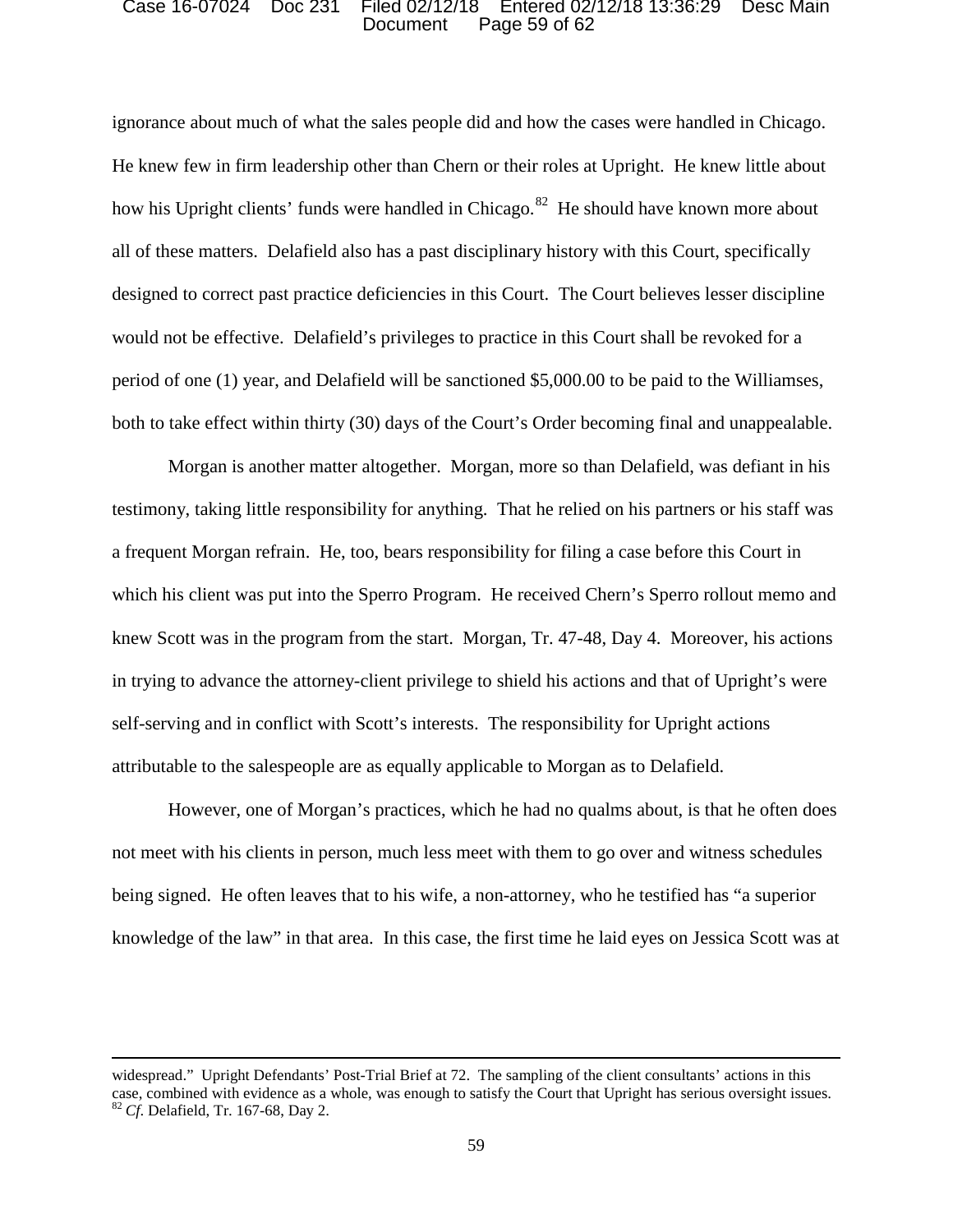ignorance about much of what the sales people did and how the cases were handled in Chicago. He knew few in firm leadership other than Chern or their roles at Upright. He knew little about how his Upright clients' funds were handled in Chicago.[82] He should have known more about all of these matters. Delafield also has a past disciplinary history with this Court, specifically designed to correct past practice deficiencies in this Court. The Court believes lesser discipline would not be effective. Delafield's privileges to practice in this Court shall be revoked for a period of one (1) year, and Delafield will be sanctioned $5,000.00 to be paid to the Williamses, both to take effect within thirty (30) days of the Court's Order becoming final and unappealable.

Morgan is another matter altogether. Morgan, more so than Delafield, was defiant in his testimony, taking little responsibility for anything. That he relied on his partners or his staff was a frequent Morgan refrain. He, too, bears responsibility for filing a case before this Court in which his client was put into the Sperro Program. He received Chern's Sperro rollout memo and knew Scott was in the program from the start. Morgan, Tr. 47-48, Day 4. Moreover, his actions in trying to advance the attorney-client privilege to shield his actions and that of Upright's were self-serving and in conflict with Scott's interests. The responsibility for Upright actions attributable to the salespeople are as equally applicable to Morgan as to Delafield.

However, one of Morgan's practices, which he had no qualms about, is that he often does not meet with his clients in person, much less meet with them to go over and witness schedules being signed. He often leaves that to his wife, a non-attorney, who he testified has "a superior knowledge of the law" in that area. In this case, the first time he laid eyes on Jessica Scott was at

---

widespread." Upright Defendants' Post-Trial Brief at 72. The sampling of the client consultants' actions in this case, combined with evidence as a whole, was enough to satisfy the Court that Upright has serious oversight issues.

[82] *Cf.* Delafield, Tr. 167-68, Day 2.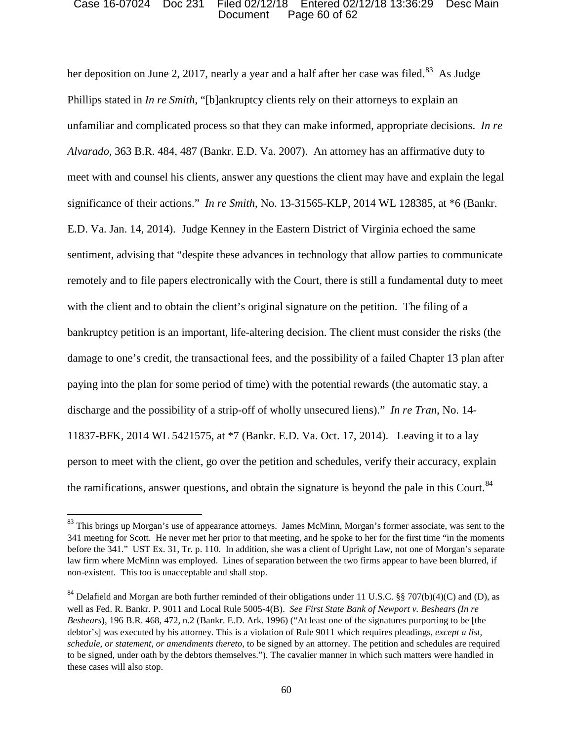her deposition on June 2, 2017, nearly a year and a half after her case was filed.[83] As Judge Phillips stated in *In re Smith*, "[b]ankruptcy clients rely on their attorneys to explain an unfamiliar and complicated process so that they can make informed, appropriate decisions. *In re Alvarado*, 363 B.R. 484, 487 (Bankr. E.D. Va. 2007). An attorney has an affirmative duty to meet with and counsel his clients, answer any questions the client may have and explain the legal significance of their actions." *In re Smith*, No. 13-31565-KLP, 2014 WL 128385, at *6 (Bankr. E.D. Va. Jan. 14, 2014). Judge Kenney in the Eastern District of Virginia echoed the same sentiment, advising that "despite these advances in technology that allow parties to communicate remotely and to file papers electronically with the Court, there is still a fundamental duty to meet with the client and to obtain the client's original signature on the petition. The filing of a bankruptcy petition is an important, life-altering decision. The client must consider the risks (the damage to one's credit, the transactional fees, and the possibility of a failed Chapter 13 plan after paying into the plan for some period of time) with the potential rewards (the automatic stay, a discharge and the possibility of a strip-off of wholly unsecured liens)." *In re Tran*, No. 14-11837-BFK, 2014 WL 5421575, at *7 (Bankr. E.D. Va. Oct. 17, 2014). Leaving it to a lay person to meet with the client, go over the petition and schedules, verify their accuracy, explain the ramifications, answer questions, and obtain the signature is beyond the pale in this Court.[84]

---

[83] This brings up Morgan's use of appearance attorneys. James McMinn, Morgan's former associate, was sent to the 341 meeting for Scott. He never met her prior to that meeting, and he spoke to her for the first time "in the moments before the 341." UST Ex. 31, Tr. p. 110. In addition, she was a client of Upright Law, not one of Morgan's separate law firm where McMinn was employed. Lines of separation between the two firms appear to have been blurred, if non-existent. This too is unacceptable and shall stop.

[84] Delafield and Morgan are both further reminded of their obligations under 11 U.S.C. §§ 707(b)(4)(C) and (D), as well as Fed. R. Bankr. P. 9011 and Local Rule 5005-4(B). *See First State Bank of Newport v. Beshears (In re Beshears)*, 196 B.R. 468, 472, n.2 (Bankr. E.D. Ark. 1996) ("At least one of the signatures purporting to be [the debtor's] was executed by his attorney. This is a violation of Rule 9011 which requires pleadings, *except a list, schedule, or statement, or amendments thereto,* to be signed by an attorney. The petition and schedules are required to be signed, under oath by the debtors themselves."). The cavalier manner in which such matters were handled in these cases will also stop.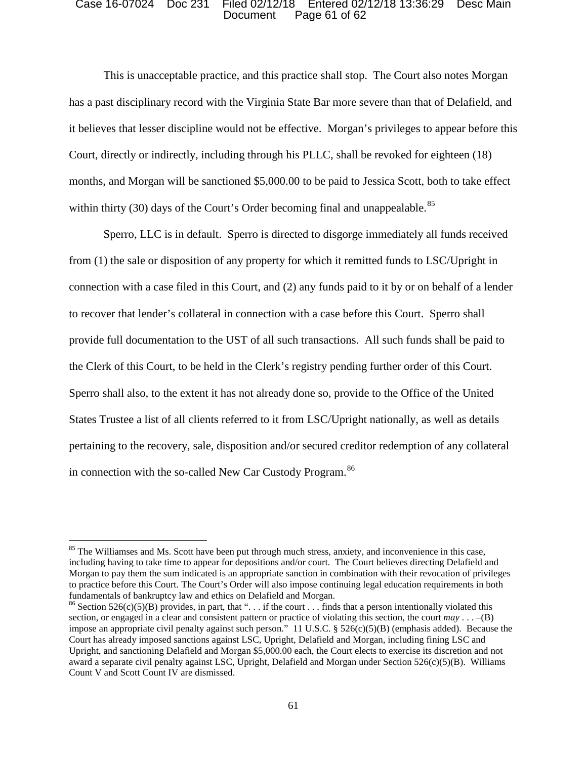This is unacceptable practice, and this practice shall stop. The Court also notes Morgan has a past disciplinary record with the Virginia State Bar more severe than that of Delafield, and it believes that lesser discipline would not be effective. Morgan's privileges to appear before this Court, directly or indirectly, including through his PLLC, shall be revoked for eighteen (18) months, and Morgan will be sanctioned $5,000.00 to be paid to Jessica Scott, both to take effect within thirty (30) days of the Court's Order becoming final and unappealable.[85]

Sperro, LLC is in default. Sperro is directed to disgorge immediately all funds received from (1) the sale or disposition of any property for which it remitted funds to LSC/Upright in connection with a case filed in this Court, and (2) any funds paid to it by or on behalf of a lender to recover that lender's collateral in connection with a case before this Court. Sperro shall provide full documentation to the UST of all such transactions. All such funds shall be paid to the Clerk of this Court, to be held in the Clerk's registry pending further order of this Court. Sperro shall also, to the extent it has not already done so, provide to the Office of the United States Trustee a list of all clients referred to it from LSC/Upright nationally, as well as details pertaining to the recovery, sale, disposition and/or secured creditor redemption of any collateral in connection with the so-called New Car Custody Program.[86]

---

[85] The Williamses and Ms. Scott have been put through much stress, anxiety, and inconvenience in this case, including having to take time to appear for depositions and/or court. The Court believes directing Delafield and Morgan to pay them the sum indicated is an appropriate sanction in combination with their revocation of privileges to practice before this Court. The Court's Order will also impose continuing legal education requirements in both fundamentals of bankruptcy law and ethics on Delafield and Morgan.

[86] Section 526(c)(5)(B) provides, in part, that ". . . if the court . . . finds that a person intentionally violated this section, or engaged in a clear and consistent pattern or practice of violating this section, the court *may* . . . –(B) impose an appropriate civil penalty against such person." 11 U.S.C. § 526(c)(5)(B) (emphasis added). Because the Court has already imposed sanctions against LSC, Upright, Delafield and Morgan, including fining LSC and Upright, and sanctioning Delafield and Morgan $5,000.00 each, the Court elects to exercise its discretion and not award a separate civil penalty against LSC, Upright, Delafield and Morgan under Section 526(c)(5)(B). Williams Count V and Scott Count IV are dismissed.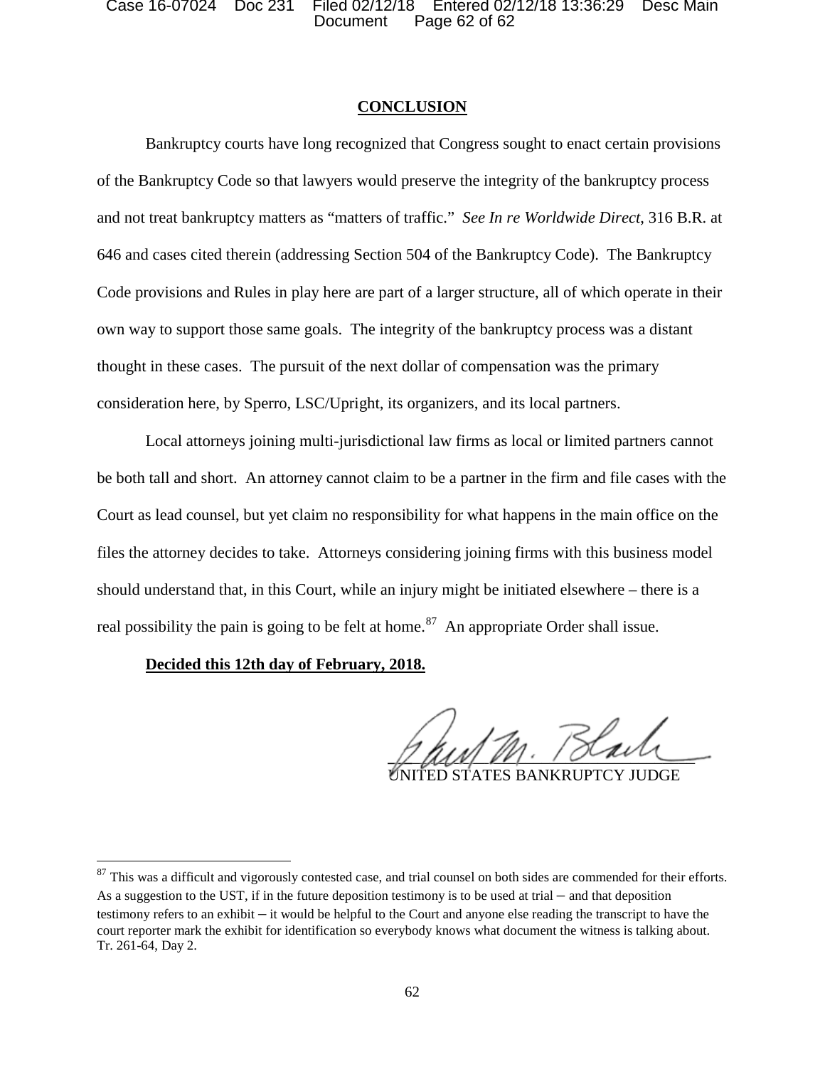## CONCLUSION

Bankruptcy courts have long recognized that Congress sought to enact certain provisions of the Bankruptcy Code so that lawyers would preserve the integrity of the bankruptcy process and not treat bankruptcy matters as "matters of traffic." *See In re Worldwide Direct*, 316 B.R. at 646 and cases cited therein (addressing Section 504 of the Bankruptcy Code). The Bankruptcy Code provisions and Rules in play here are part of a larger structure, all of which operate in their own way to support those same goals. The integrity of the bankruptcy process was a distant thought in these cases. The pursuit of the next dollar of compensation was the primary consideration here, by Sperro, LSC/Upright, its organizers, and its local partners.

Local attorneys joining multi-jurisdictional law firms as local or limited partners cannot be both tall and short. An attorney cannot claim to be a partner in the firm and file cases with the Court as lead counsel, but yet claim no responsibility for what happens in the main office on the files the attorney decides to take. Attorneys considering joining firms with this business model should understand that, in this Court, while an injury might be initiated elsewhere – there is a real possibility the pain is going to be felt at home.[87] An appropriate Order shall issue.

**Decided this 12th day of February, 2018.**

UNITED STATES BANKRUPTCY JUDGE

---

[87] This was a difficult and vigorously contested case, and trial counsel on both sides are commended for their efforts. As a suggestion to the UST, if in the future deposition testimony is to be used at trial – and that deposition testimony refers to an exhibit – it would be helpful to the Court and anyone else reading the transcript to have the court reporter mark the exhibit for identification so everybody knows what document the witness is talking about. Tr. 261-64, Day 2.